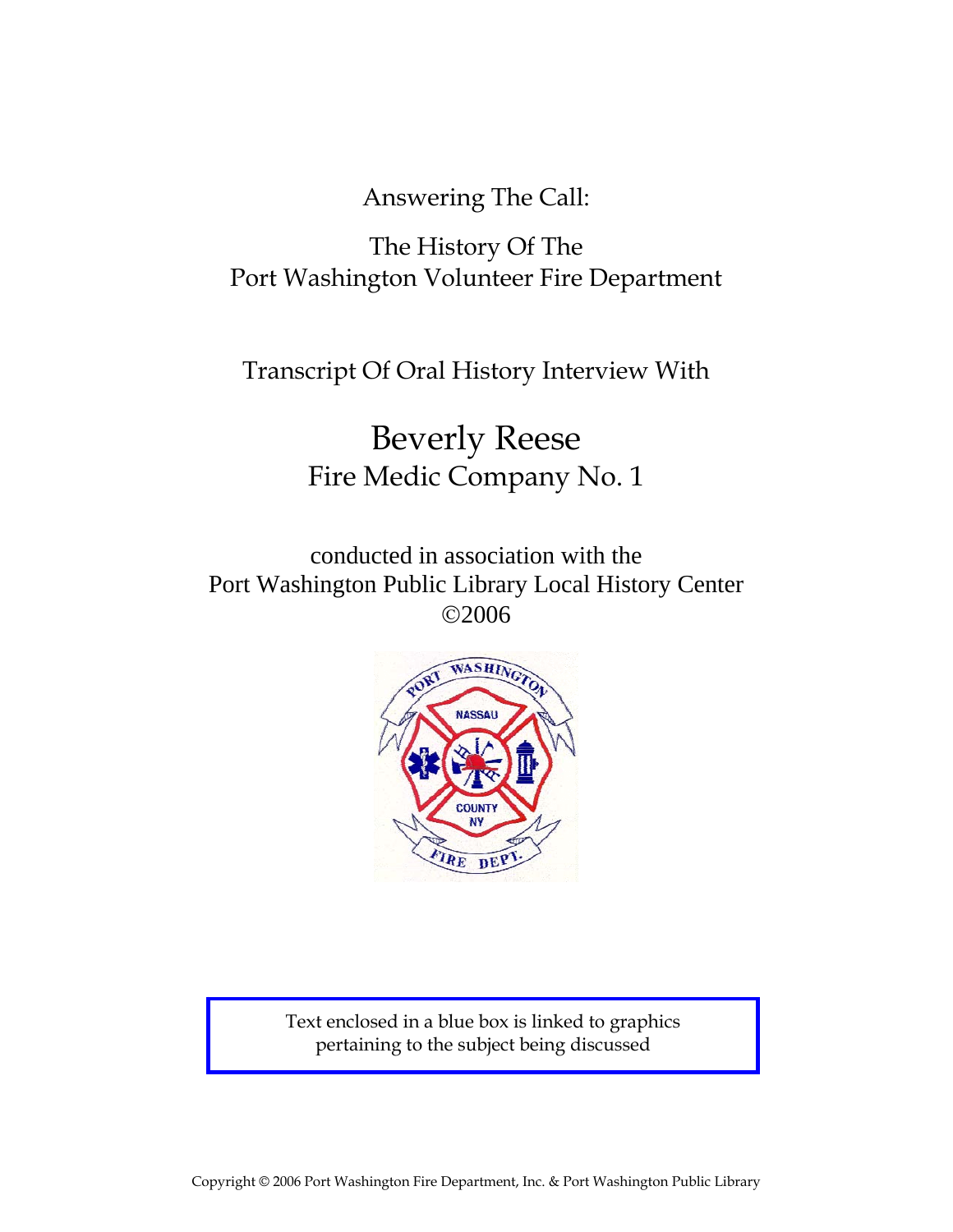Answering The Call:

The History Of The
Port Washington Volunteer Fire Department

Transcript Of Oral History Interview With

# Beverly Reese

## Fire Medic Company No. 1

conducted in association with the
Port Washington Public Library Local History Center
©2006

Text enclosed in a blue box is linked to graphics pertaining to the subject being discussed

Copyright © 2006 Port Washington Fire Department, Inc. & Port Washington Public Library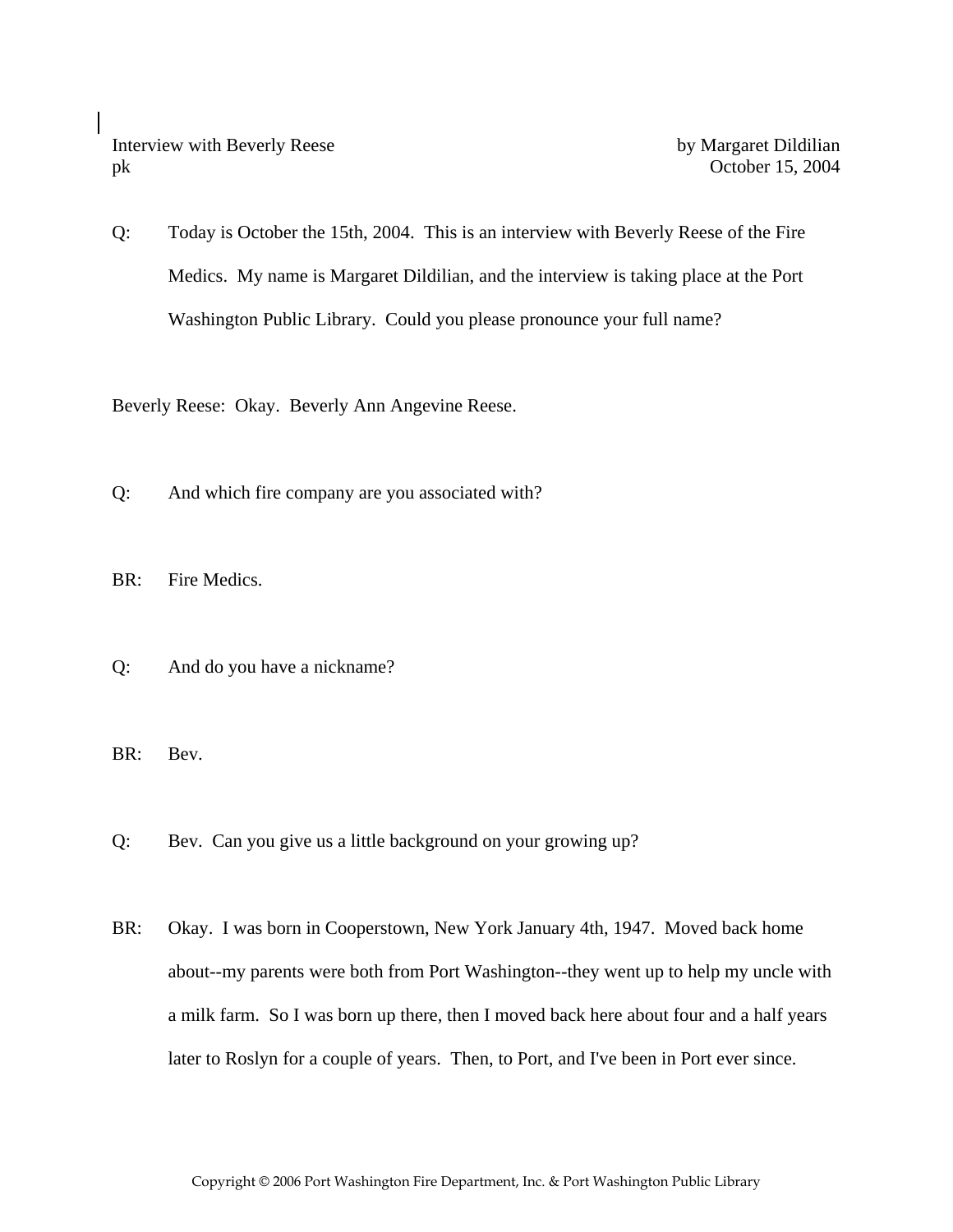Interview with Beverly Reese by Margaret Dildilian
pk October 15, 2004

Q: Today is October the 15th, 2004. This is an interview with Beverly Reese of the Fire Medics. My name is Margaret Dildilian, and the interview is taking place at the Port Washington Public Library. Could you please pronounce your full name?

Beverly Reese: Okay. Beverly Ann Angevine Reese.

Q: And which fire company are you associated with?

BR: Fire Medics.

Q: And do you have a nickname?

BR: Bev.

Q: Bev. Can you give us a little background on your growing up?

BR: Okay. I was born in Cooperstown, New York January 4th, 1947. Moved back home about--my parents were both from Port Washington--they went up to help my uncle with a milk farm. So I was born up there, then I moved back here about four and a half years later to Roslyn for a couple of years. Then, to Port, and I've been in Port ever since.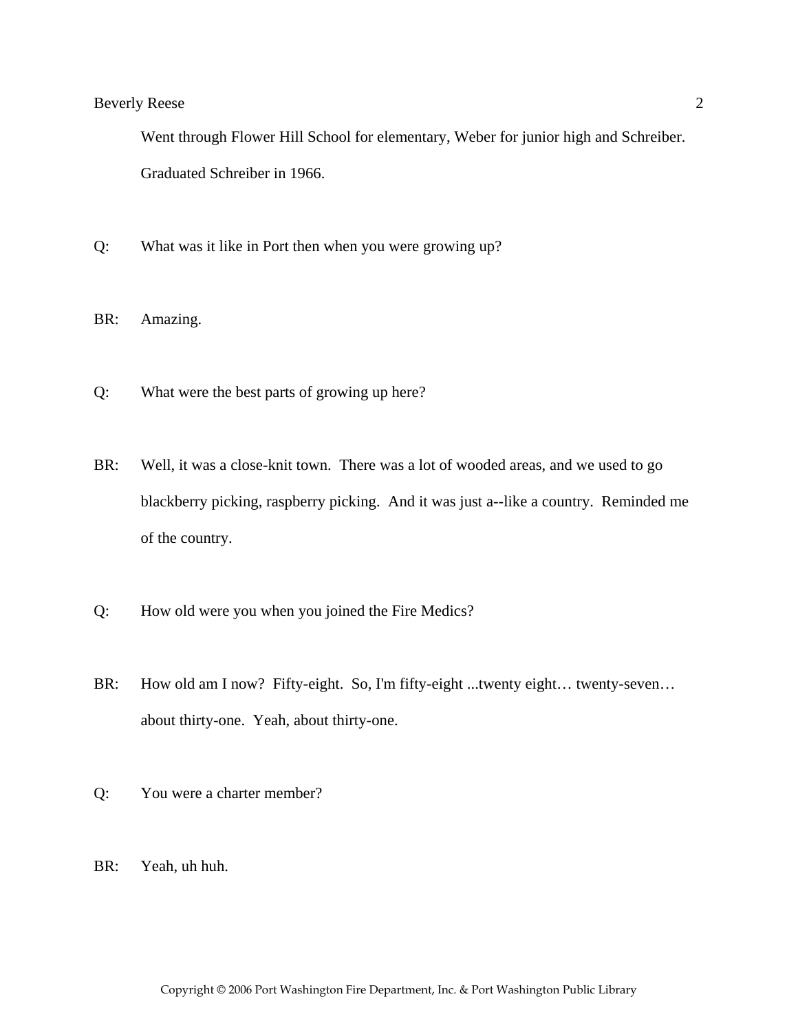Went through Flower Hill School for elementary, Weber for junior high and Schreiber. Graduated Schreiber in 1966.

Q: What was it like in Port then when you were growing up?

BR: Amazing.

Q: What were the best parts of growing up here?

BR: Well, it was a close-knit town. There was a lot of wooded areas, and we used to go blackberry picking, raspberry picking. And it was just a--like a country. Reminded me of the country.

Q: How old were you when you joined the Fire Medics?

BR: How old am I now? Fifty-eight. So, I'm fifty-eight ...twenty eight… twenty-seven… about thirty-one. Yeah, about thirty-one.

Q: You were a charter member?

BR: Yeah, uh huh.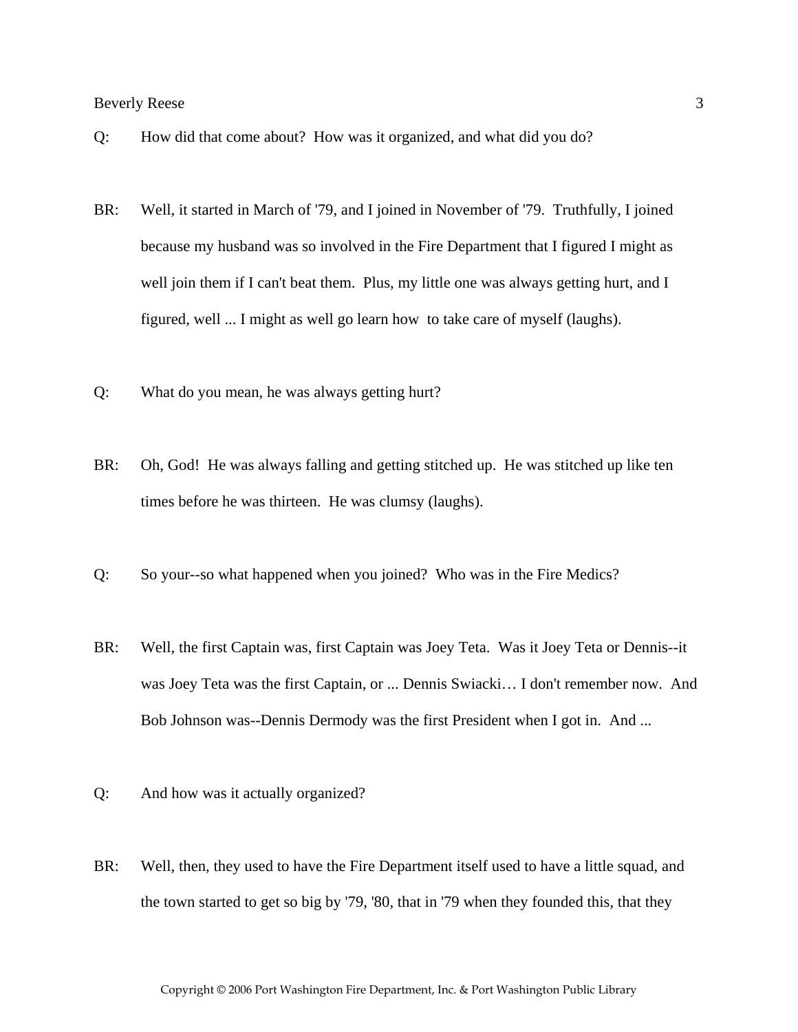Q: How did that come about? How was it organized, and what did you do?

BR: Well, it started in March of '79, and I joined in November of '79. Truthfully, I joined because my husband was so involved in the Fire Department that I figured I might as well join them if I can't beat them. Plus, my little one was always getting hurt, and I figured, well ... I might as well go learn how to take care of myself (laughs).

Q: What do you mean, he was always getting hurt?

BR: Oh, God! He was always falling and getting stitched up. He was stitched up like ten times before he was thirteen. He was clumsy (laughs).

Q: So your--so what happened when you joined? Who was in the Fire Medics?

BR: Well, the first Captain was, first Captain was Joey Teta. Was it Joey Teta or Dennis--it was Joey Teta was the first Captain, or ... Dennis Swiacki… I don't remember now. And Bob Johnson was--Dennis Dermody was the first President when I got in. And ...

Q: And how was it actually organized?

BR: Well, then, they used to have the Fire Department itself used to have a little squad, and the town started to get so big by '79, '80, that in '79 when they founded this, that they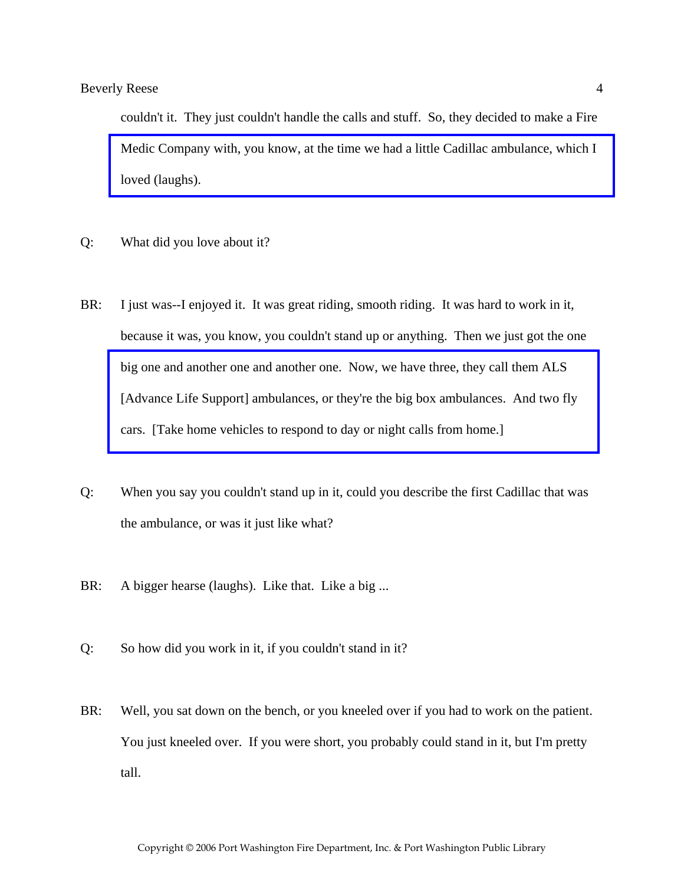couldn't it. They just couldn't handle the calls and stuff. So, they decided to make a Fire Medic Company with, you know, at the time we had a little Cadillac ambulance, which I loved (laughs).

Q: What did you love about it?

BR: I just was--I enjoyed it. It was great riding, smooth riding. It was hard to work in it, because it was, you know, you couldn't stand up or anything. Then we just got the one big one and another one and another one. Now, we have three, they call them ALS [Advance Life Support] ambulances, or they're the big box ambulances. And two fly cars. [Take home vehicles to respond to day or night calls from home.]

Q: When you say you couldn't stand up in it, could you describe the first Cadillac that was the ambulance, or was it just like what?

BR: A bigger hearse (laughs). Like that. Like a big ...

Q: So how did you work in it, if you couldn't stand in it?

BR: Well, you sat down on the bench, or you kneeled over if you had to work on the patient. You just kneeled over. If you were short, you probably could stand in it, but I'm pretty tall.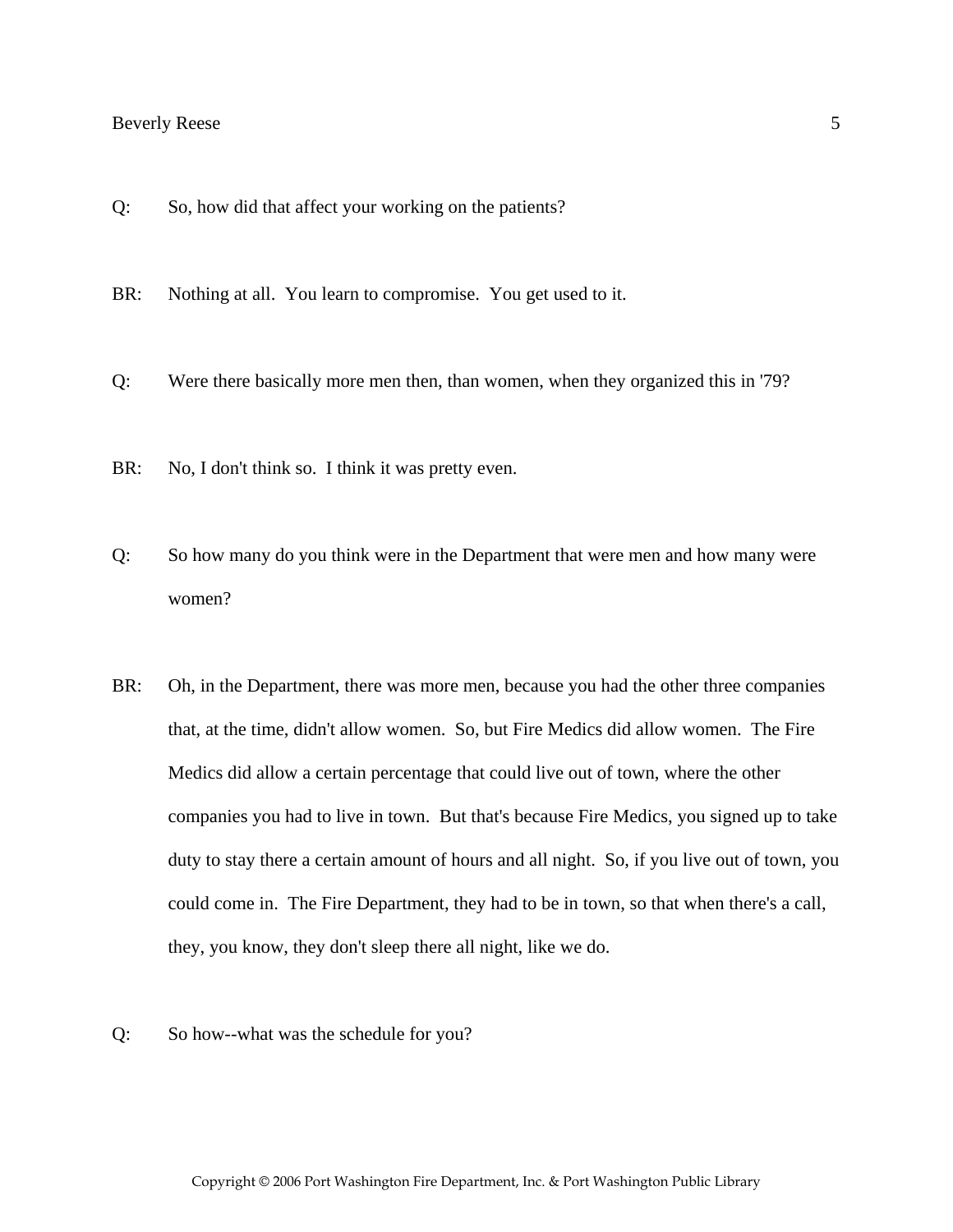Q: So, how did that affect your working on the patients?

BR: Nothing at all. You learn to compromise. You get used to it.

Q: Were there basically more men then, than women, when they organized this in '79?

BR: No, I don't think so. I think it was pretty even.

Q: So how many do you think were in the Department that were men and how many were women?

BR: Oh, in the Department, there was more men, because you had the other three companies that, at the time, didn't allow women. So, but Fire Medics did allow women. The Fire Medics did allow a certain percentage that could live out of town, where the other companies you had to live in town. But that's because Fire Medics, you signed up to take duty to stay there a certain amount of hours and all night. So, if you live out of town, you could come in. The Fire Department, they had to be in town, so that when there's a call, they, you know, they don't sleep there all night, like we do.

Q: So how--what was the schedule for you?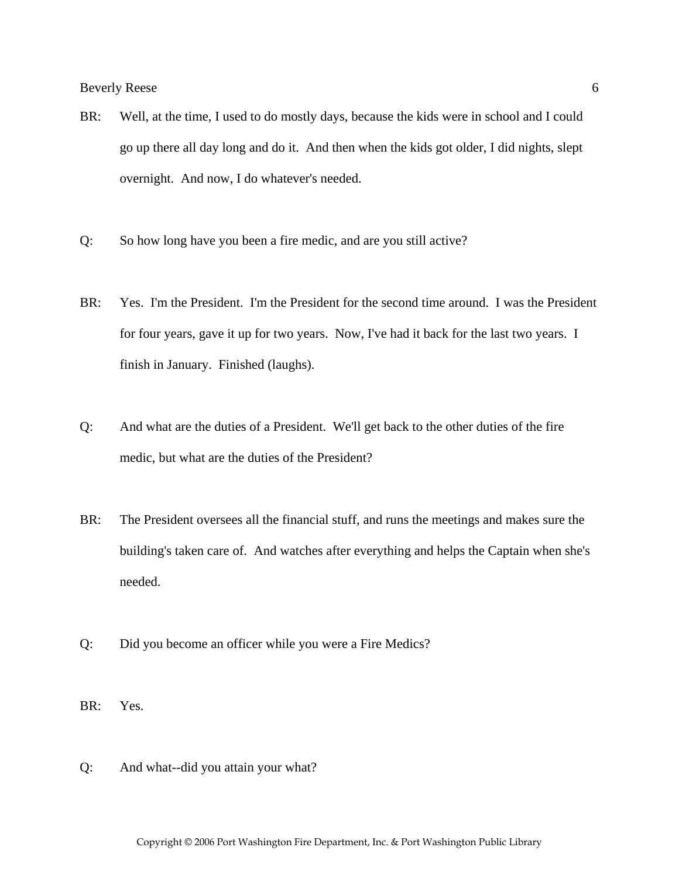BR: Well, at the time, I used to do mostly days, because the kids were in school and I could go up there all day long and do it. And then when the kids got older, I did nights, slept overnight. And now, I do whatever's needed.

Q: So how long have you been a fire medic, and are you still active?

BR: Yes. I'm the President. I'm the President for the second time around. I was the President for four years, gave it up for two years. Now, I've had it back for the last two years. I finish in January. Finished (laughs).

Q: And what are the duties of a President. We'll get back to the other duties of the fire medic, but what are the duties of the President?

BR: The President oversees all the financial stuff, and runs the meetings and makes sure the building's taken care of. And watches after everything and helps the Captain when she's needed.

Q: Did you become an officer while you were a Fire Medics?

BR: Yes.

Q: And what--did you attain your what?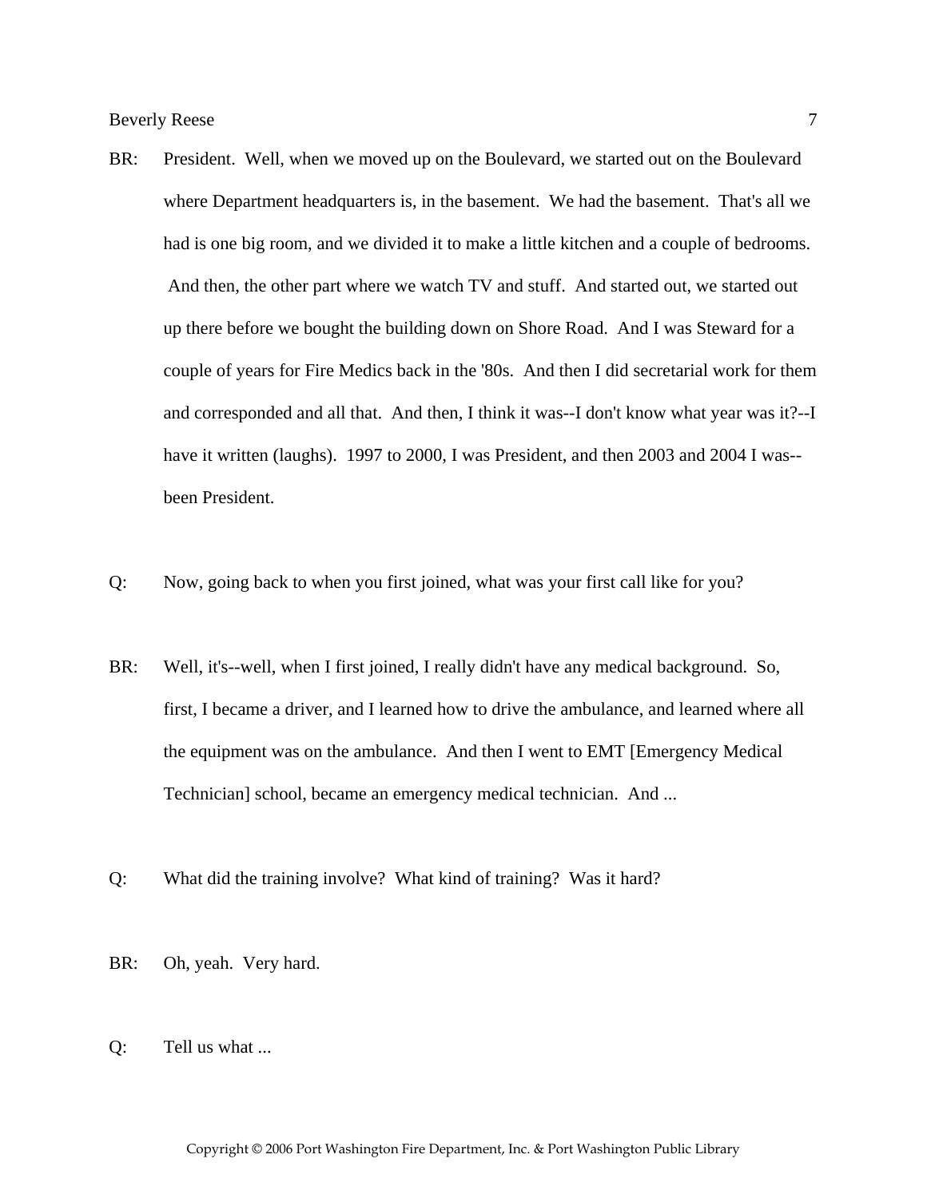BR: President. Well, when we moved up on the Boulevard, we started out on the Boulevard where Department headquarters is, in the basement. We had the basement. That's all we had is one big room, and we divided it to make a little kitchen and a couple of bedrooms. And then, the other part where we watch TV and stuff. And started out, we started out up there before we bought the building down on Shore Road. And I was Steward for a couple of years for Fire Medics back in the '80s. And then I did secretarial work for them and corresponded and all that. And then, I think it was--I don't know what year was it?--I have it written (laughs). 1997 to 2000, I was President, and then 2003 and 2004 I was--been President.

Q: Now, going back to when you first joined, what was your first call like for you?

BR: Well, it's--well, when I first joined, I really didn't have any medical background. So, first, I became a driver, and I learned how to drive the ambulance, and learned where all the equipment was on the ambulance. And then I went to EMT [Emergency Medical Technician] school, became an emergency medical technician. And ...

Q: What did the training involve? What kind of training? Was it hard?

BR: Oh, yeah. Very hard.

Q: Tell us what ...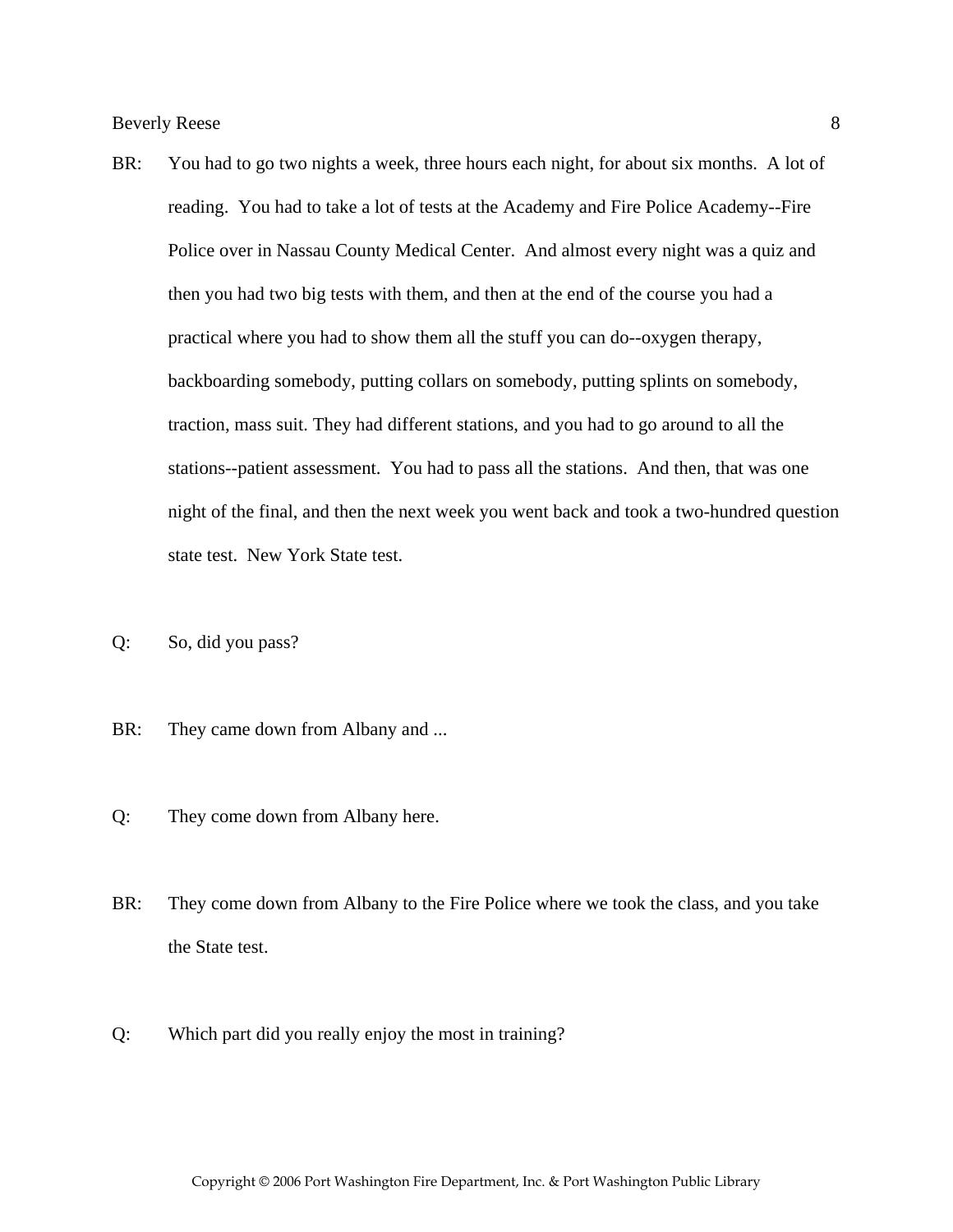BR: You had to go two nights a week, three hours each night, for about six months. A lot of reading. You had to take a lot of tests at the Academy and Fire Police Academy--Fire Police over in Nassau County Medical Center. And almost every night was a quiz and then you had two big tests with them, and then at the end of the course you had a practical where you had to show them all the stuff you can do--oxygen therapy, backboarding somebody, putting collars on somebody, putting splints on somebody, traction, mass suit. They had different stations, and you had to go around to all the stations--patient assessment. You had to pass all the stations. And then, that was one night of the final, and then the next week you went back and took a two-hundred question state test. New York State test.

Q: So, did you pass?

BR: They came down from Albany and ...

Q: They come down from Albany here.

BR: They come down from Albany to the Fire Police where we took the class, and you take the State test.

Q: Which part did you really enjoy the most in training?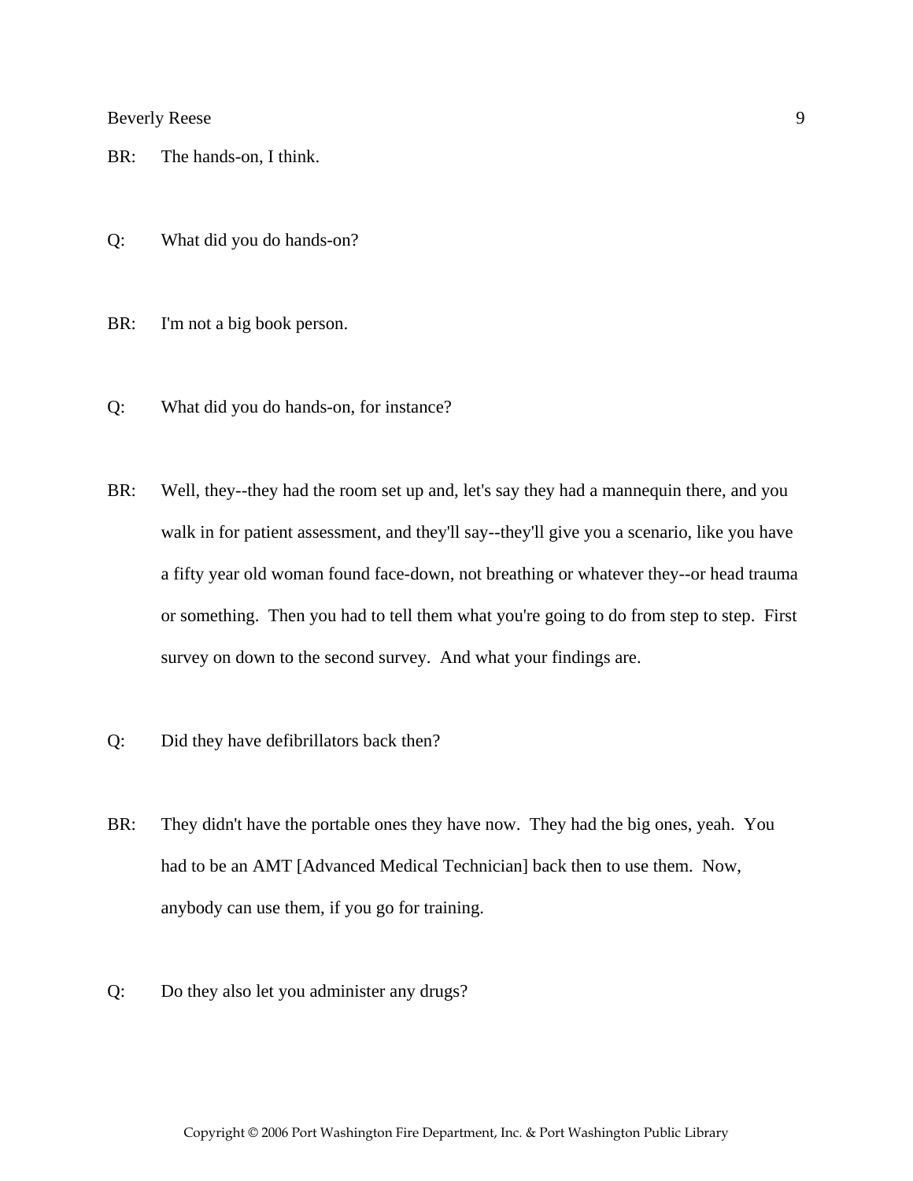BR: The hands-on, I think.

Q: What did you do hands-on?

BR: I'm not a big book person.

Q: What did you do hands-on, for instance?

BR: Well, they--they had the room set up and, let's say they had a mannequin there, and you walk in for patient assessment, and they'll say--they'll give you a scenario, like you have a fifty year old woman found face-down, not breathing or whatever they--or head trauma or something. Then you had to tell them what you're going to do from step to step. First survey on down to the second survey. And what your findings are.

Q: Did they have defibrillators back then?

BR: They didn't have the portable ones they have now. They had the big ones, yeah. You had to be an AMT [Advanced Medical Technician] back then to use them. Now, anybody can use them, if you go for training.

Q: Do they also let you administer any drugs?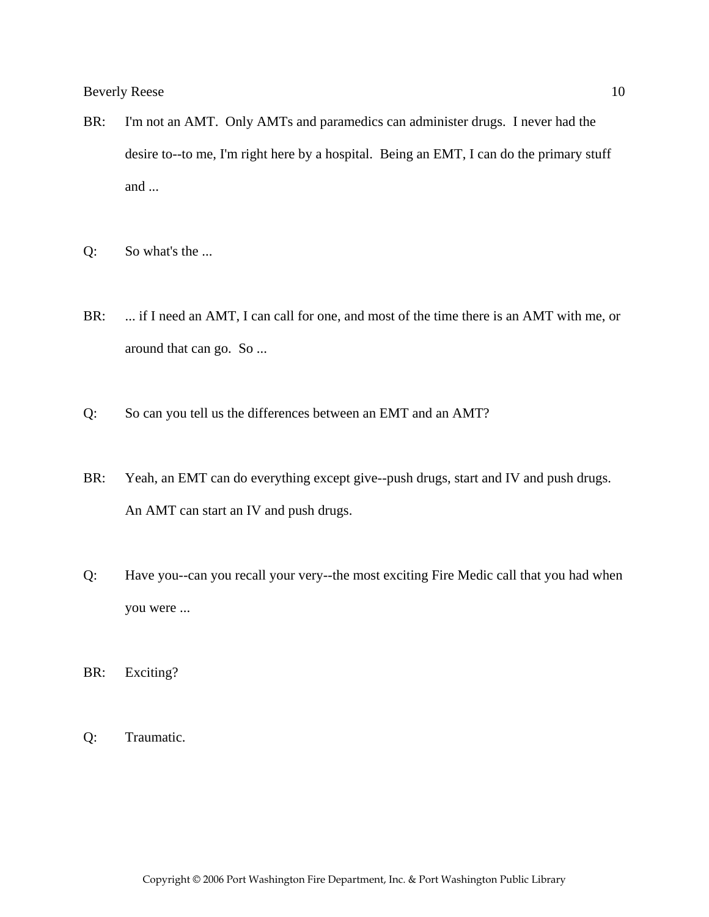BR: I'm not an AMT. Only AMTs and paramedics can administer drugs. I never had the desire to--to me, I'm right here by a hospital. Being an EMT, I can do the primary stuff and ...

Q: So what's the ...

BR: ... if I need an AMT, I can call for one, and most of the time there is an AMT with me, or around that can go. So ...

Q: So can you tell us the differences between an EMT and an AMT?

BR: Yeah, an EMT can do everything except give--push drugs, start and IV and push drugs. An AMT can start an IV and push drugs.

Q: Have you--can you recall your very--the most exciting Fire Medic call that you had when you were ...

BR: Exciting?

Q: Traumatic.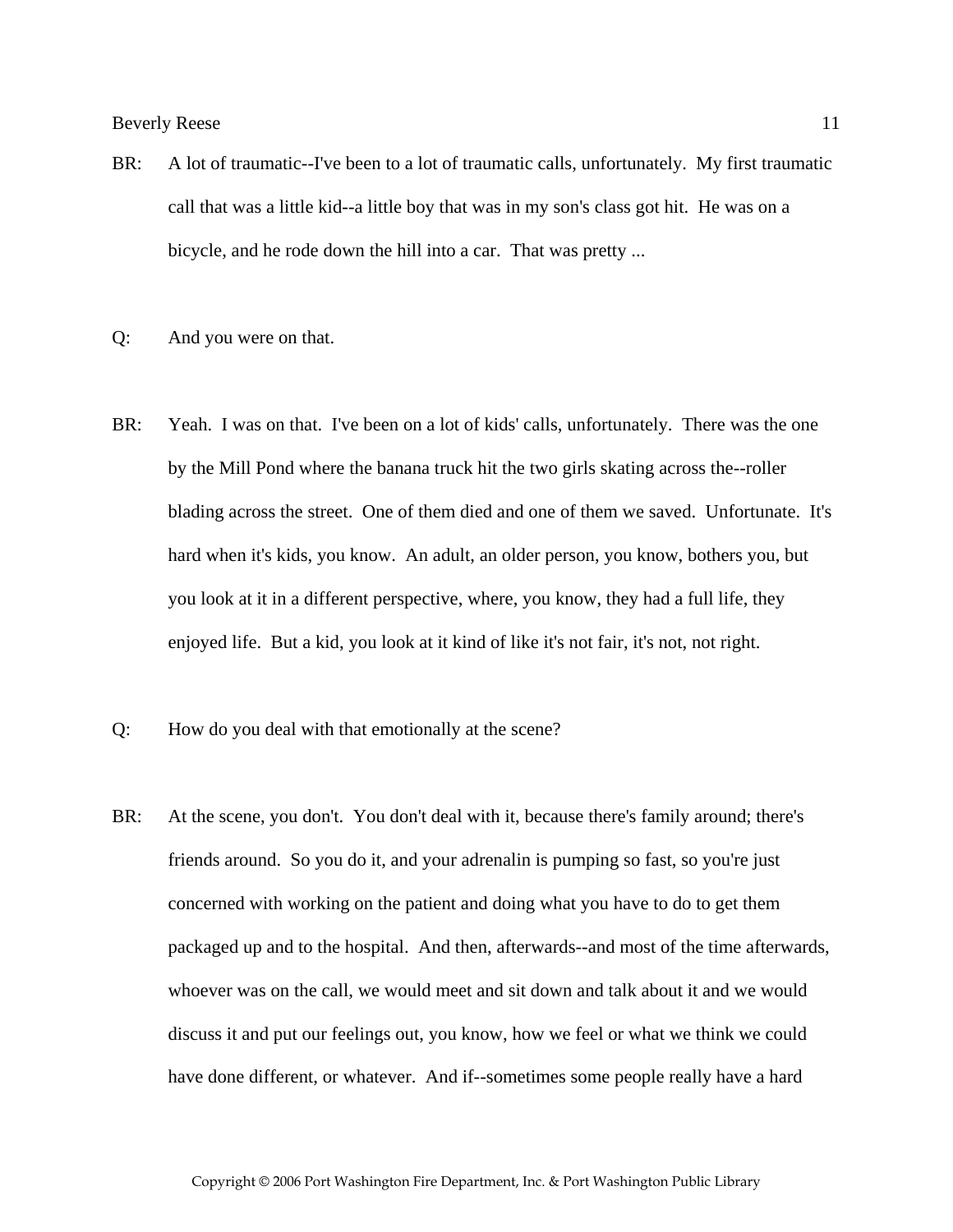BR: A lot of traumatic--I've been to a lot of traumatic calls, unfortunately. My first traumatic call that was a little kid--a little boy that was in my son's class got hit. He was on a bicycle, and he rode down the hill into a car. That was pretty ...

Q: And you were on that.

BR: Yeah. I was on that. I've been on a lot of kids' calls, unfortunately. There was the one by the Mill Pond where the banana truck hit the two girls skating across the--roller blading across the street. One of them died and one of them we saved. Unfortunate. It's hard when it's kids, you know. An adult, an older person, you know, bothers you, but you look at it in a different perspective, where, you know, they had a full life, they enjoyed life. But a kid, you look at it kind of like it's not fair, it's not, not right.

Q: How do you deal with that emotionally at the scene?

BR: At the scene, you don't. You don't deal with it, because there's family around; there's friends around. So you do it, and your adrenalin is pumping so fast, so you're just concerned with working on the patient and doing what you have to do to get them packaged up and to the hospital. And then, afterwards--and most of the time afterwards, whoever was on the call, we would meet and sit down and talk about it and we would discuss it and put our feelings out, you know, how we feel or what we think we could have done different, or whatever. And if--sometimes some people really have a hard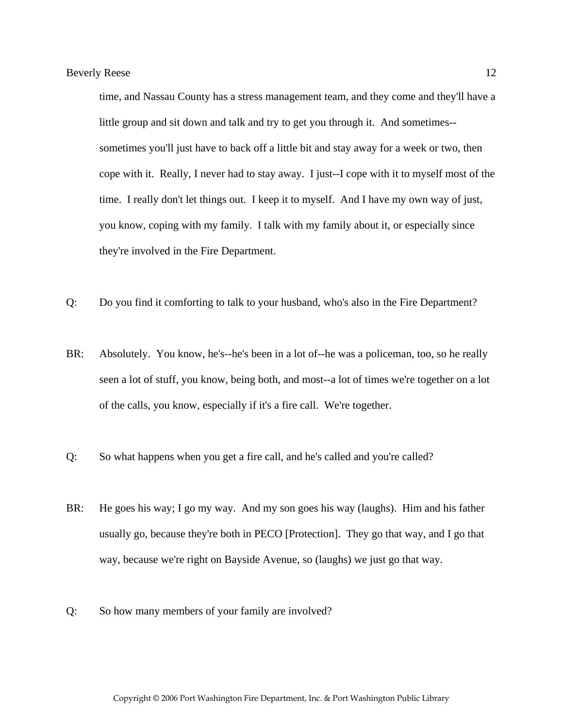time, and Nassau County has a stress management team, and they come and they'll have a little group and sit down and talk and try to get you through it. And sometimes--sometimes you'll just have to back off a little bit and stay away for a week or two, then cope with it. Really, I never had to stay away. I just--I cope with it to myself most of the time. I really don't let things out. I keep it to myself. And I have my own way of just, you know, coping with my family. I talk with my family about it, or especially since they're involved in the Fire Department.

Q: Do you find it comforting to talk to your husband, who's also in the Fire Department?

BR: Absolutely. You know, he's--he's been in a lot of--he was a policeman, too, so he really seen a lot of stuff, you know, being both, and most--a lot of times we're together on a lot of the calls, you know, especially if it's a fire call. We're together.

Q: So what happens when you get a fire call, and he's called and you're called?

BR: He goes his way; I go my way. And my son goes his way (laughs). Him and his father usually go, because they're both in PECO [Protection]. They go that way, and I go that way, because we're right on Bayside Avenue, so (laughs) we just go that way.

Q: So how many members of your family are involved?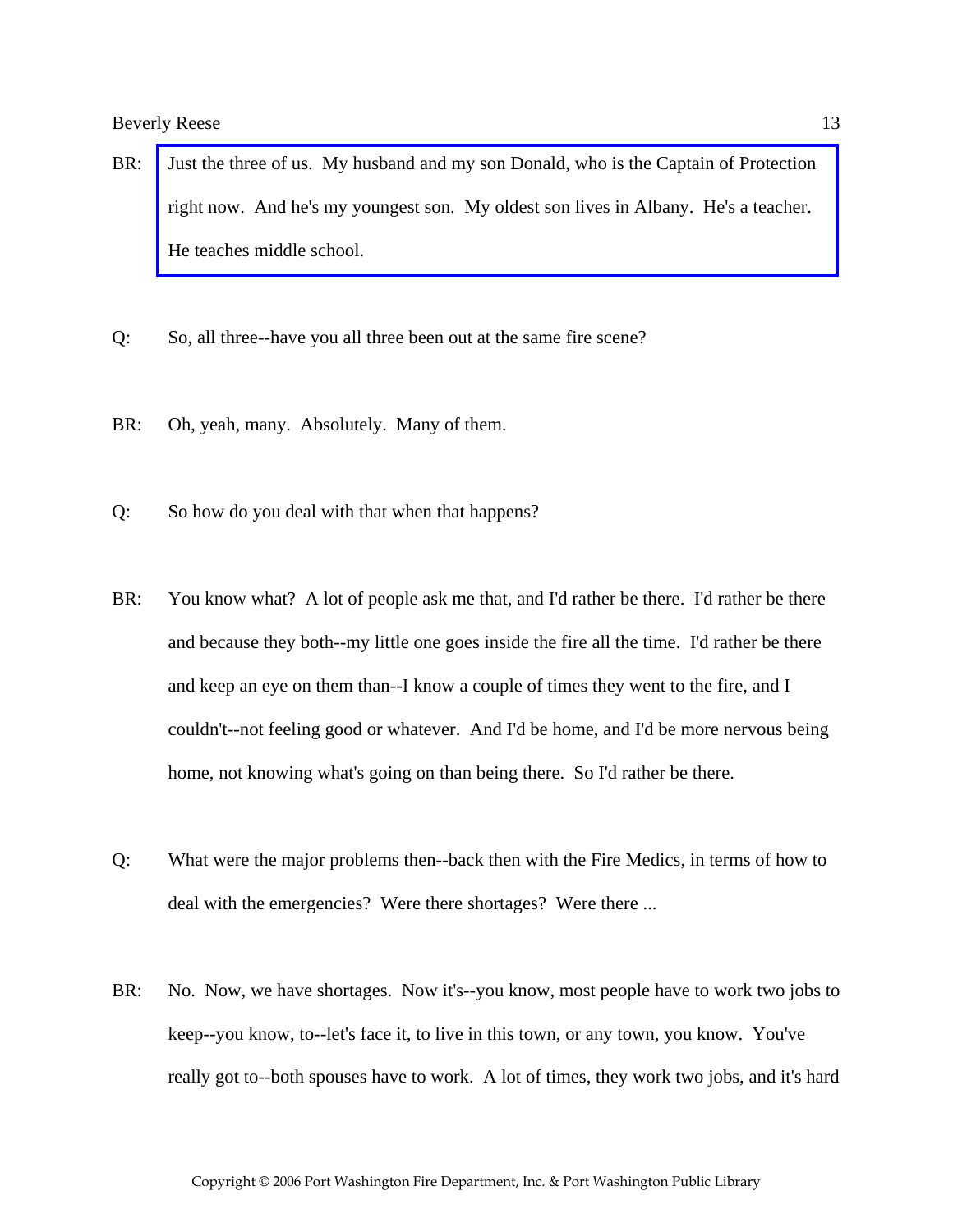BR: Just the three of us. My husband and my son Donald, who is the Captain of Protection right now. And he's my youngest son. My oldest son lives in Albany. He's a teacher. He teaches middle school.

Q: So, all three--have you all three been out at the same fire scene?

BR: Oh, yeah, many. Absolutely. Many of them.

Q: So how do you deal with that when that happens?

BR: You know what? A lot of people ask me that, and I'd rather be there. I'd rather be there and because they both--my little one goes inside the fire all the time. I'd rather be there and keep an eye on them than--I know a couple of times they went to the fire, and I couldn't--not feeling good or whatever. And I'd be home, and I'd be more nervous being home, not knowing what's going on than being there. So I'd rather be there.

Q: What were the major problems then--back then with the Fire Medics, in terms of how to deal with the emergencies? Were there shortages? Were there ...

BR: No. Now, we have shortages. Now it's--you know, most people have to work two jobs to keep--you know, to--let's face it, to live in this town, or any town, you know. You've really got to--both spouses have to work. A lot of times, they work two jobs, and it's hard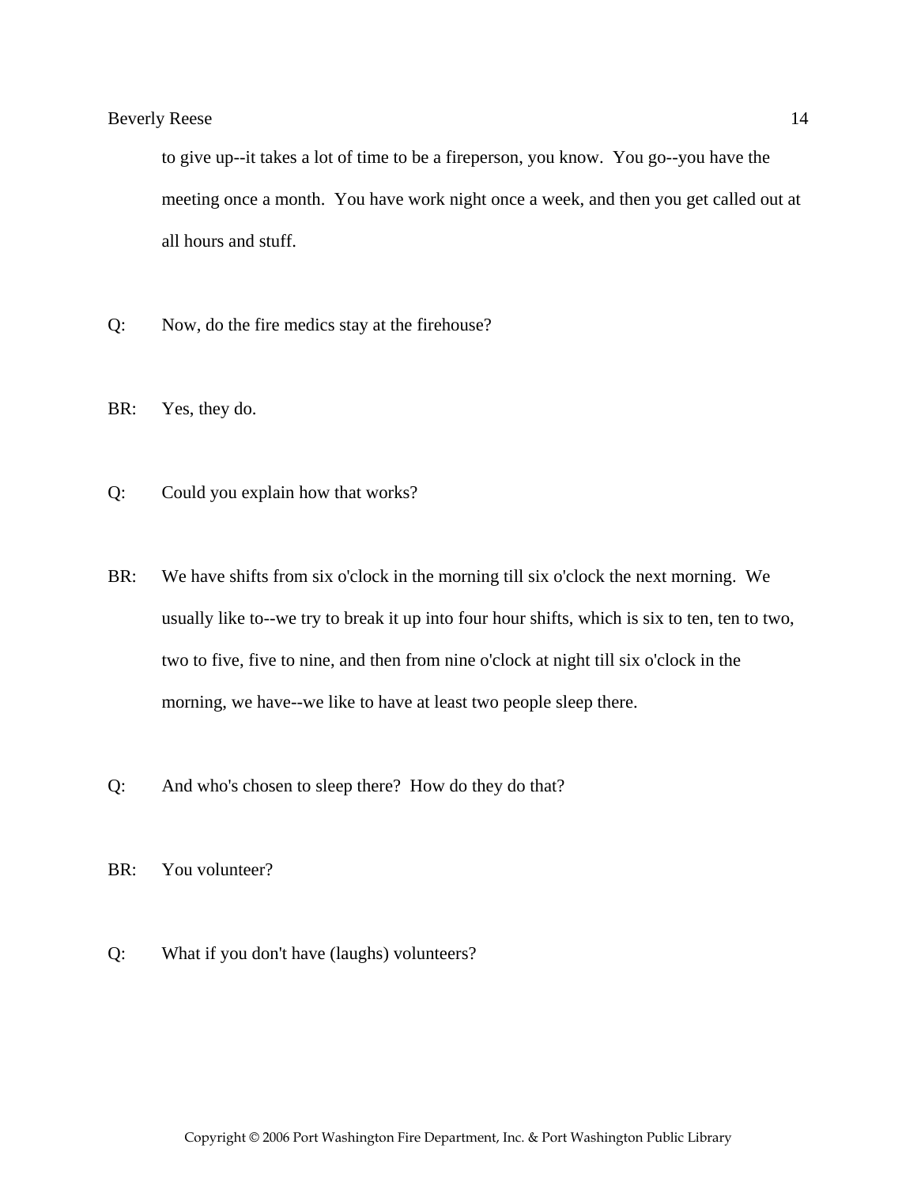to give up--it takes a lot of time to be a fireperson, you know. You go--you have the meeting once a month. You have work night once a week, and then you get called out at all hours and stuff.

Q: Now, do the fire medics stay at the firehouse?

BR: Yes, they do.

Q: Could you explain how that works?

BR: We have shifts from six o'clock in the morning till six o'clock the next morning. We usually like to--we try to break it up into four hour shifts, which is six to ten, ten to two, two to five, five to nine, and then from nine o'clock at night till six o'clock in the morning, we have--we like to have at least two people sleep there.

Q: And who's chosen to sleep there? How do they do that?

BR: You volunteer?

Q: What if you don't have (laughs) volunteers?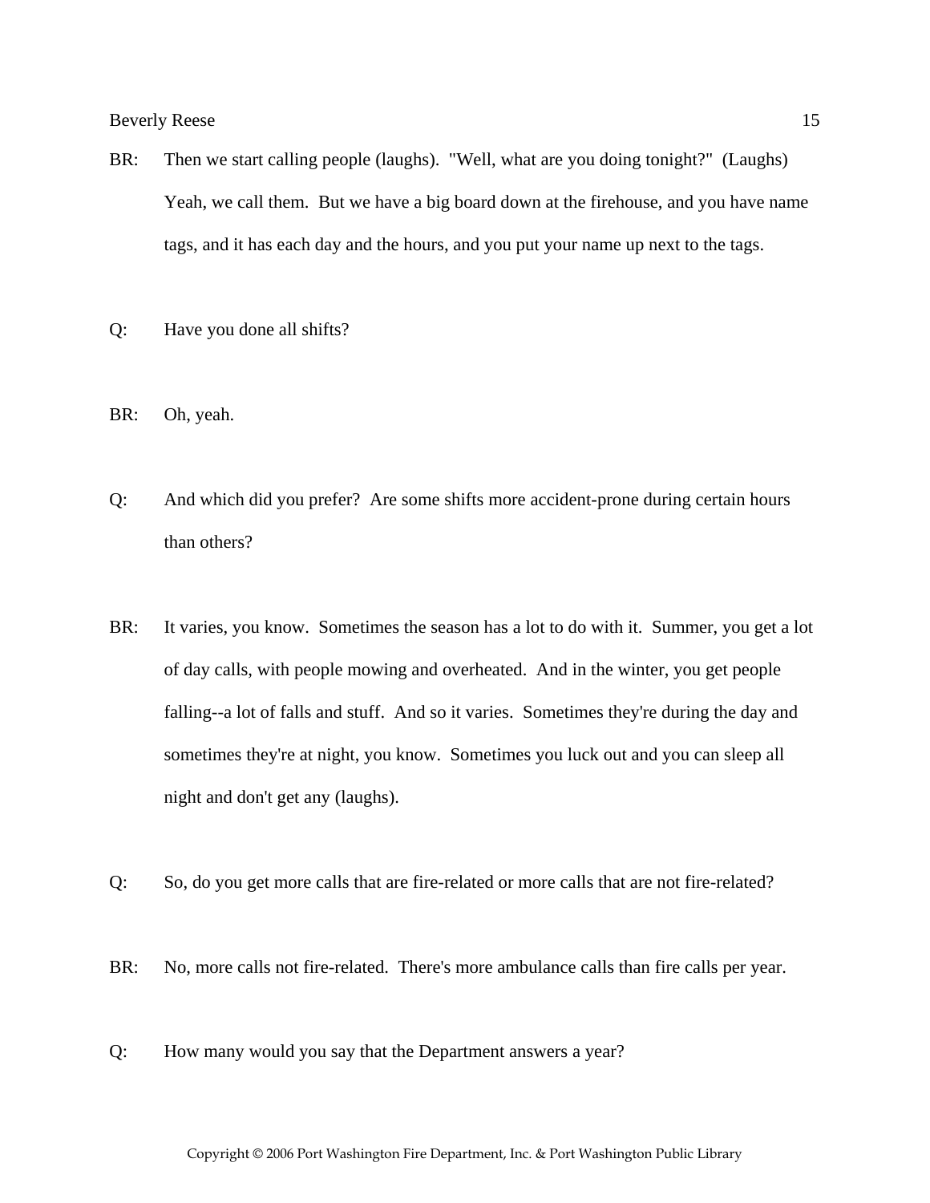BR: Then we start calling people (laughs). "Well, what are you doing tonight?" (Laughs) Yeah, we call them. But we have a big board down at the firehouse, and you have name tags, and it has each day and the hours, and you put your name up next to the tags.

Q: Have you done all shifts?

BR: Oh, yeah.

Q: And which did you prefer? Are some shifts more accident-prone during certain hours than others?

BR: It varies, you know. Sometimes the season has a lot to do with it. Summer, you get a lot of day calls, with people mowing and overheated. And in the winter, you get people falling--a lot of falls and stuff. And so it varies. Sometimes they're during the day and sometimes they're at night, you know. Sometimes you luck out and you can sleep all night and don't get any (laughs).

Q: So, do you get more calls that are fire-related or more calls that are not fire-related?

BR: No, more calls not fire-related. There's more ambulance calls than fire calls per year.

Q: How many would you say that the Department answers a year?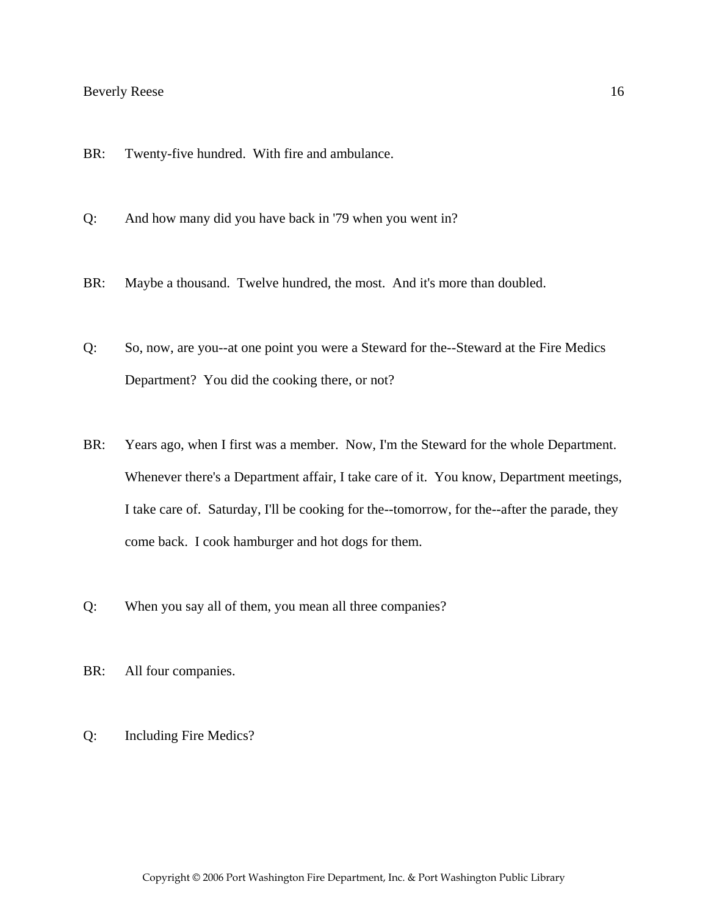BR: Twenty-five hundred. With fire and ambulance.

Q: And how many did you have back in '79 when you went in?

BR: Maybe a thousand. Twelve hundred, the most. And it's more than doubled.

Q: So, now, are you--at one point you were a Steward for the--Steward at the Fire Medics Department? You did the cooking there, or not?

BR: Years ago, when I first was a member. Now, I'm the Steward for the whole Department. Whenever there's a Department affair, I take care of it. You know, Department meetings, I take care of. Saturday, I'll be cooking for the--tomorrow, for the--after the parade, they come back. I cook hamburger and hot dogs for them.

Q: When you say all of them, you mean all three companies?

BR: All four companies.

Q: Including Fire Medics?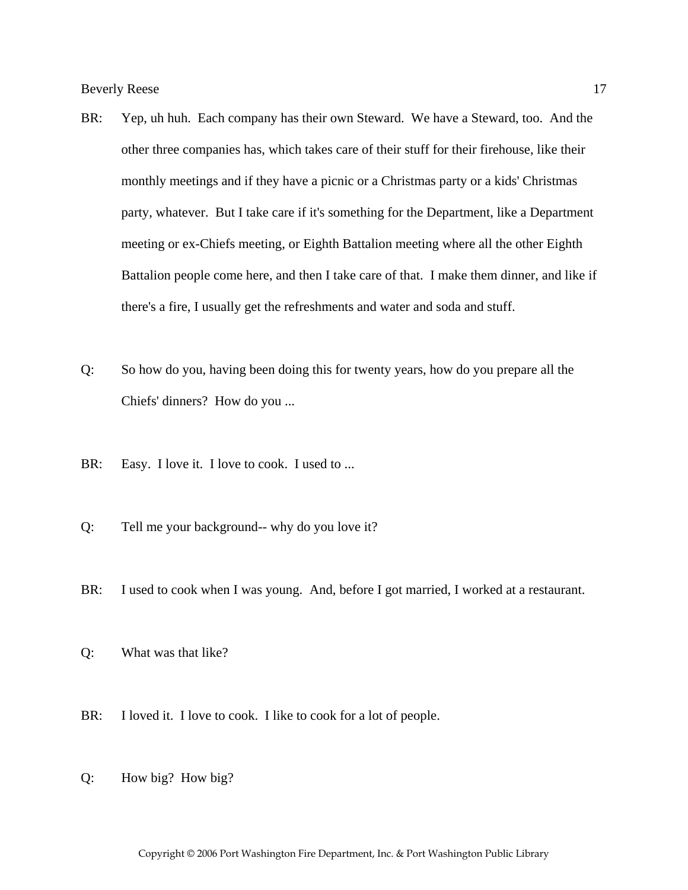BR: Yep, uh huh. Each company has their own Steward. We have a Steward, too. And the other three companies has, which takes care of their stuff for their firehouse, like their monthly meetings and if they have a picnic or a Christmas party or a kids' Christmas party, whatever. But I take care if it's something for the Department, like a Department meeting or ex-Chiefs meeting, or Eighth Battalion meeting where all the other Eighth Battalion people come here, and then I take care of that. I make them dinner, and like if there's a fire, I usually get the refreshments and water and soda and stuff.

Q: So how do you, having been doing this for twenty years, how do you prepare all the Chiefs' dinners? How do you ...

BR: Easy. I love it. I love to cook. I used to ...

Q: Tell me your background-- why do you love it?

BR: I used to cook when I was young. And, before I got married, I worked at a restaurant.

Q: What was that like?

BR: I loved it. I love to cook. I like to cook for a lot of people.

Q: How big? How big?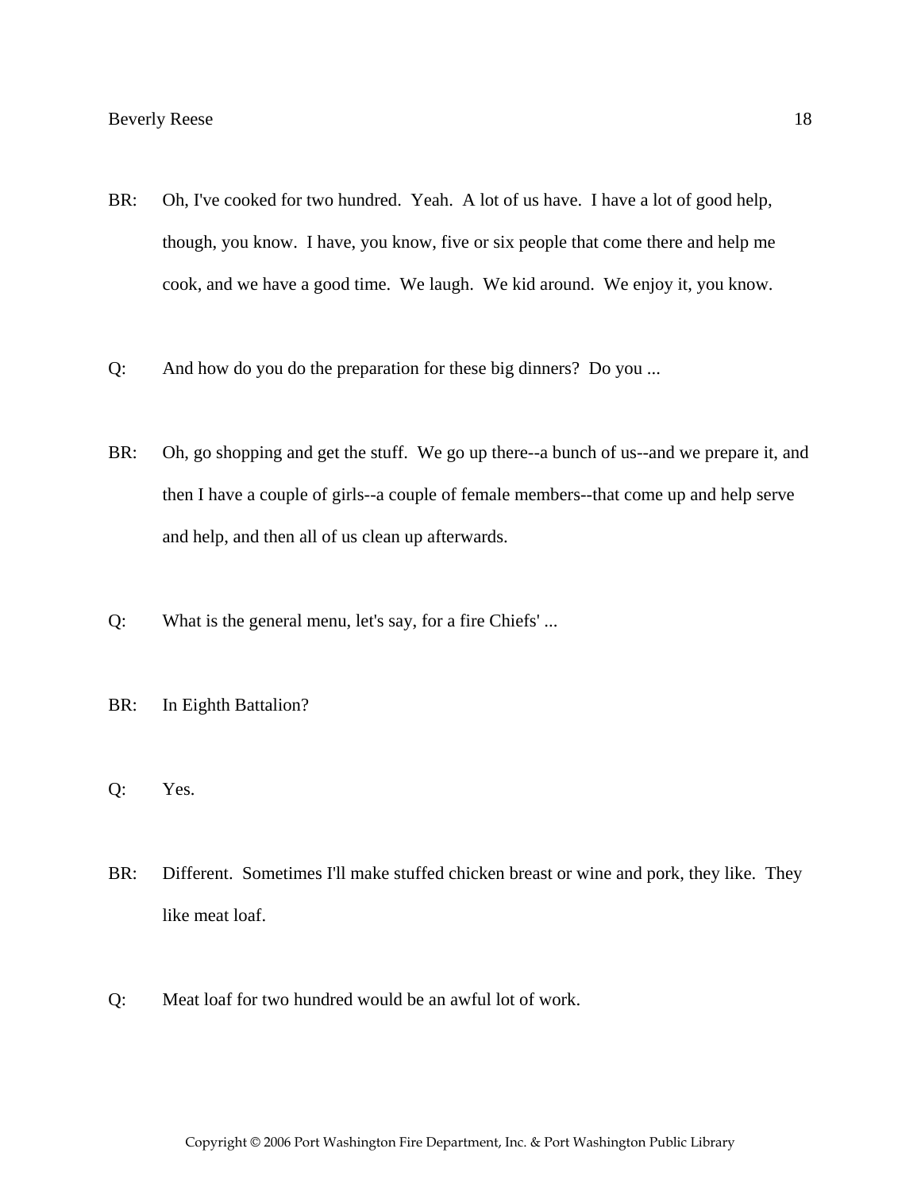BR: Oh, I've cooked for two hundred. Yeah. A lot of us have. I have a lot of good help, though, you know. I have, you know, five or six people that come there and help me cook, and we have a good time. We laugh. We kid around. We enjoy it, you know.

Q: And how do you do the preparation for these big dinners? Do you ...

BR: Oh, go shopping and get the stuff. We go up there--a bunch of us--and we prepare it, and then I have a couple of girls--a couple of female members--that come up and help serve and help, and then all of us clean up afterwards.

Q: What is the general menu, let's say, for a fire Chiefs' ...

BR: In Eighth Battalion?

Q: Yes.

BR: Different. Sometimes I'll make stuffed chicken breast or wine and pork, they like. They like meat loaf.

Q: Meat loaf for two hundred would be an awful lot of work.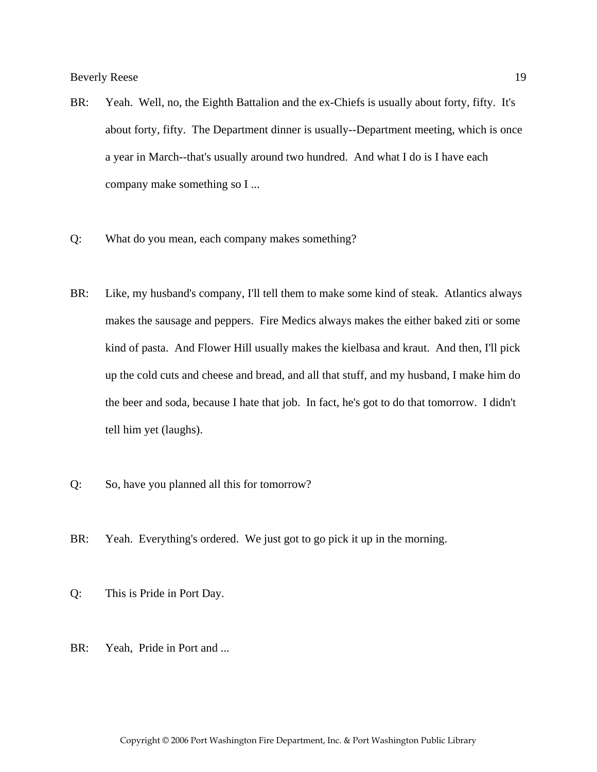BR: Yeah. Well, no, the Eighth Battalion and the ex-Chiefs is usually about forty, fifty. It's about forty, fifty. The Department dinner is usually--Department meeting, which is once a year in March--that's usually around two hundred. And what I do is I have each company make something so I ...

Q: What do you mean, each company makes something?

BR: Like, my husband's company, I'll tell them to make some kind of steak. Atlantics always makes the sausage and peppers. Fire Medics always makes the either baked ziti or some kind of pasta. And Flower Hill usually makes the kielbasa and kraut. And then, I'll pick up the cold cuts and cheese and bread, and all that stuff, and my husband, I make him do the beer and soda, because I hate that job. In fact, he's got to do that tomorrow. I didn't tell him yet (laughs).

Q: So, have you planned all this for tomorrow?

BR: Yeah. Everything's ordered. We just got to go pick it up in the morning.

Q: This is Pride in Port Day.

BR: Yeah, Pride in Port and ...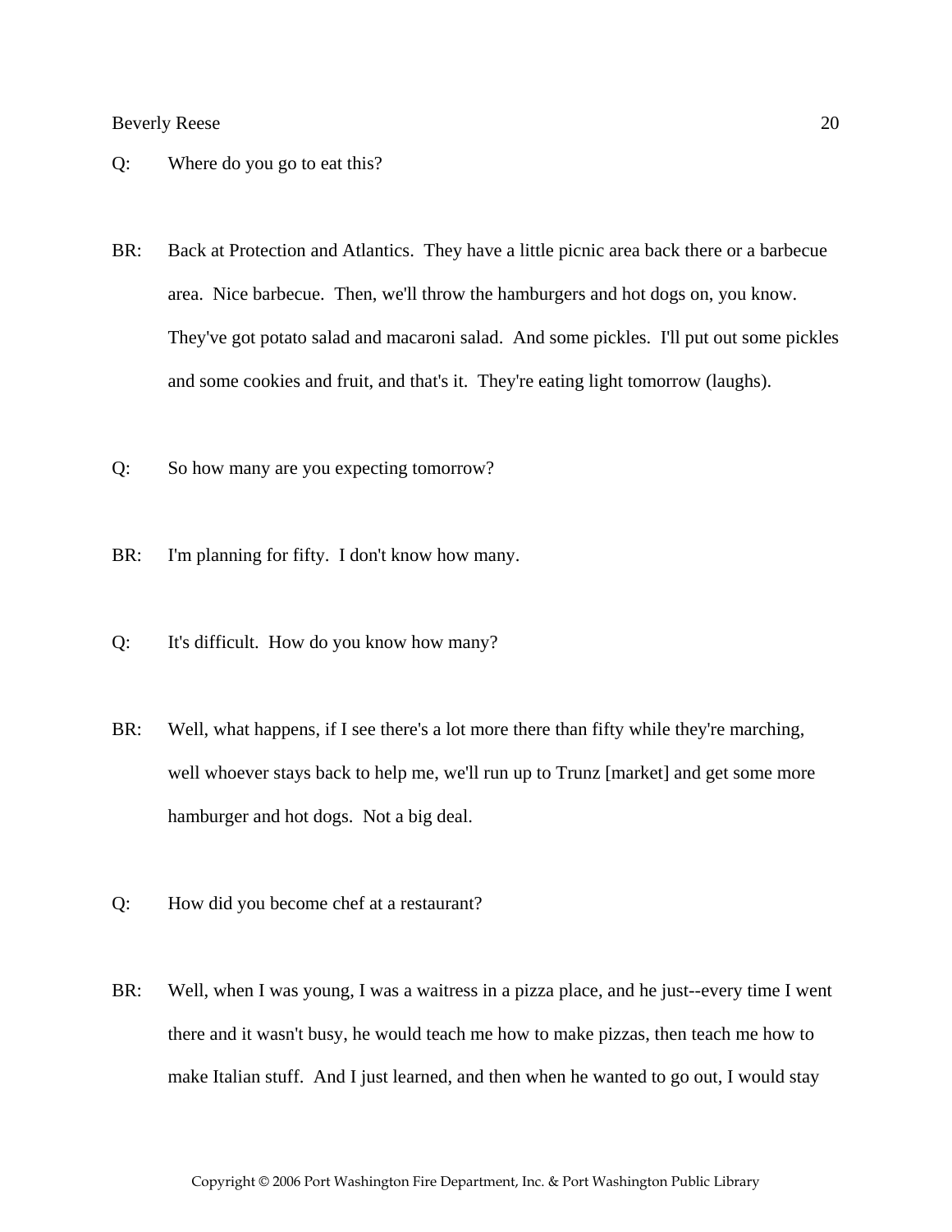Q: Where do you go to eat this?

BR: Back at Protection and Atlantics. They have a little picnic area back there or a barbecue area. Nice barbecue. Then, we'll throw the hamburgers and hot dogs on, you know. They've got potato salad and macaroni salad. And some pickles. I'll put out some pickles and some cookies and fruit, and that's it. They're eating light tomorrow (laughs).

Q: So how many are you expecting tomorrow?

BR: I'm planning for fifty. I don't know how many.

Q: It's difficult. How do you know how many?

BR: Well, what happens, if I see there's a lot more there than fifty while they're marching, well whoever stays back to help me, we'll run up to Trunz [market] and get some more hamburger and hot dogs. Not a big deal.

Q: How did you become chef at a restaurant?

BR: Well, when I was young, I was a waitress in a pizza place, and he just--every time I went there and it wasn't busy, he would teach me how to make pizzas, then teach me how to make Italian stuff. And I just learned, and then when he wanted to go out, I would stay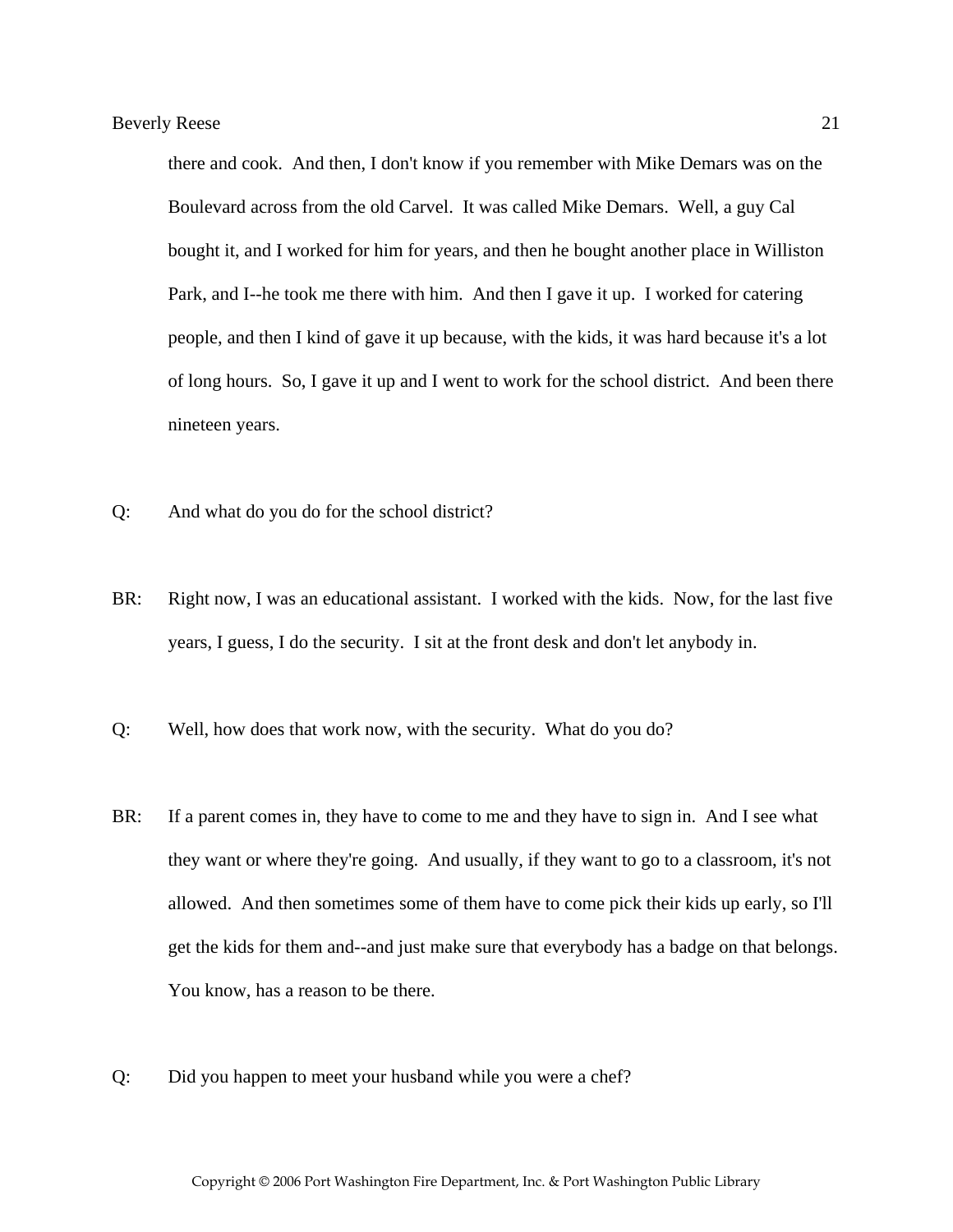there and cook. And then, I don't know if you remember with Mike Demars was on the Boulevard across from the old Carvel. It was called Mike Demars. Well, a guy Cal bought it, and I worked for him for years, and then he bought another place in Williston Park, and I--he took me there with him. And then I gave it up. I worked for catering people, and then I kind of gave it up because, with the kids, it was hard because it's a lot of long hours. So, I gave it up and I went to work for the school district. And been there nineteen years.

Q: And what do you do for the school district?

BR: Right now, I was an educational assistant. I worked with the kids. Now, for the last five years, I guess, I do the security. I sit at the front desk and don't let anybody in.

Q: Well, how does that work now, with the security. What do you do?

BR: If a parent comes in, they have to come to me and they have to sign in. And I see what they want or where they're going. And usually, if they want to go to a classroom, it's not allowed. And then sometimes some of them have to come pick their kids up early, so I'll get the kids for them and--and just make sure that everybody has a badge on that belongs. You know, has a reason to be there.

Q: Did you happen to meet your husband while you were a chef?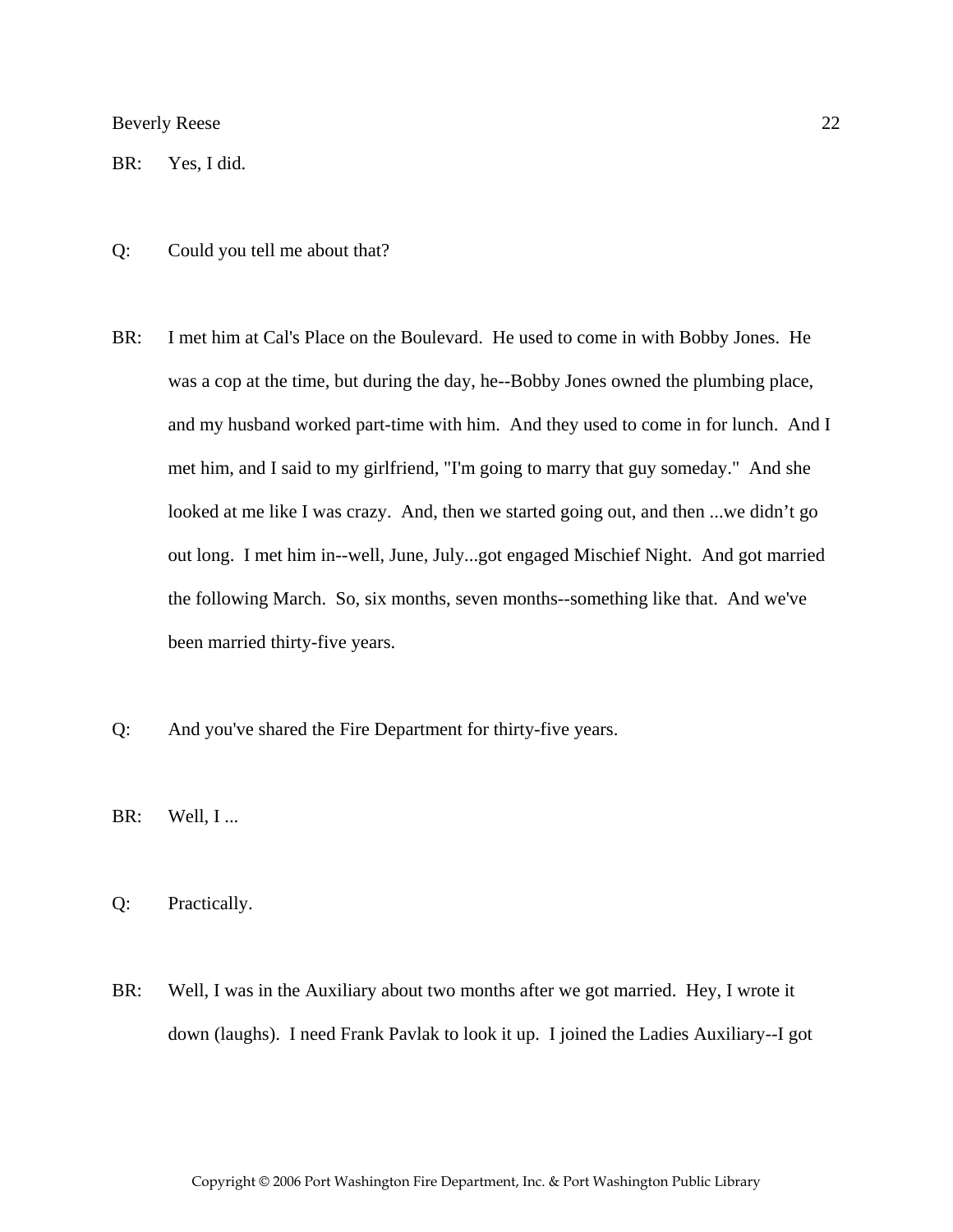BR: Yes, I did.

Q: Could you tell me about that?

BR: I met him at Cal's Place on the Boulevard. He used to come in with Bobby Jones. He was a cop at the time, but during the day, he--Bobby Jones owned the plumbing place, and my husband worked part-time with him. And they used to come in for lunch. And I met him, and I said to my girlfriend, "I'm going to marry that guy someday." And she looked at me like I was crazy. And, then we started going out, and then ...we didn't go out long. I met him in--well, June, July...got engaged Mischief Night. And got married the following March. So, six months, seven months--something like that. And we've been married thirty-five years.

Q: And you've shared the Fire Department for thirty-five years.

BR: Well, I ...

Q: Practically.

BR: Well, I was in the Auxiliary about two months after we got married. Hey, I wrote it down (laughs). I need Frank Pavlak to look it up. I joined the Ladies Auxiliary--I got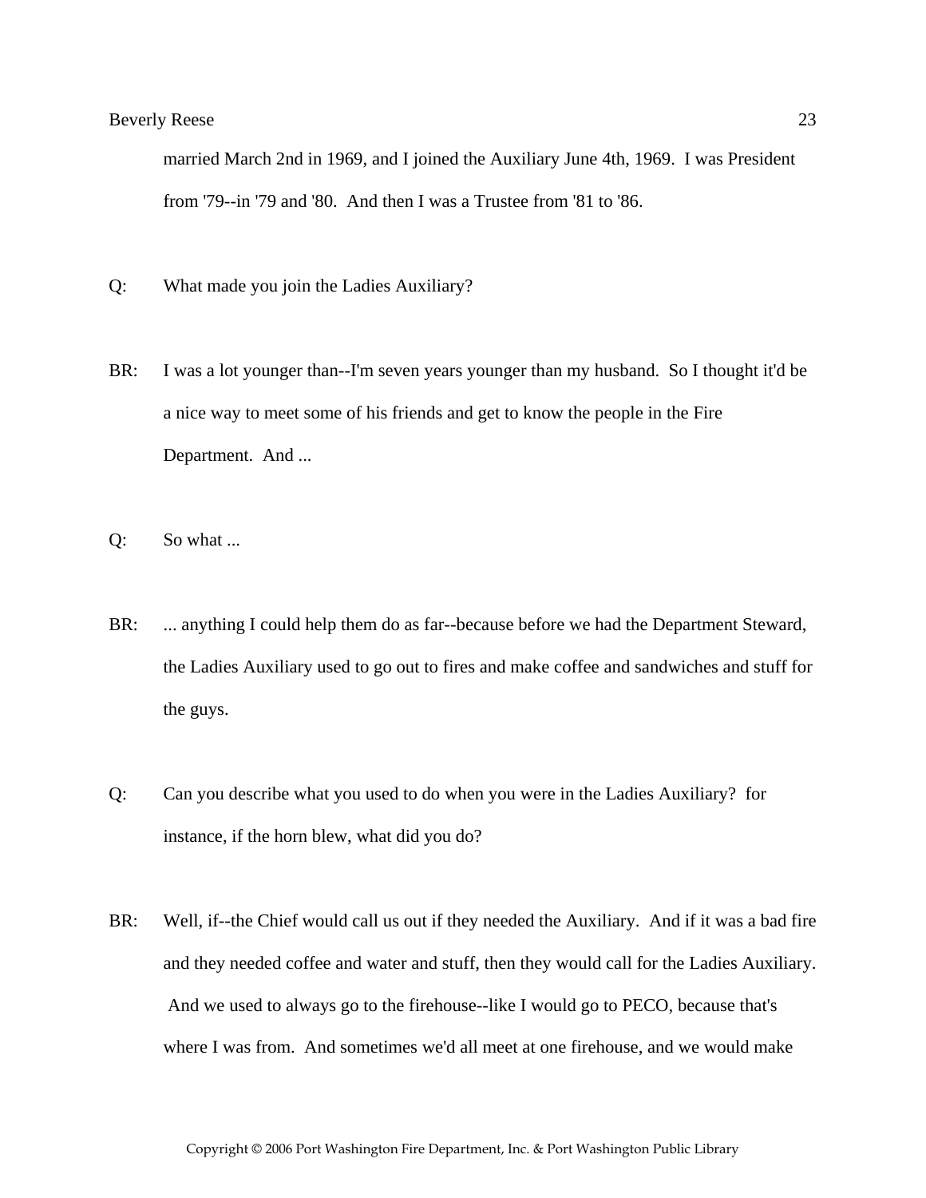married March 2nd in 1969, and I joined the Auxiliary June 4th, 1969. I was President from '79--in '79 and '80. And then I was a Trustee from '81 to '86.

Q: What made you join the Ladies Auxiliary?

BR: I was a lot younger than--I'm seven years younger than my husband. So I thought it'd be a nice way to meet some of his friends and get to know the people in the Fire Department. And ...

Q: So what ...

BR: ... anything I could help them do as far--because before we had the Department Steward, the Ladies Auxiliary used to go out to fires and make coffee and sandwiches and stuff for the guys.

Q: Can you describe what you used to do when you were in the Ladies Auxiliary? for instance, if the horn blew, what did you do?

BR: Well, if--the Chief would call us out if they needed the Auxiliary. And if it was a bad fire and they needed coffee and water and stuff, then they would call for the Ladies Auxiliary. And we used to always go to the firehouse--like I would go to PECO, because that's where I was from. And sometimes we'd all meet at one firehouse, and we would make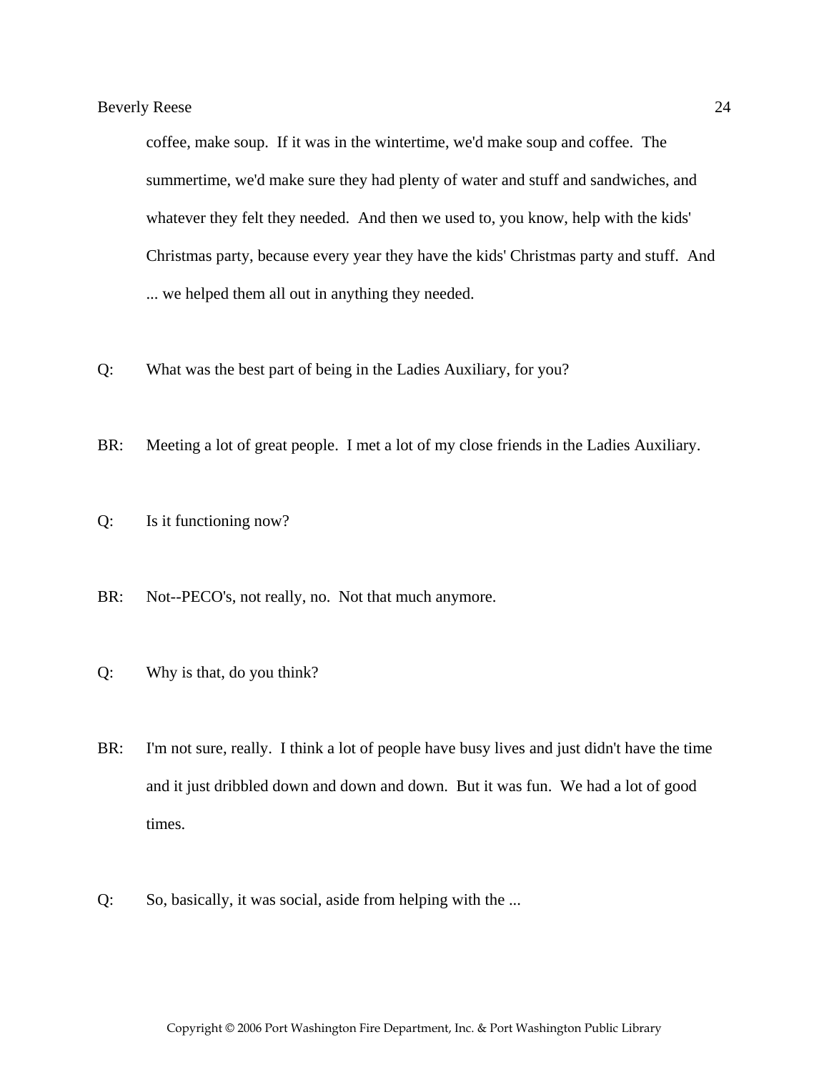coffee, make soup. If it was in the wintertime, we'd make soup and coffee. The summertime, we'd make sure they had plenty of water and stuff and sandwiches, and whatever they felt they needed. And then we used to, you know, help with the kids' Christmas party, because every year they have the kids' Christmas party and stuff. And ... we helped them all out in anything they needed.

Q: What was the best part of being in the Ladies Auxiliary, for you?

BR: Meeting a lot of great people. I met a lot of my close friends in the Ladies Auxiliary.

Q: Is it functioning now?

BR: Not--PECO's, not really, no. Not that much anymore.

Q: Why is that, do you think?

BR: I'm not sure, really. I think a lot of people have busy lives and just didn't have the time and it just dribbled down and down and down. But it was fun. We had a lot of good times.

Q: So, basically, it was social, aside from helping with the ...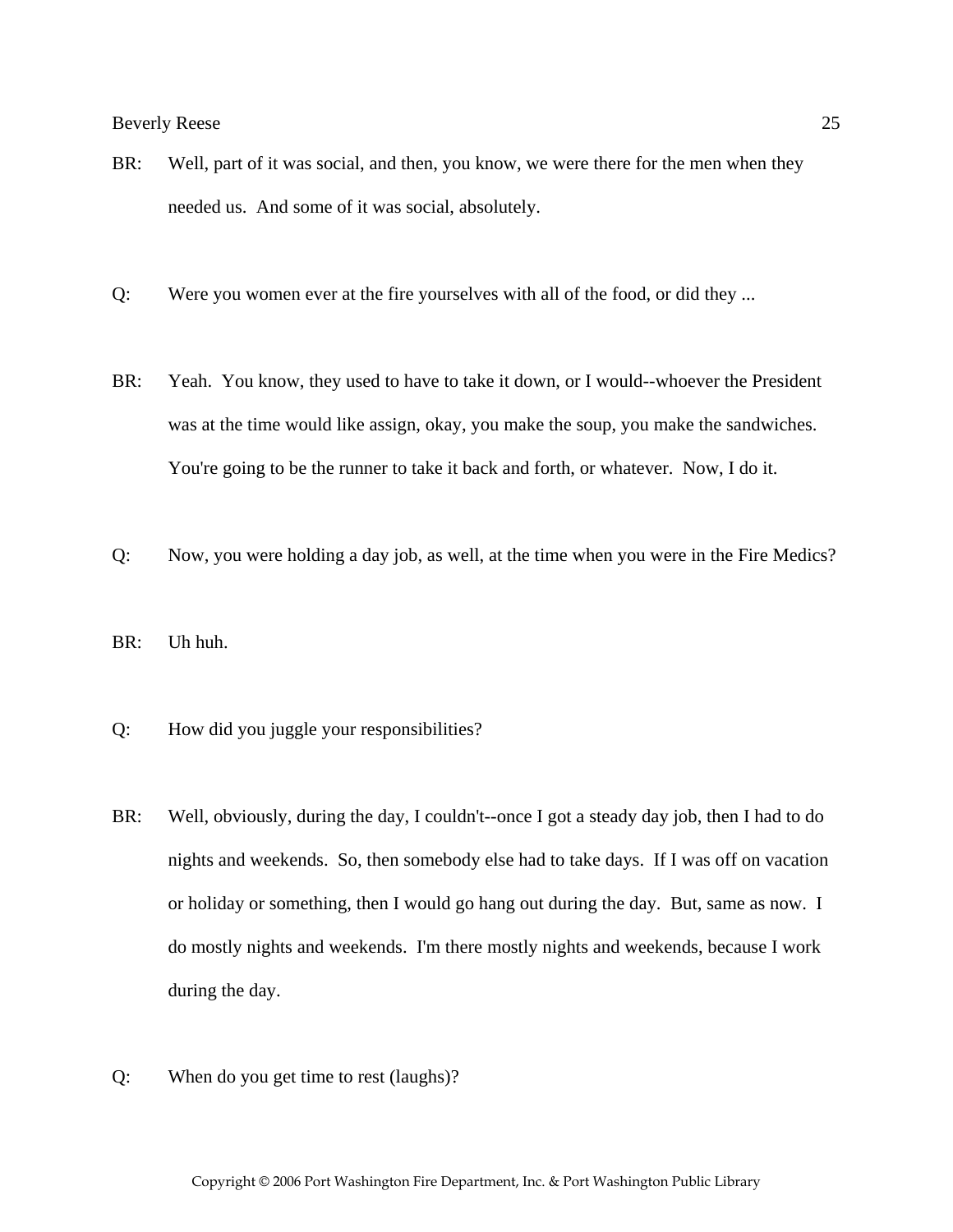BR: Well, part of it was social, and then, you know, we were there for the men when they needed us. And some of it was social, absolutely.

Q: Were you women ever at the fire yourselves with all of the food, or did they ...

BR: Yeah. You know, they used to have to take it down, or I would--whoever the President was at the time would like assign, okay, you make the soup, you make the sandwiches. You're going to be the runner to take it back and forth, or whatever. Now, I do it.

Q: Now, you were holding a day job, as well, at the time when you were in the Fire Medics?

BR: Uh huh.

Q: How did you juggle your responsibilities?

BR: Well, obviously, during the day, I couldn't--once I got a steady day job, then I had to do nights and weekends. So, then somebody else had to take days. If I was off on vacation or holiday or something, then I would go hang out during the day. But, same as now. I do mostly nights and weekends. I'm there mostly nights and weekends, because I work during the day.

Q: When do you get time to rest (laughs)?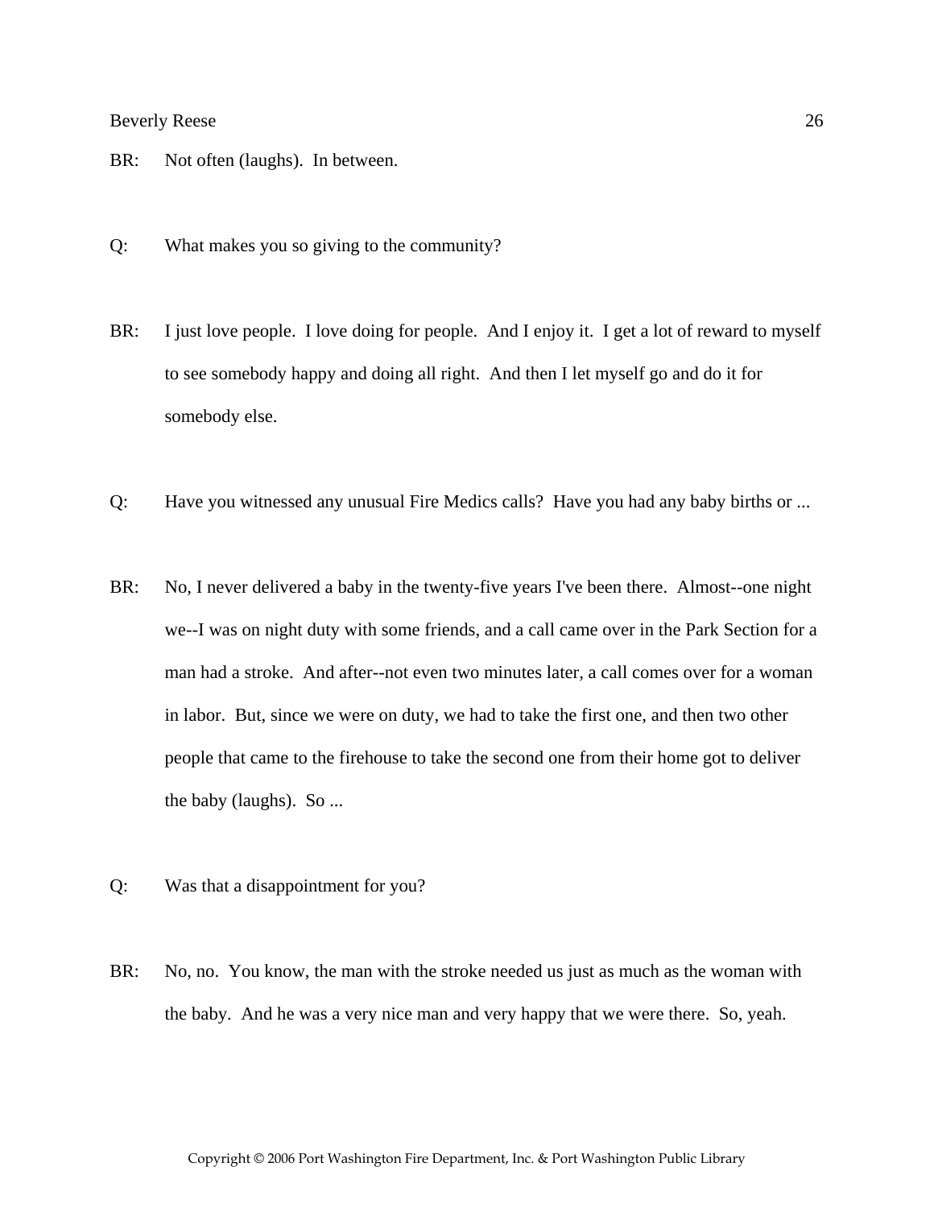BR: Not often (laughs). In between.

Q: What makes you so giving to the community?

BR: I just love people. I love doing for people. And I enjoy it. I get a lot of reward to myself to see somebody happy and doing all right. And then I let myself go and do it for somebody else.

Q: Have you witnessed any unusual Fire Medics calls? Have you had any baby births or ...

BR: No, I never delivered a baby in the twenty-five years I've been there. Almost--one night we--I was on night duty with some friends, and a call came over in the Park Section for a man had a stroke. And after--not even two minutes later, a call comes over for a woman in labor. But, since we were on duty, we had to take the first one, and then two other people that came to the firehouse to take the second one from their home got to deliver the baby (laughs). So ...

Q: Was that a disappointment for you?

BR: No, no. You know, the man with the stroke needed us just as much as the woman with the baby. And he was a very nice man and very happy that we were there. So, yeah.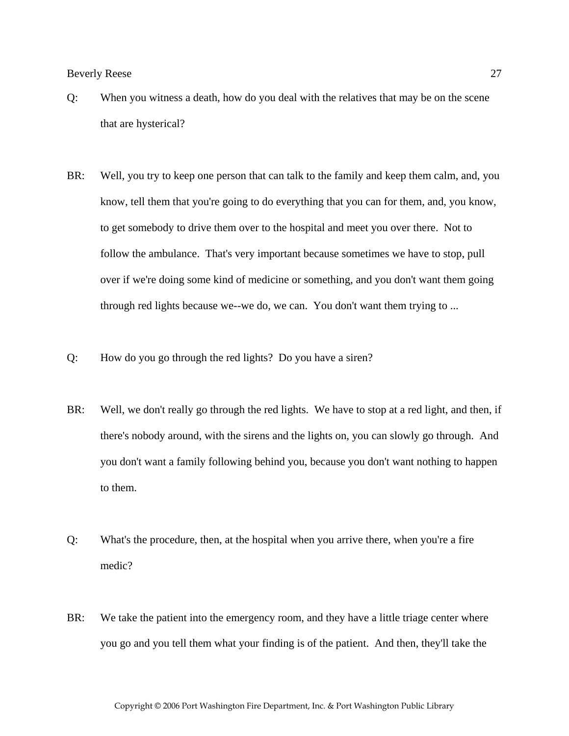Q: When you witness a death, how do you deal with the relatives that may be on the scene that are hysterical?

BR: Well, you try to keep one person that can talk to the family and keep them calm, and, you know, tell them that you're going to do everything that you can for them, and, you know, to get somebody to drive them over to the hospital and meet you over there. Not to follow the ambulance. That's very important because sometimes we have to stop, pull over if we're doing some kind of medicine or something, and you don't want them going through red lights because we--we do, we can. You don't want them trying to ...

Q: How do you go through the red lights? Do you have a siren?

BR: Well, we don't really go through the red lights. We have to stop at a red light, and then, if there's nobody around, with the sirens and the lights on, you can slowly go through. And you don't want a family following behind you, because you don't want nothing to happen to them.

Q: What's the procedure, then, at the hospital when you arrive there, when you're a fire medic?

BR: We take the patient into the emergency room, and they have a little triage center where you go and you tell them what your finding is of the patient. And then, they'll take the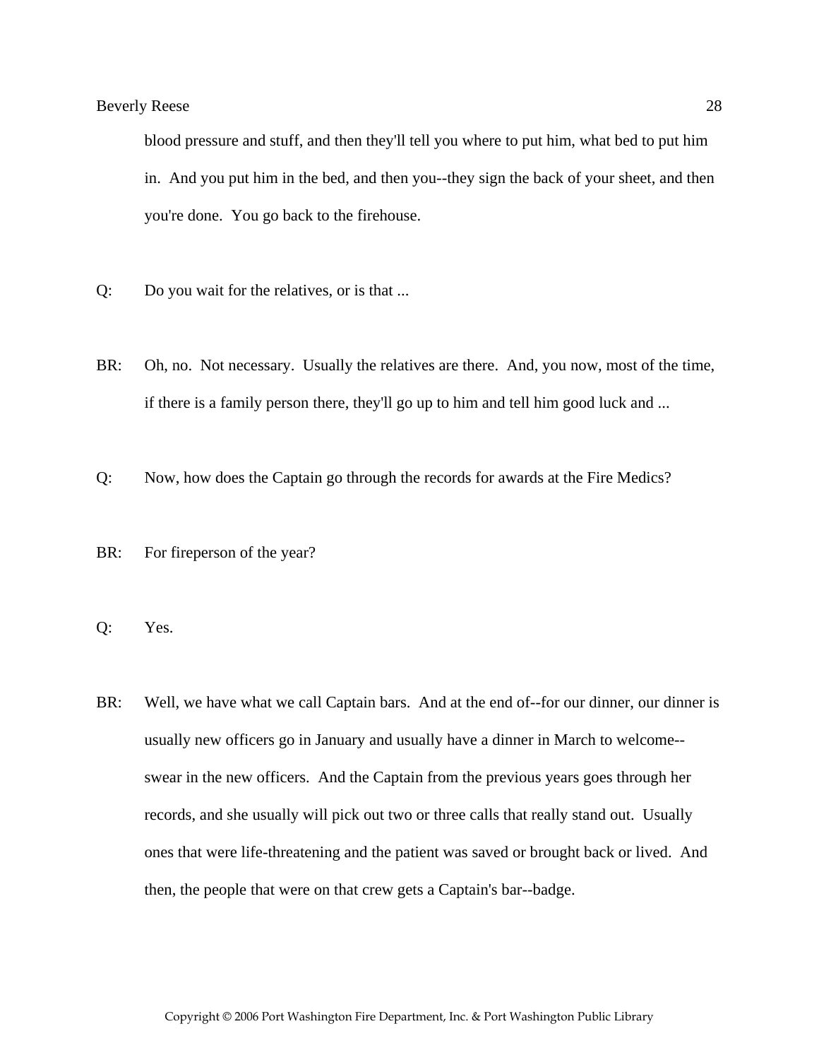blood pressure and stuff, and then they'll tell you where to put him, what bed to put him in. And you put him in the bed, and then you--they sign the back of your sheet, and then you're done. You go back to the firehouse.

Q: Do you wait for the relatives, or is that ...

BR: Oh, no. Not necessary. Usually the relatives are there. And, you now, most of the time, if there is a family person there, they'll go up to him and tell him good luck and ...

Q: Now, how does the Captain go through the records for awards at the Fire Medics?

BR: For fireperson of the year?

Q: Yes.

BR: Well, we have what we call Captain bars. And at the end of--for our dinner, our dinner is usually new officers go in January and usually have a dinner in March to welcome--swear in the new officers. And the Captain from the previous years goes through her records, and she usually will pick out two or three calls that really stand out. Usually ones that were life-threatening and the patient was saved or brought back or lived. And then, the people that were on that crew gets a Captain's bar--badge.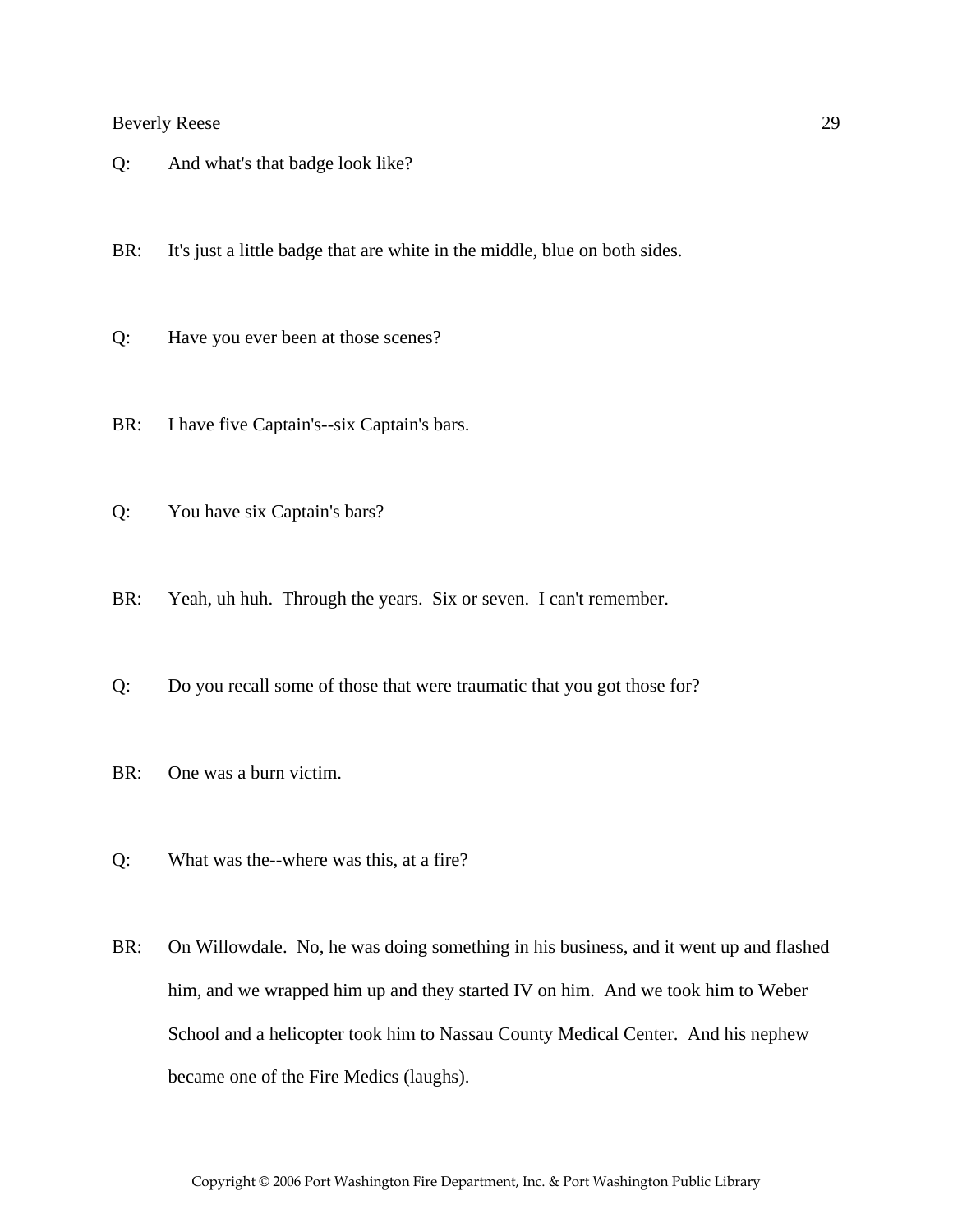Q: And what's that badge look like?

BR: It's just a little badge that are white in the middle, blue on both sides.

Q: Have you ever been at those scenes?

BR: I have five Captain's--six Captain's bars.

Q: You have six Captain's bars?

BR: Yeah, uh huh. Through the years. Six or seven. I can't remember.

Q: Do you recall some of those that were traumatic that you got those for?

BR: One was a burn victim.

Q: What was the--where was this, at a fire?

BR: On Willowdale. No, he was doing something in his business, and it went up and flashed him, and we wrapped him up and they started IV on him. And we took him to Weber School and a helicopter took him to Nassau County Medical Center. And his nephew became one of the Fire Medics (laughs).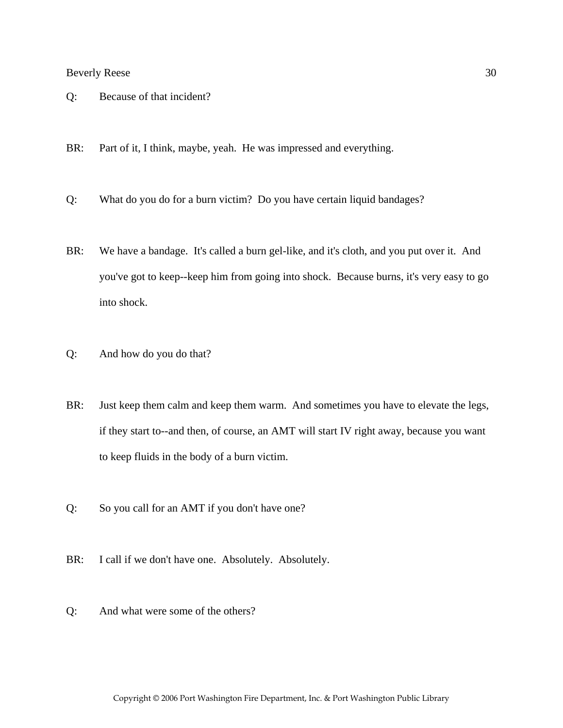Q: Because of that incident?

BR: Part of it, I think, maybe, yeah. He was impressed and everything.

Q: What do you do for a burn victim? Do you have certain liquid bandages?

BR: We have a bandage. It's called a burn gel-like, and it's cloth, and you put over it. And you've got to keep--keep him from going into shock. Because burns, it's very easy to go into shock.

Q: And how do you do that?

BR: Just keep them calm and keep them warm. And sometimes you have to elevate the legs, if they start to--and then, of course, an AMT will start IV right away, because you want to keep fluids in the body of a burn victim.

Q: So you call for an AMT if you don't have one?

BR: I call if we don't have one. Absolutely. Absolutely.

Q: And what were some of the others?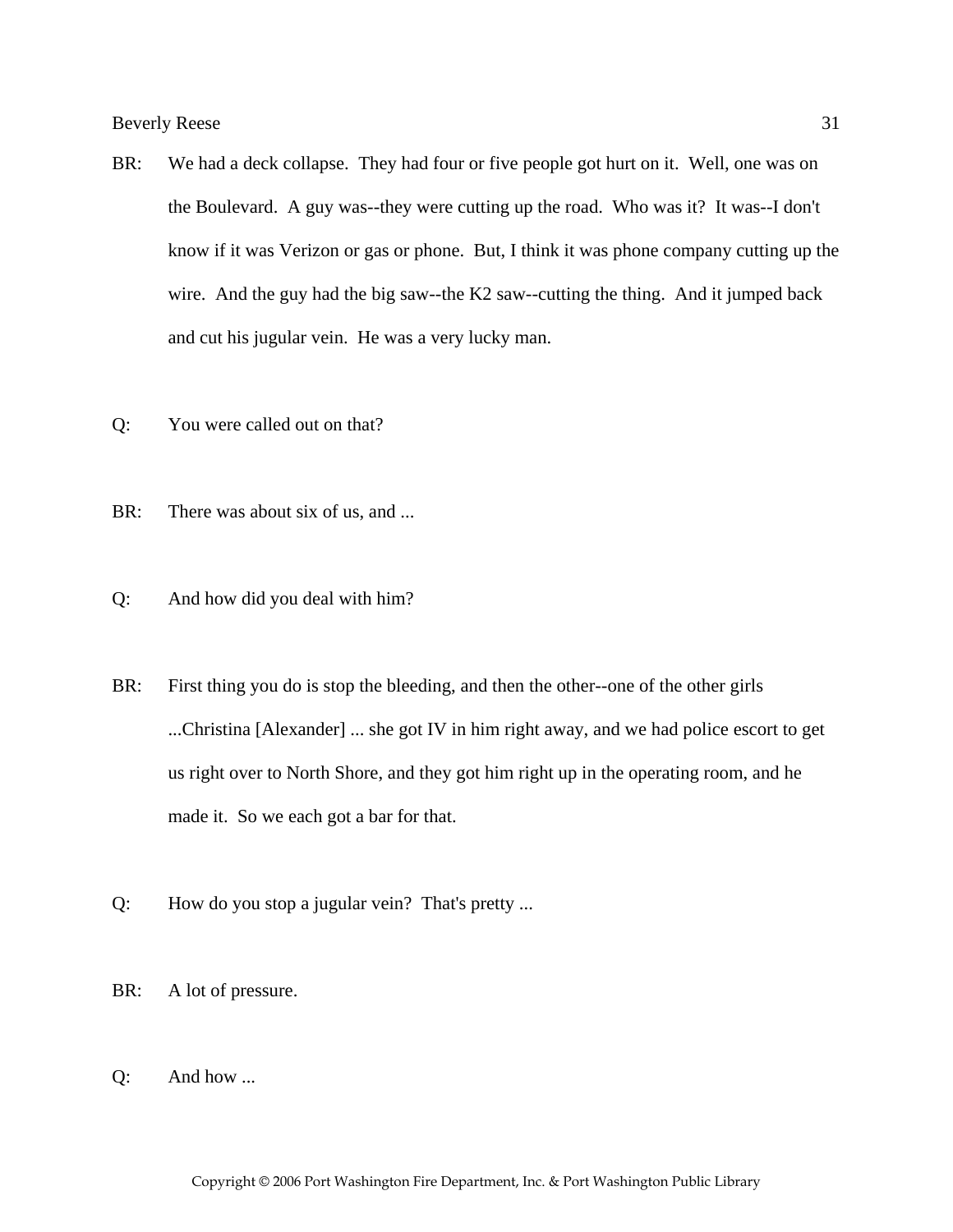BR: We had a deck collapse. They had four or five people got hurt on it. Well, one was on the Boulevard. A guy was--they were cutting up the road. Who was it? It was--I don't know if it was Verizon or gas or phone. But, I think it was phone company cutting up the wire. And the guy had the big saw--the K2 saw--cutting the thing. And it jumped back and cut his jugular vein. He was a very lucky man.

Q: You were called out on that?

BR: There was about six of us, and ...

Q: And how did you deal with him?

BR: First thing you do is stop the bleeding, and then the other--one of the other girls ...Christina [Alexander] ... she got IV in him right away, and we had police escort to get us right over to North Shore, and they got him right up in the operating room, and he made it. So we each got a bar for that.

Q: How do you stop a jugular vein? That's pretty ...

BR: A lot of pressure.

Q: And how ...

Copyright © 2006 Port Washington Fire Department, Inc. & Port Washington Public Library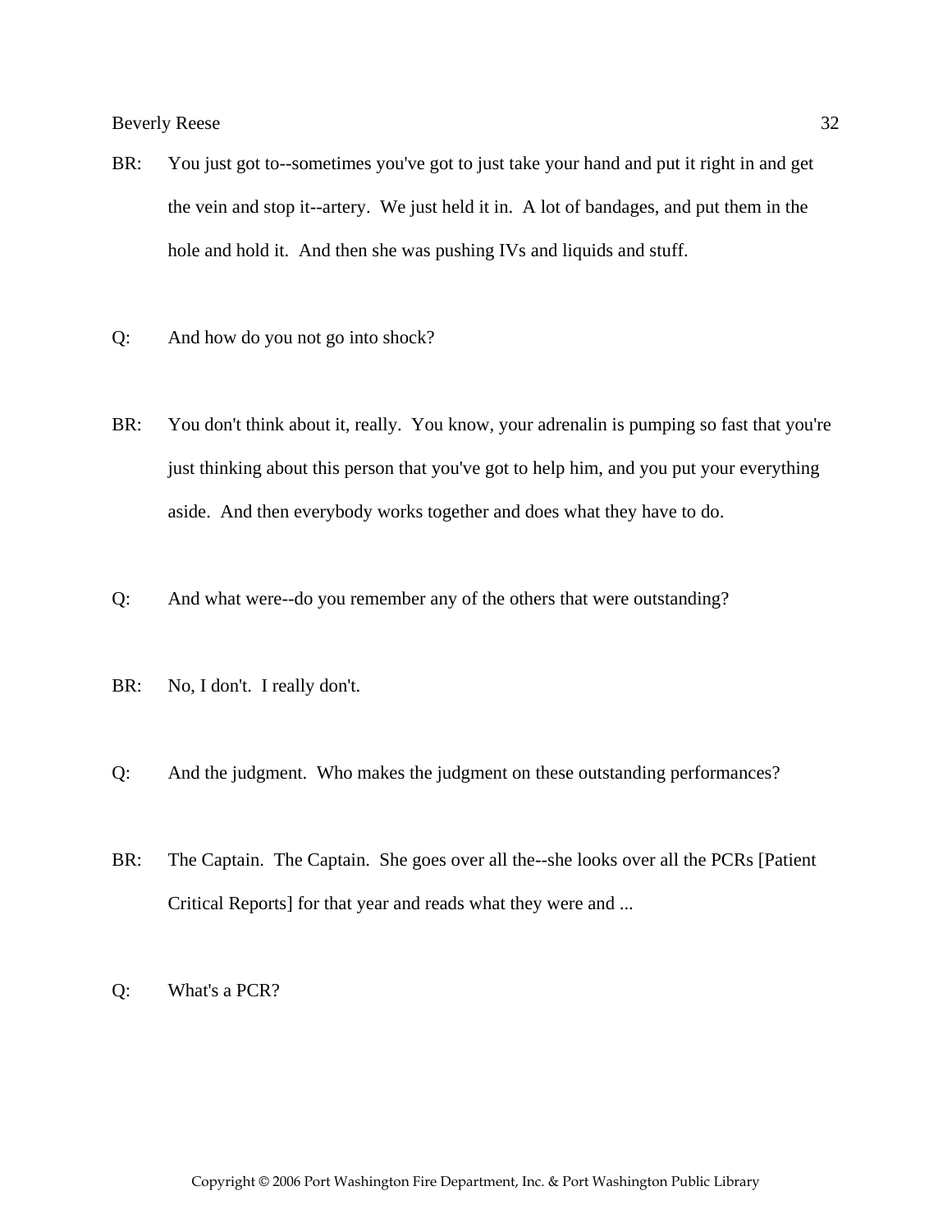BR: You just got to--sometimes you've got to just take your hand and put it right in and get the vein and stop it--artery. We just held it in. A lot of bandages, and put them in the hole and hold it. And then she was pushing IVs and liquids and stuff.

Q: And how do you not go into shock?

BR: You don't think about it, really. You know, your adrenalin is pumping so fast that you're just thinking about this person that you've got to help him, and you put your everything aside. And then everybody works together and does what they have to do.

Q: And what were--do you remember any of the others that were outstanding?

BR: No, I don't. I really don't.

Q: And the judgment. Who makes the judgment on these outstanding performances?

BR: The Captain. The Captain. She goes over all the--she looks over all the PCRs [Patient Critical Reports] for that year and reads what they were and ...

Q: What's a PCR?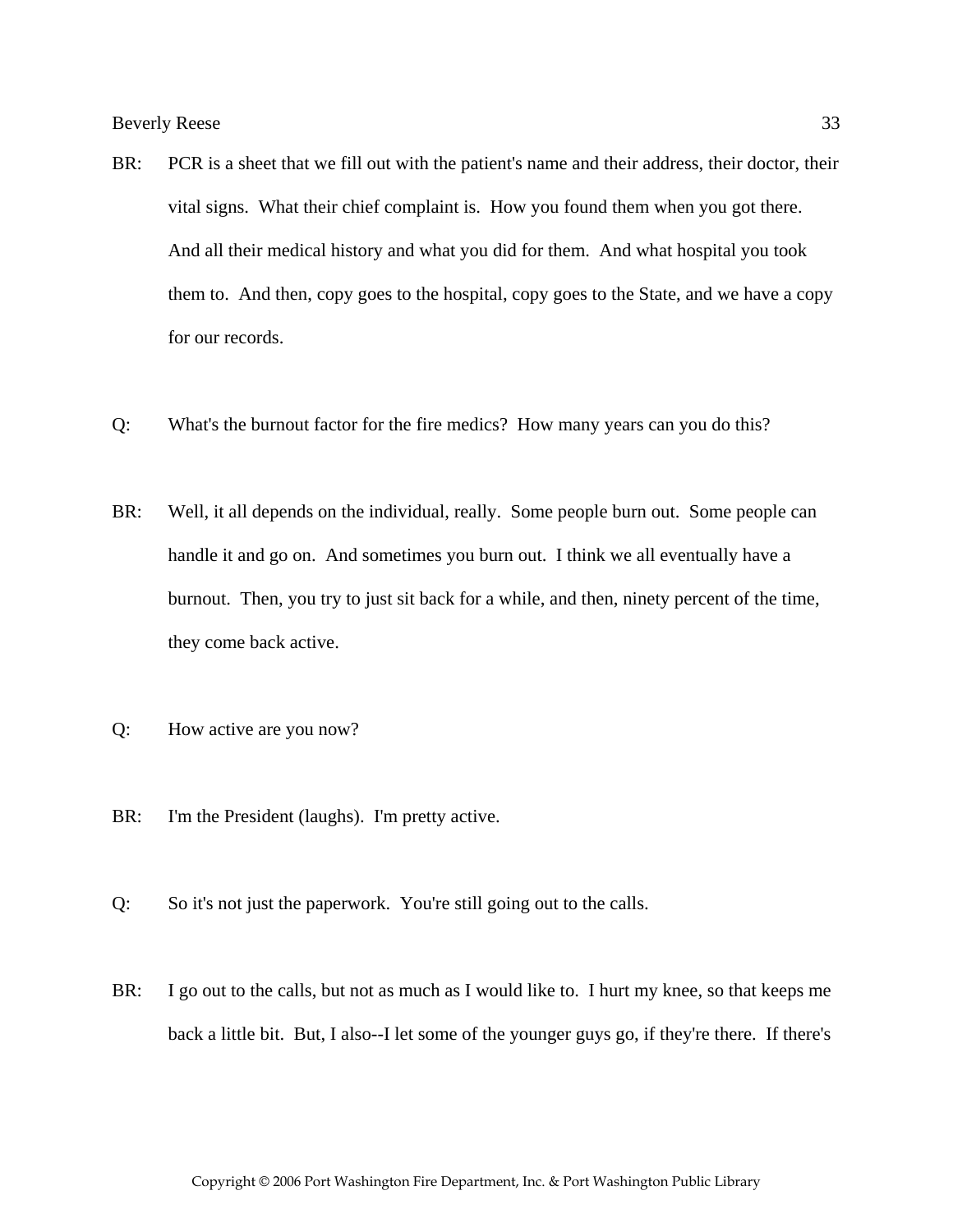BR: PCR is a sheet that we fill out with the patient's name and their address, their doctor, their vital signs. What their chief complaint is. How you found them when you got there. And all their medical history and what you did for them. And what hospital you took them to. And then, copy goes to the hospital, copy goes to the State, and we have a copy for our records.

Q: What's the burnout factor for the fire medics? How many years can you do this?

BR: Well, it all depends on the individual, really. Some people burn out. Some people can handle it and go on. And sometimes you burn out. I think we all eventually have a burnout. Then, you try to just sit back for a while, and then, ninety percent of the time, they come back active.

Q: How active are you now?

BR: I'm the President (laughs). I'm pretty active.

Q: So it's not just the paperwork. You're still going out to the calls.

BR: I go out to the calls, but not as much as I would like to. I hurt my knee, so that keeps me back a little bit. But, I also--I let some of the younger guys go, if they're there. If there's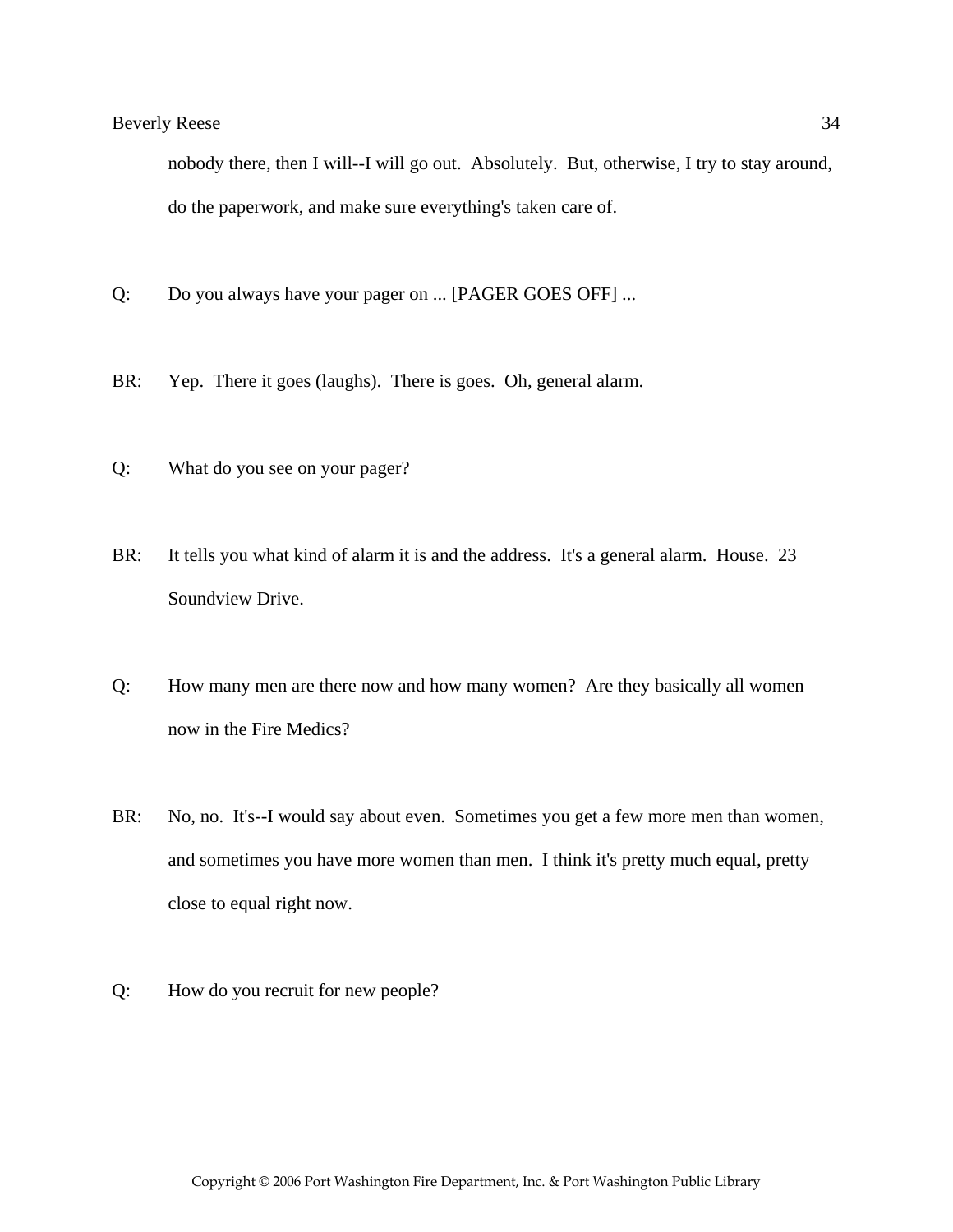nobody there, then I will--I will go out. Absolutely. But, otherwise, I try to stay around, do the paperwork, and make sure everything's taken care of.

Q: Do you always have your pager on ... [PAGER GOES OFF] ...

BR: Yep. There it goes (laughs). There is goes. Oh, general alarm.

Q: What do you see on your pager?

BR: It tells you what kind of alarm it is and the address. It's a general alarm. House. 23 Soundview Drive.

Q: How many men are there now and how many women? Are they basically all women now in the Fire Medics?

BR: No, no. It's--I would say about even. Sometimes you get a few more men than women, and sometimes you have more women than men. I think it's pretty much equal, pretty close to equal right now.

Q: How do you recruit for new people?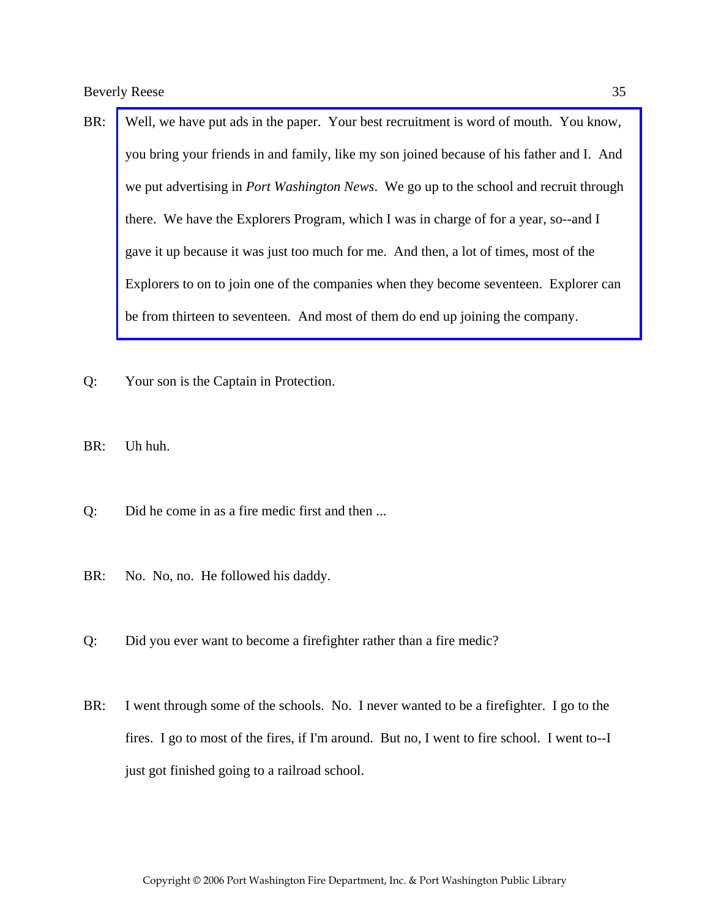BR: Well, we have put ads in the paper. Your best recruitment is word of mouth. You know, you bring your friends in and family, like my son joined because of his father and I. And we put advertising in *Port Washington News*. We go up to the school and recruit through there. We have the Explorers Program, which I was in charge of for a year, so--and I gave it up because it was just too much for me. And then, a lot of times, most of the Explorers to on to join one of the companies when they become seventeen. Explorer can be from thirteen to seventeen. And most of them do end up joining the company.

Q: Your son is the Captain in Protection.

BR: Uh huh.

Q: Did he come in as a fire medic first and then ...

BR: No. No, no. He followed his daddy.

Q: Did you ever want to become a firefighter rather than a fire medic?

BR: I went through some of the schools. No. I never wanted to be a firefighter. I go to the fires. I go to most of the fires, if I'm around. But no, I went to fire school. I went to--I just got finished going to a railroad school.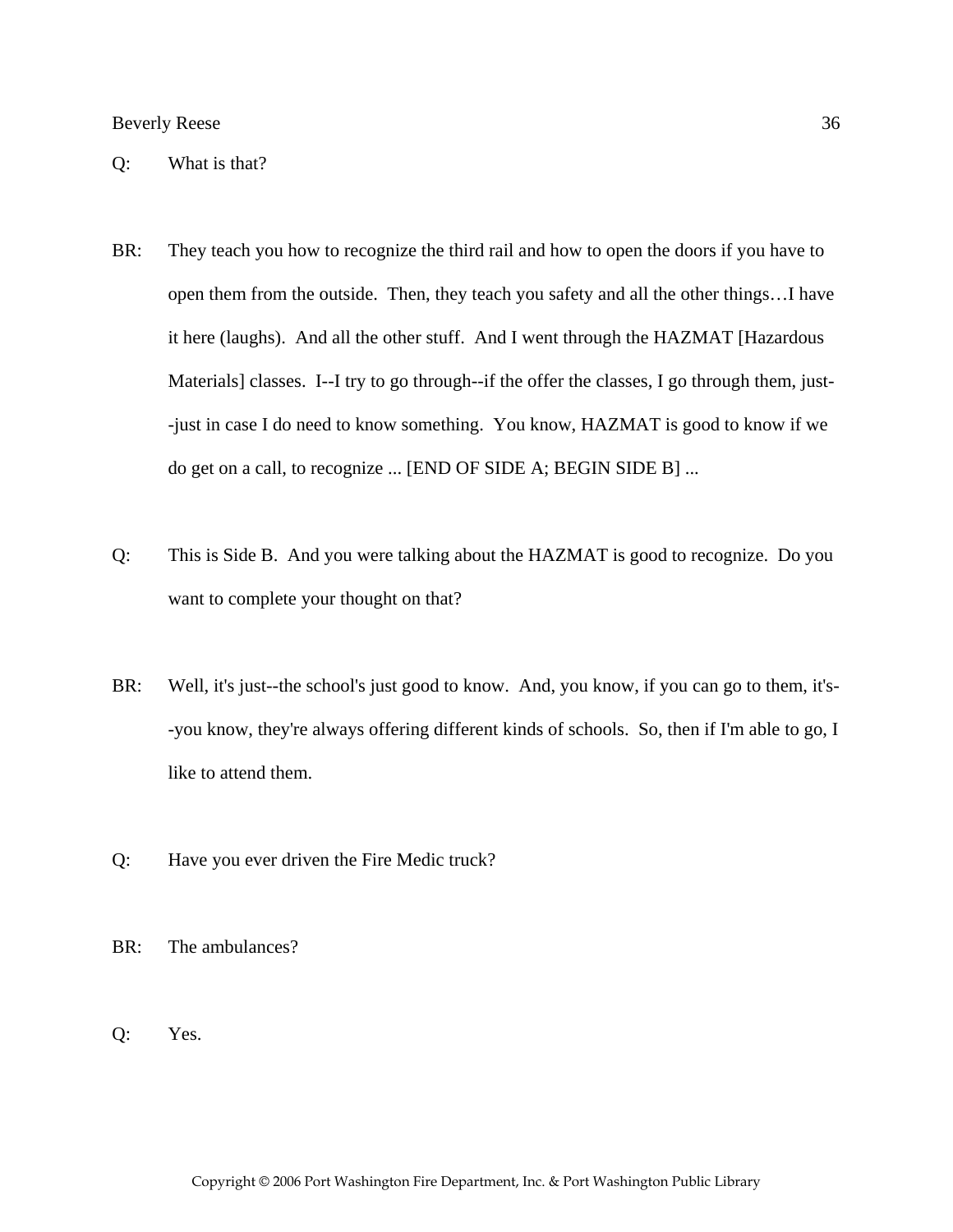Q: What is that?

BR: They teach you how to recognize the third rail and how to open the doors if you have to open them from the outside. Then, they teach you safety and all the other things…I have it here (laughs). And all the other stuff. And I went through the HAZMAT [Hazardous Materials] classes. I--I try to go through--if the offer the classes, I go through them, just--just in case I do need to know something. You know, HAZMAT is good to know if we do get on a call, to recognize ... [END OF SIDE A; BEGIN SIDE B] ...

Q: This is Side B. And you were talking about the HAZMAT is good to recognize. Do you want to complete your thought on that?

BR: Well, it's just--the school's just good to know. And, you know, if you can go to them, it's--you know, they're always offering different kinds of schools. So, then if I'm able to go, I like to attend them.

Q: Have you ever driven the Fire Medic truck?

BR: The ambulances?

Q: Yes.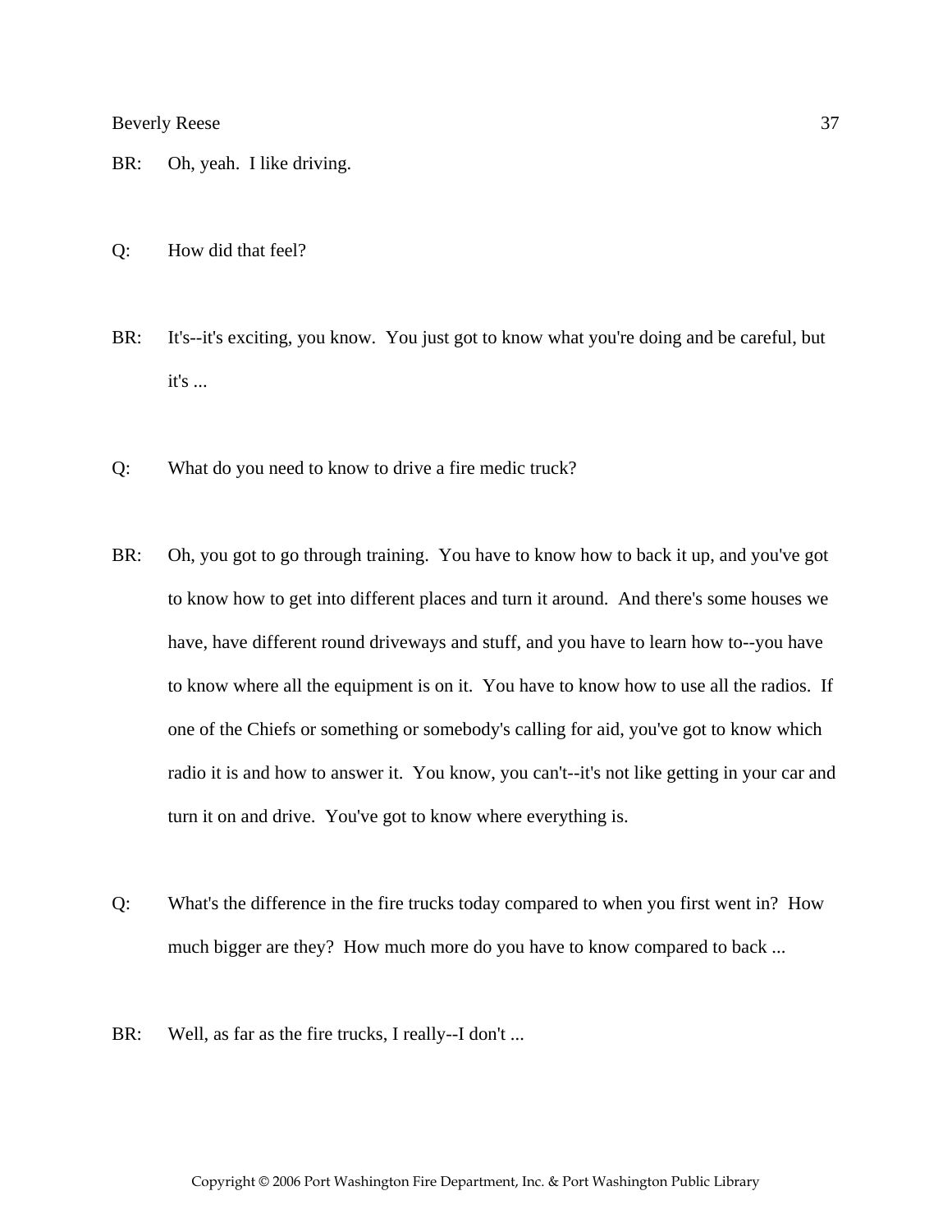BR: Oh, yeah. I like driving.

Q: How did that feel?

BR: It's--it's exciting, you know. You just got to know what you're doing and be careful, but it's ...

Q: What do you need to know to drive a fire medic truck?

BR: Oh, you got to go through training. You have to know how to back it up, and you've got to know how to get into different places and turn it around. And there's some houses we have, have different round driveways and stuff, and you have to learn how to--you have to know where all the equipment is on it. You have to know how to use all the radios. If one of the Chiefs or something or somebody's calling for aid, you've got to know which radio it is and how to answer it. You know, you can't--it's not like getting in your car and turn it on and drive. You've got to know where everything is.

Q: What's the difference in the fire trucks today compared to when you first went in? How much bigger are they? How much more do you have to know compared to back ...

BR: Well, as far as the fire trucks, I really--I don't ...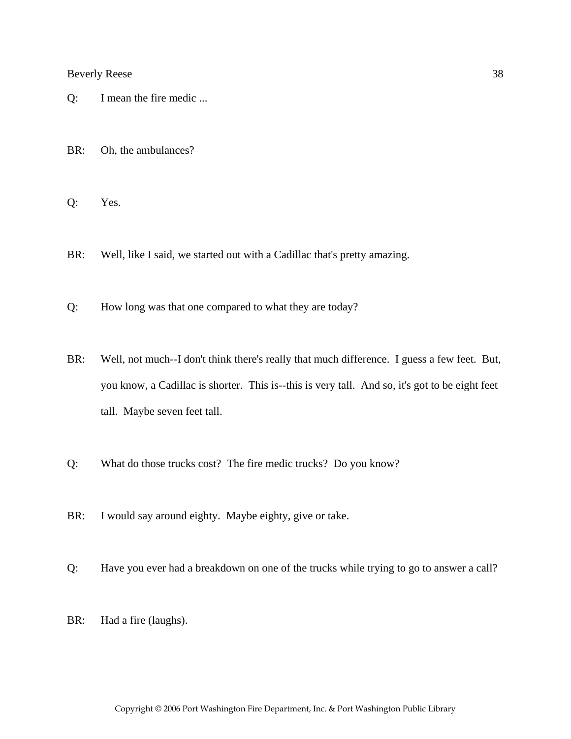Q: I mean the fire medic ...

BR: Oh, the ambulances?

Q: Yes.

BR: Well, like I said, we started out with a Cadillac that's pretty amazing.

Q: How long was that one compared to what they are today?

BR: Well, not much--I don't think there's really that much difference. I guess a few feet. But, you know, a Cadillac is shorter. This is--this is very tall. And so, it's got to be eight feet tall. Maybe seven feet tall.

Q: What do those trucks cost? The fire medic trucks? Do you know?

BR: I would say around eighty. Maybe eighty, give or take.

Q: Have you ever had a breakdown on one of the trucks while trying to go to answer a call?

BR: Had a fire (laughs).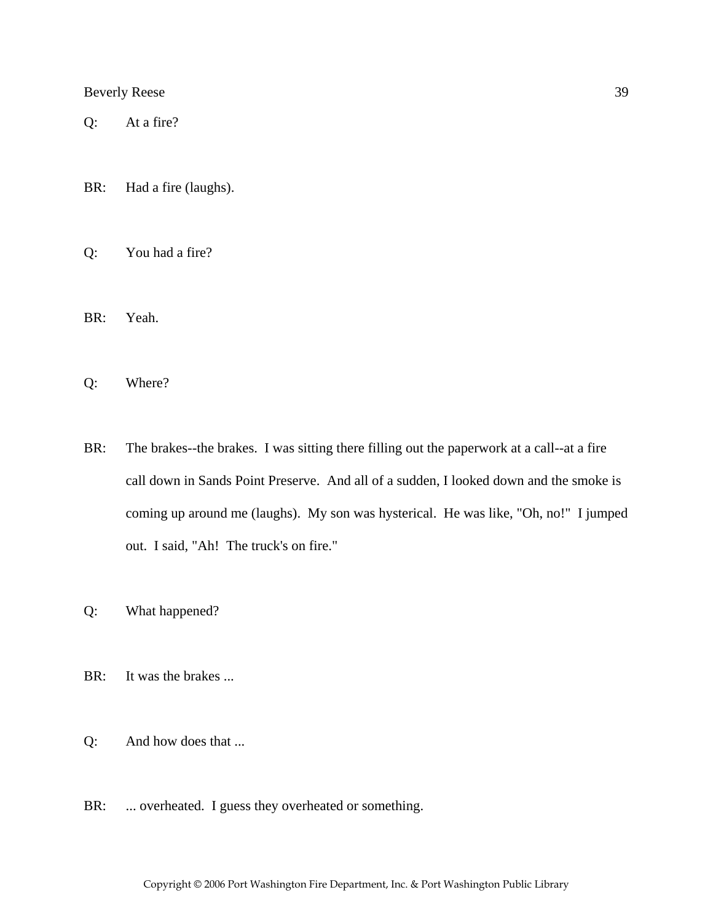Q: At a fire?

BR: Had a fire (laughs).

Q: You had a fire?

BR: Yeah.

Q: Where?

BR: The brakes--the brakes. I was sitting there filling out the paperwork at a call--at a fire call down in Sands Point Preserve. And all of a sudden, I looked down and the smoke is coming up around me (laughs). My son was hysterical. He was like, "Oh, no!" I jumped out. I said, "Ah! The truck's on fire."

Q: What happened?

BR: It was the brakes ...

Q: And how does that ...

BR: ... overheated. I guess they overheated or something.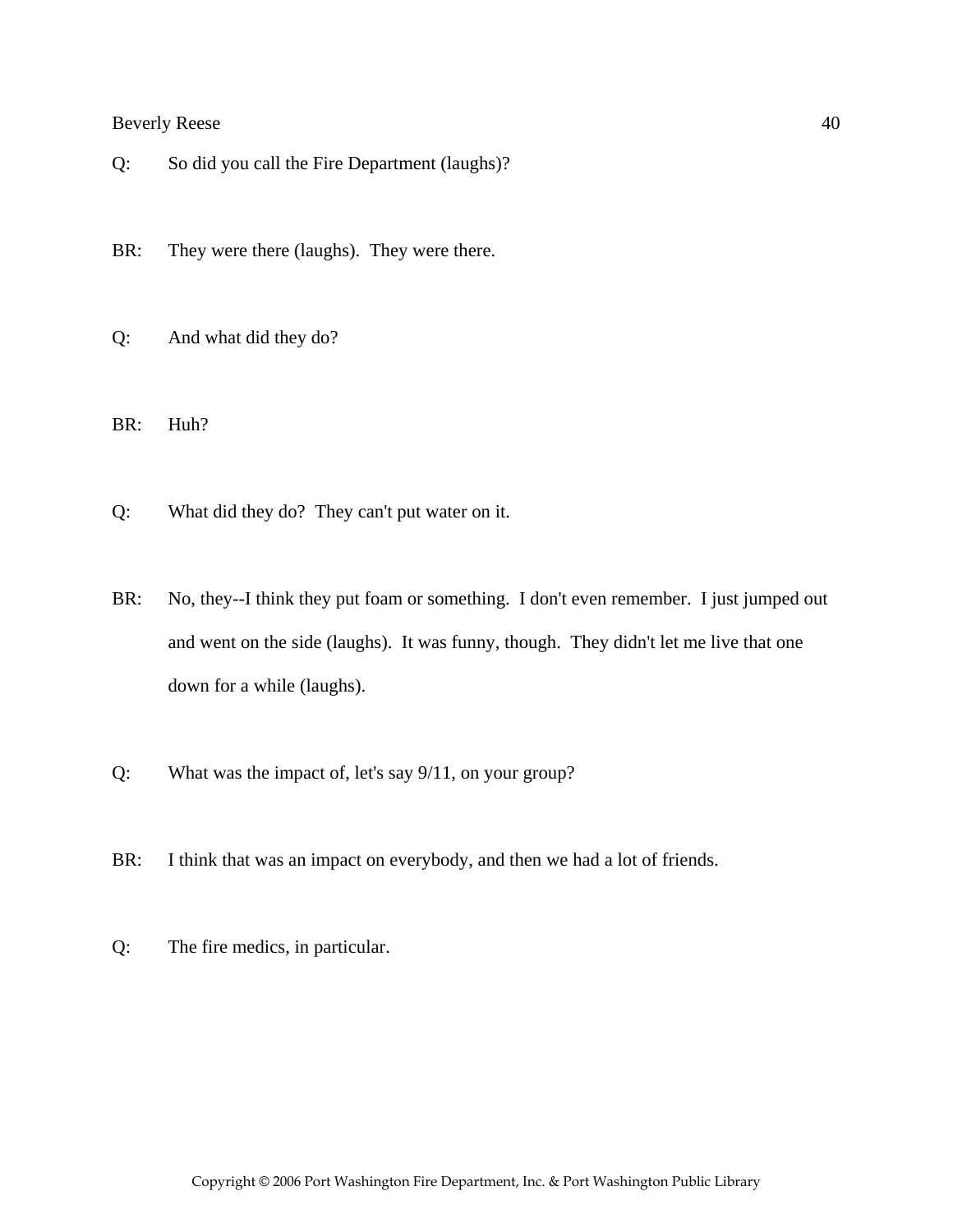Q: So did you call the Fire Department (laughs)?

BR: They were there (laughs). They were there.

Q: And what did they do?

BR: Huh?

Q: What did they do? They can't put water on it.

BR: No, they--I think they put foam or something. I don't even remember. I just jumped out and went on the side (laughs). It was funny, though. They didn't let me live that one down for a while (laughs).

Q: What was the impact of, let's say 9/11, on your group?

BR: I think that was an impact on everybody, and then we had a lot of friends.

Q: The fire medics, in particular.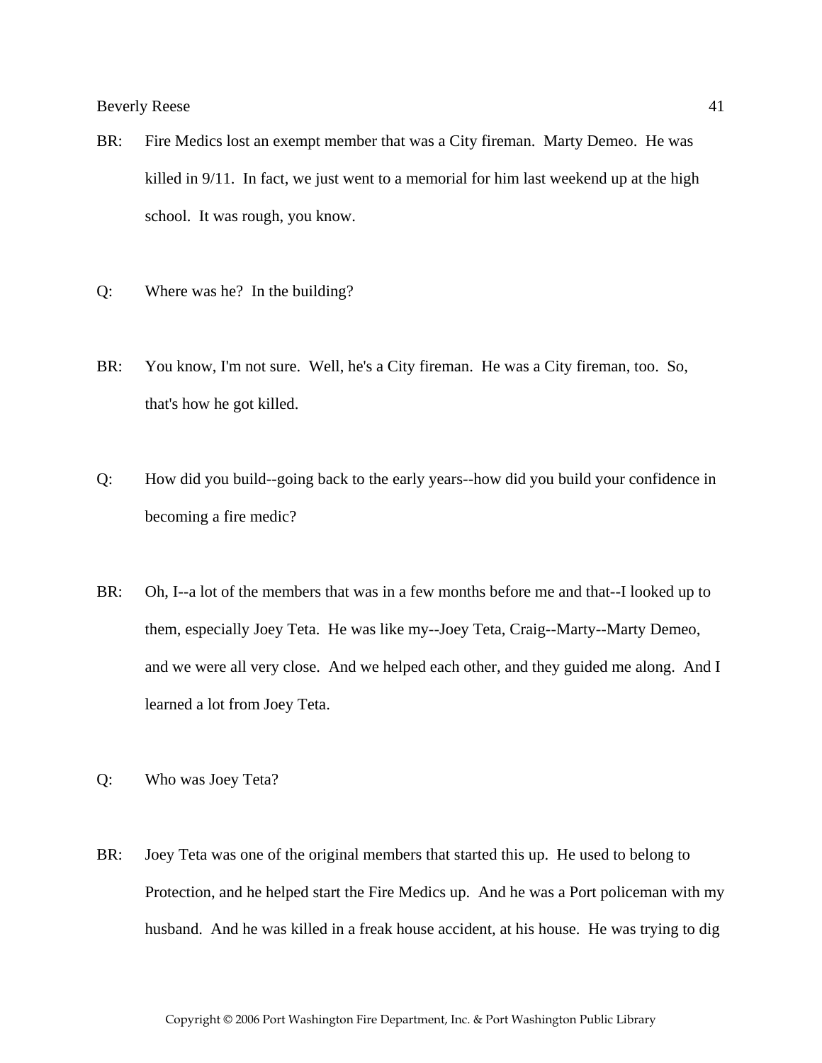BR: Fire Medics lost an exempt member that was a City fireman. Marty Demeo. He was killed in 9/11. In fact, we just went to a memorial for him last weekend up at the high school. It was rough, you know.

Q: Where was he? In the building?

BR: You know, I'm not sure. Well, he's a City fireman. He was a City fireman, too. So, that's how he got killed.

Q: How did you build--going back to the early years--how did you build your confidence in becoming a fire medic?

BR: Oh, I--a lot of the members that was in a few months before me and that--I looked up to them, especially Joey Teta. He was like my--Joey Teta, Craig--Marty--Marty Demeo, and we were all very close. And we helped each other, and they guided me along. And I learned a lot from Joey Teta.

Q: Who was Joey Teta?

BR: Joey Teta was one of the original members that started this up. He used to belong to Protection, and he helped start the Fire Medics up. And he was a Port policeman with my husband. And he was killed in a freak house accident, at his house. He was trying to dig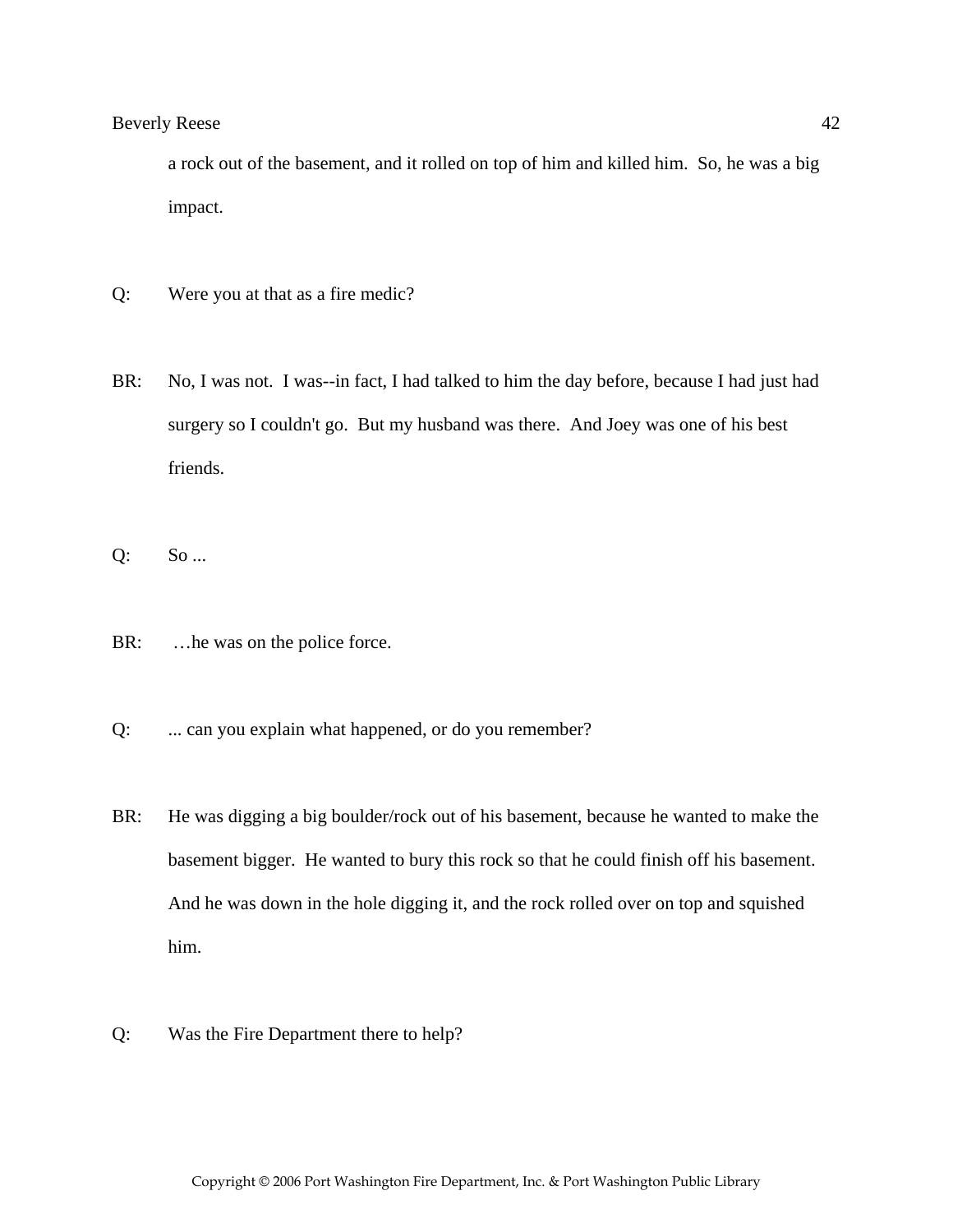a rock out of the basement, and it rolled on top of him and killed him. So, he was a big impact.

Q: Were you at that as a fire medic?

BR: No, I was not. I was--in fact, I had talked to him the day before, because I had just had surgery so I couldn't go. But my husband was there. And Joey was one of his best friends.

Q: So ...

BR: …he was on the police force.

Q: ... can you explain what happened, or do you remember?

BR: He was digging a big boulder/rock out of his basement, because he wanted to make the basement bigger. He wanted to bury this rock so that he could finish off his basement. And he was down in the hole digging it, and the rock rolled over on top and squished him.

Q: Was the Fire Department there to help?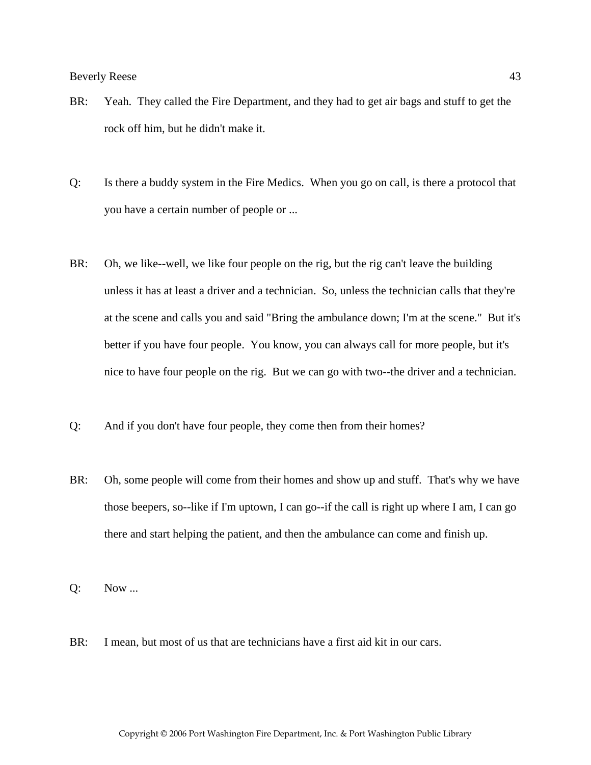BR: Yeah. They called the Fire Department, and they had to get air bags and stuff to get the rock off him, but he didn't make it.

Q: Is there a buddy system in the Fire Medics. When you go on call, is there a protocol that you have a certain number of people or ...

BR: Oh, we like--well, we like four people on the rig, but the rig can't leave the building unless it has at least a driver and a technician. So, unless the technician calls that they're at the scene and calls you and said "Bring the ambulance down; I'm at the scene." But it's better if you have four people. You know, you can always call for more people, but it's nice to have four people on the rig. But we can go with two--the driver and a technician.

Q: And if you don't have four people, they come then from their homes?

BR: Oh, some people will come from their homes and show up and stuff. That's why we have those beepers, so--like if I'm uptown, I can go--if the call is right up where I am, I can go there and start helping the patient, and then the ambulance can come and finish up.

Q: Now ...

BR: I mean, but most of us that are technicians have a first aid kit in our cars.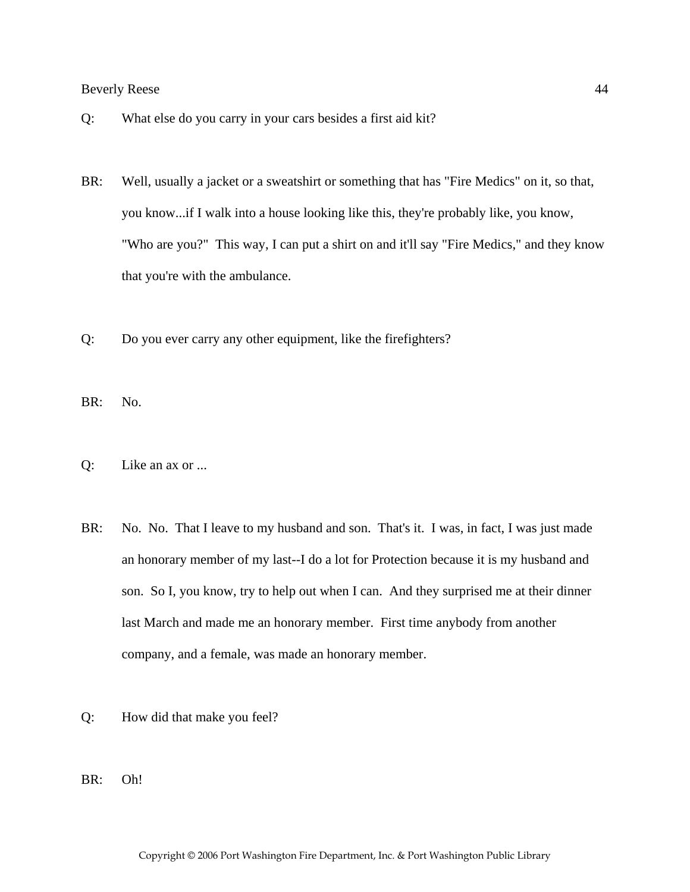Q: What else do you carry in your cars besides a first aid kit?

BR: Well, usually a jacket or a sweatshirt or something that has "Fire Medics" on it, so that, you know...if I walk into a house looking like this, they're probably like, you know, "Who are you?" This way, I can put a shirt on and it'll say "Fire Medics," and they know that you're with the ambulance.

Q: Do you ever carry any other equipment, like the firefighters?

BR: No.

Q: Like an ax or ...

BR: No. No. That I leave to my husband and son. That's it. I was, in fact, I was just made an honorary member of my last--I do a lot for Protection because it is my husband and son. So I, you know, try to help out when I can. And they surprised me at their dinner last March and made me an honorary member. First time anybody from another company, and a female, was made an honorary member.

Q: How did that make you feel?

BR: Oh!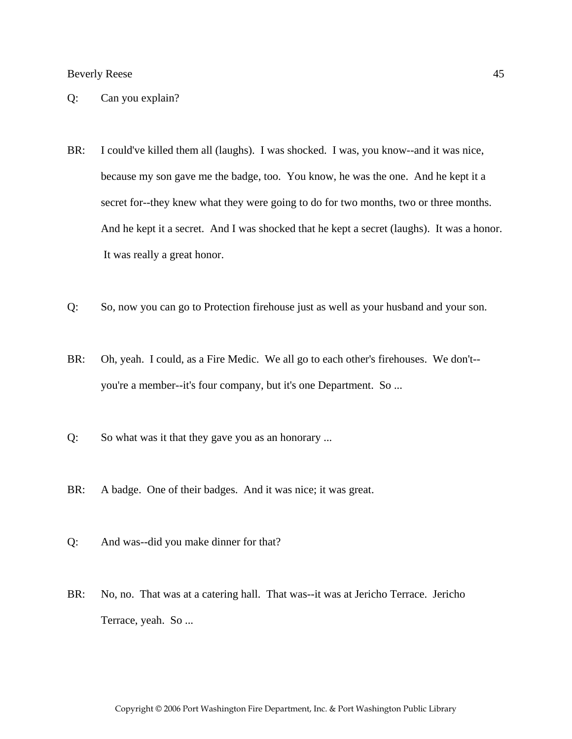Q: Can you explain?

BR: I could've killed them all (laughs). I was shocked. I was, you know--and it was nice, because my son gave me the badge, too. You know, he was the one. And he kept it a secret for--they knew what they were going to do for two months, two or three months. And he kept it a secret. And I was shocked that he kept a secret (laughs). It was a honor. It was really a great honor.

Q: So, now you can go to Protection firehouse just as well as your husband and your son.

BR: Oh, yeah. I could, as a Fire Medic. We all go to each other's firehouses. We don't--you're a member--it's four company, but it's one Department. So ...

Q: So what was it that they gave you as an honorary ...

BR: A badge. One of their badges. And it was nice; it was great.

Q: And was--did you make dinner for that?

BR: No, no. That was at a catering hall. That was--it was at Jericho Terrace. Jericho Terrace, yeah. So ...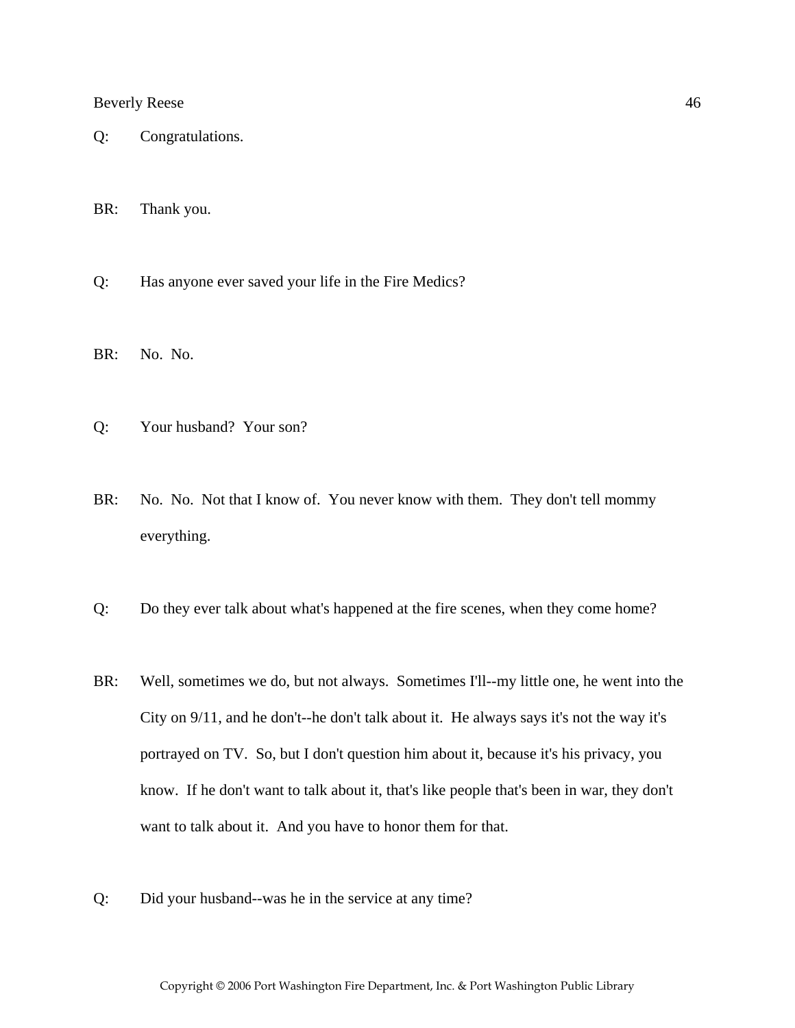Q: Congratulations.

BR: Thank you.

Q: Has anyone ever saved your life in the Fire Medics?

BR: No. No.

Q: Your husband? Your son?

BR: No. No. Not that I know of. You never know with them. They don't tell mommy everything.

Q: Do they ever talk about what's happened at the fire scenes, when they come home?

BR: Well, sometimes we do, but not always. Sometimes I'll--my little one, he went into the City on 9/11, and he don't--he don't talk about it. He always says it's not the way it's portrayed on TV. So, but I don't question him about it, because it's his privacy, you know. If he don't want to talk about it, that's like people that's been in war, they don't want to talk about it. And you have to honor them for that.

Q: Did your husband--was he in the service at any time?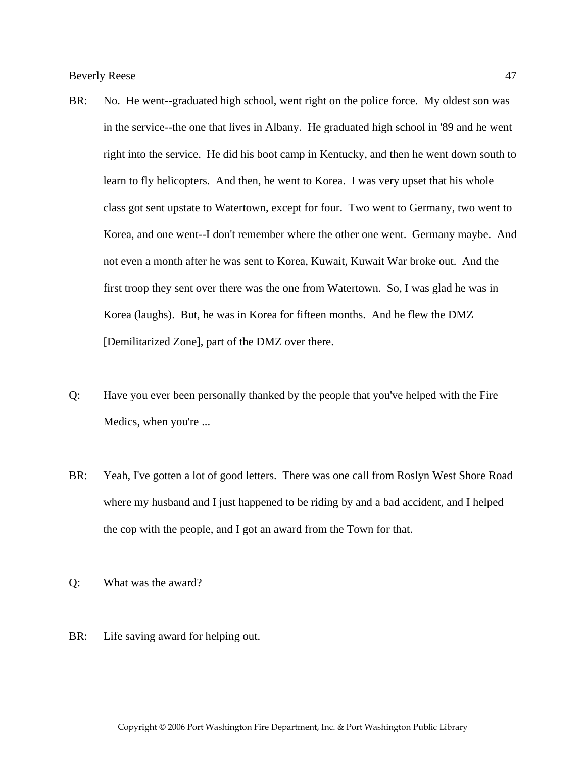BR: No. He went--graduated high school, went right on the police force. My oldest son was in the service--the one that lives in Albany. He graduated high school in '89 and he went right into the service. He did his boot camp in Kentucky, and then he went down south to learn to fly helicopters. And then, he went to Korea. I was very upset that his whole class got sent upstate to Watertown, except for four. Two went to Germany, two went to Korea, and one went--I don't remember where the other one went. Germany maybe. And not even a month after he was sent to Korea, Kuwait, Kuwait War broke out. And the first troop they sent over there was the one from Watertown. So, I was glad he was in Korea (laughs). But, he was in Korea for fifteen months. And he flew the DMZ [Demilitarized Zone], part of the DMZ over there.

Q: Have you ever been personally thanked by the people that you've helped with the Fire Medics, when you're ...

BR: Yeah, I've gotten a lot of good letters. There was one call from Roslyn West Shore Road where my husband and I just happened to be riding by and a bad accident, and I helped the cop with the people, and I got an award from the Town for that.

Q: What was the award?

BR: Life saving award for helping out.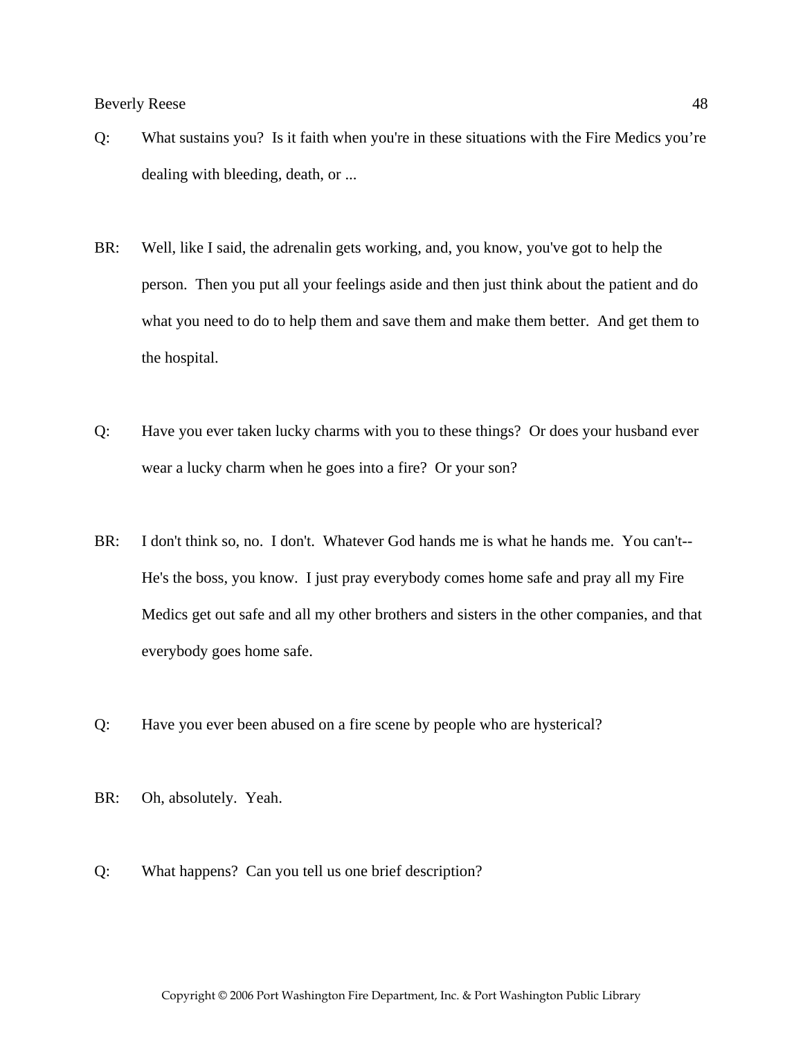Q: What sustains you? Is it faith when you're in these situations with the Fire Medics you're dealing with bleeding, death, or ...

BR: Well, like I said, the adrenalin gets working, and, you know, you've got to help the person. Then you put all your feelings aside and then just think about the patient and do what you need to do to help them and save them and make them better. And get them to the hospital.

Q: Have you ever taken lucky charms with you to these things? Or does your husband ever wear a lucky charm when he goes into a fire? Or your son?

BR: I don't think so, no. I don't. Whatever God hands me is what he hands me. You can't-- He's the boss, you know. I just pray everybody comes home safe and pray all my Fire Medics get out safe and all my other brothers and sisters in the other companies, and that everybody goes home safe.

Q: Have you ever been abused on a fire scene by people who are hysterical?

BR: Oh, absolutely. Yeah.

Q: What happens? Can you tell us one brief description?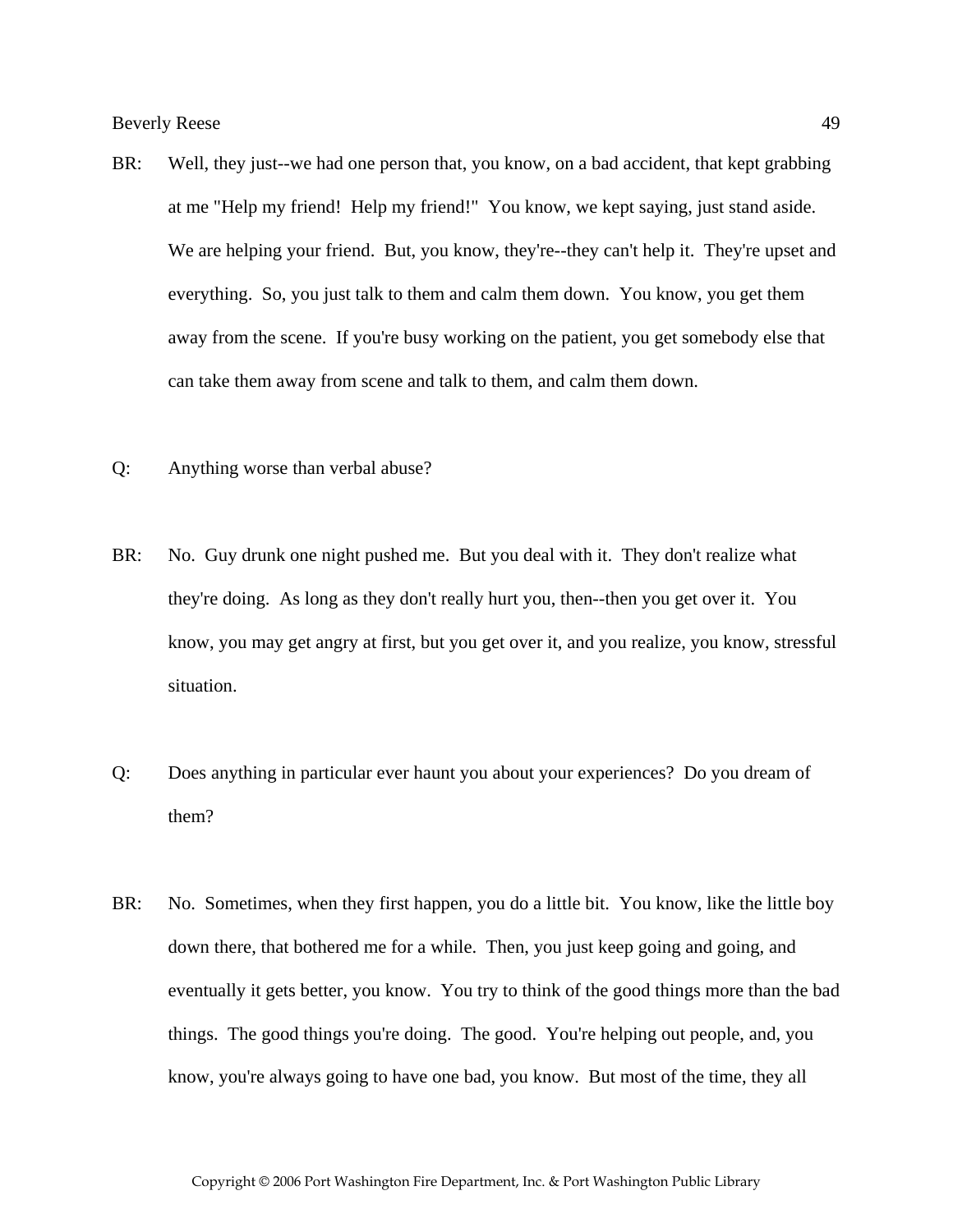BR: Well, they just--we had one person that, you know, on a bad accident, that kept grabbing at me "Help my friend! Help my friend!" You know, we kept saying, just stand aside. We are helping your friend. But, you know, they're--they can't help it. They're upset and everything. So, you just talk to them and calm them down. You know, you get them away from the scene. If you're busy working on the patient, you get somebody else that can take them away from scene and talk to them, and calm them down.

Q: Anything worse than verbal abuse?

BR: No. Guy drunk one night pushed me. But you deal with it. They don't realize what they're doing. As long as they don't really hurt you, then--then you get over it. You know, you may get angry at first, but you get over it, and you realize, you know, stressful situation.

Q: Does anything in particular ever haunt you about your experiences? Do you dream of them?

BR: No. Sometimes, when they first happen, you do a little bit. You know, like the little boy down there, that bothered me for a while. Then, you just keep going and going, and eventually it gets better, you know. You try to think of the good things more than the bad things. The good things you're doing. The good. You're helping out people, and, you know, you're always going to have one bad, you know. But most of the time, they all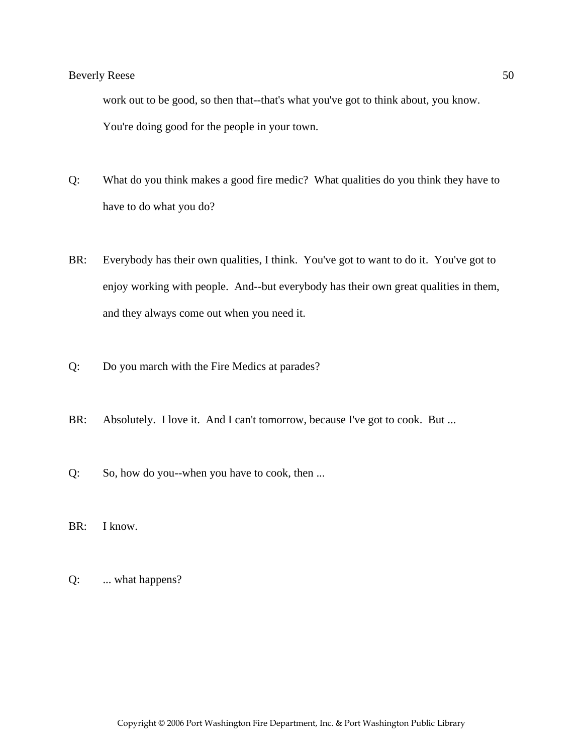work out to be good, so then that--that's what you've got to think about, you know. You're doing good for the people in your town.

Q: What do you think makes a good fire medic? What qualities do you think they have to have to do what you do?

BR: Everybody has their own qualities, I think. You've got to want to do it. You've got to enjoy working with people. And--but everybody has their own great qualities in them, and they always come out when you need it.

Q: Do you march with the Fire Medics at parades?

BR: Absolutely. I love it. And I can't tomorrow, because I've got to cook. But ...

Q: So, how do you--when you have to cook, then ...

BR: I know.

Q: ... what happens?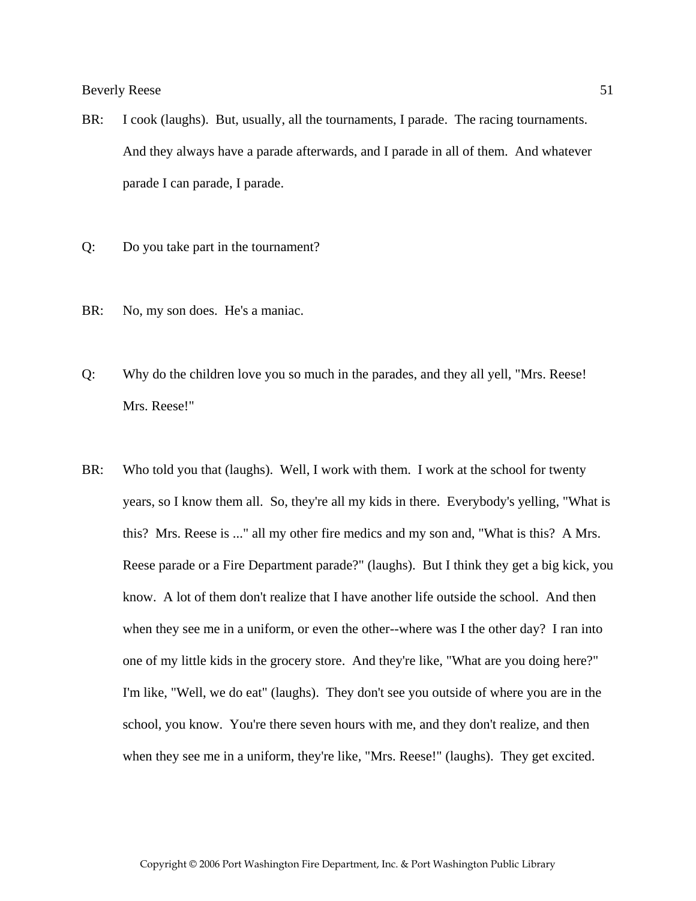BR: I cook (laughs). But, usually, all the tournaments, I parade. The racing tournaments. And they always have a parade afterwards, and I parade in all of them. And whatever parade I can parade, I parade.

Q: Do you take part in the tournament?

BR: No, my son does. He's a maniac.

Q: Why do the children love you so much in the parades, and they all yell, "Mrs. Reese! Mrs. Reese!"

BR: Who told you that (laughs). Well, I work with them. I work at the school for twenty years, so I know them all. So, they're all my kids in there. Everybody's yelling, "What is this? Mrs. Reese is ..." all my other fire medics and my son and, "What is this? A Mrs. Reese parade or a Fire Department parade?" (laughs). But I think they get a big kick, you know. A lot of them don't realize that I have another life outside the school. And then when they see me in a uniform, or even the other--where was I the other day? I ran into one of my little kids in the grocery store. And they're like, "What are you doing here?" I'm like, "Well, we do eat" (laughs). They don't see you outside of where you are in the school, you know. You're there seven hours with me, and they don't realize, and then when they see me in a uniform, they're like, "Mrs. Reese!" (laughs). They get excited.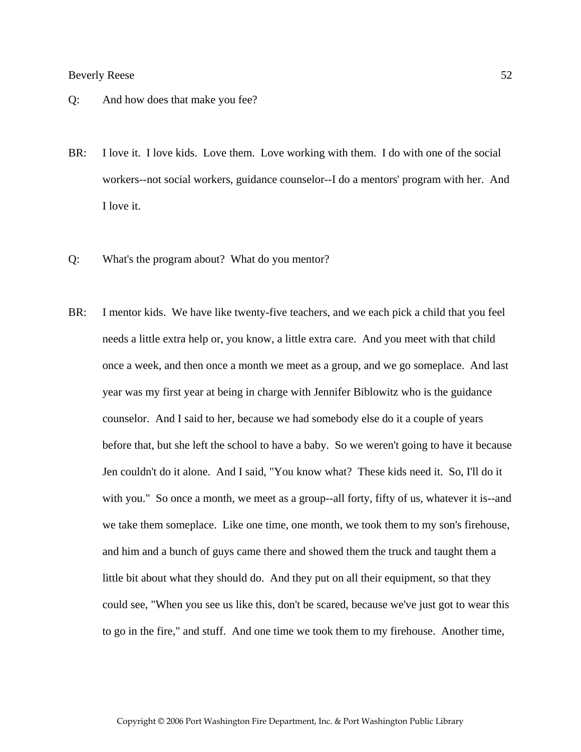Q: And how does that make you fee?

BR: I love it. I love kids. Love them. Love working with them. I do with one of the social workers--not social workers, guidance counselor--I do a mentors' program with her. And I love it.

Q: What's the program about? What do you mentor?

BR: I mentor kids. We have like twenty-five teachers, and we each pick a child that you feel needs a little extra help or, you know, a little extra care. And you meet with that child once a week, and then once a month we meet as a group, and we go someplace. And last year was my first year at being in charge with Jennifer Biblowitz who is the guidance counselor. And I said to her, because we had somebody else do it a couple of years before that, but she left the school to have a baby. So we weren't going to have it because Jen couldn't do it alone. And I said, "You know what? These kids need it. So, I'll do it with you." So once a month, we meet as a group--all forty, fifty of us, whatever it is--and we take them someplace. Like one time, one month, we took them to my son's firehouse, and him and a bunch of guys came there and showed them the truck and taught them a little bit about what they should do. And they put on all their equipment, so that they could see, "When you see us like this, don't be scared, because we've just got to wear this to go in the fire," and stuff. And one time we took them to my firehouse. Another time,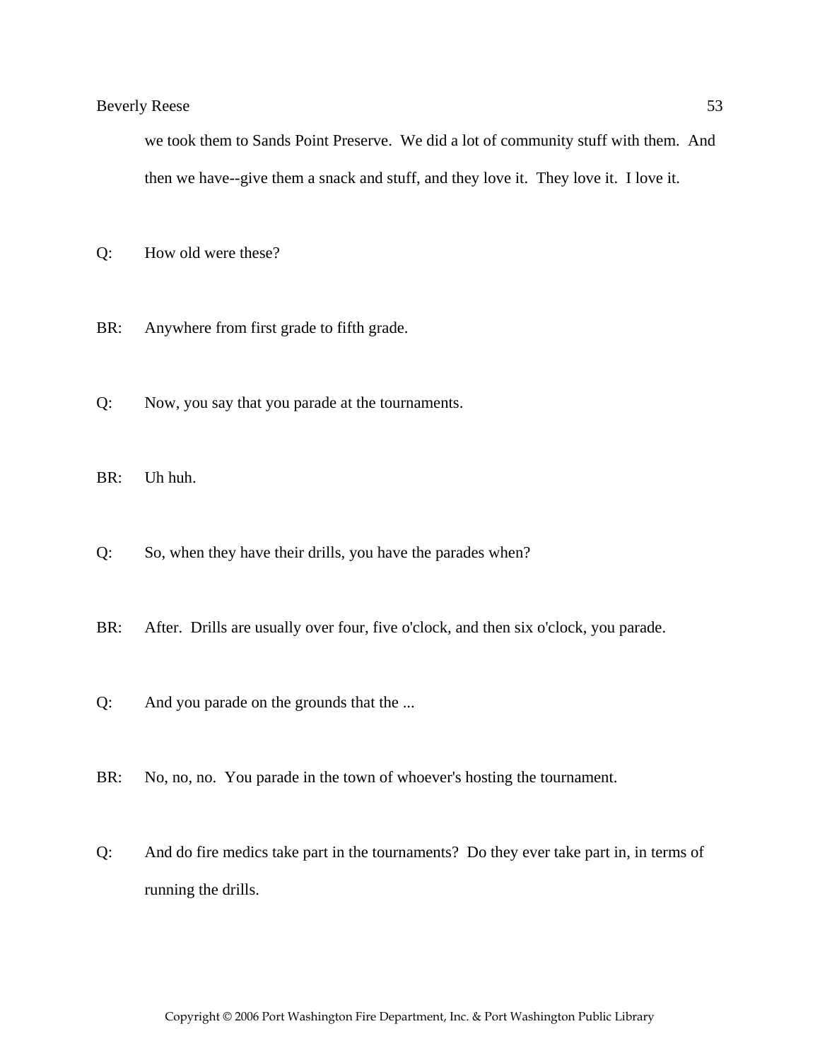we took them to Sands Point Preserve. We did a lot of community stuff with them. And then we have--give them a snack and stuff, and they love it. They love it. I love it.

Q: How old were these?

BR: Anywhere from first grade to fifth grade.

Q: Now, you say that you parade at the tournaments.

BR: Uh huh.

Q: So, when they have their drills, you have the parades when?

BR: After. Drills are usually over four, five o'clock, and then six o'clock, you parade.

Q: And you parade on the grounds that the ...

BR: No, no, no. You parade in the town of whoever's hosting the tournament.

Q: And do fire medics take part in the tournaments? Do they ever take part in, in terms of running the drills.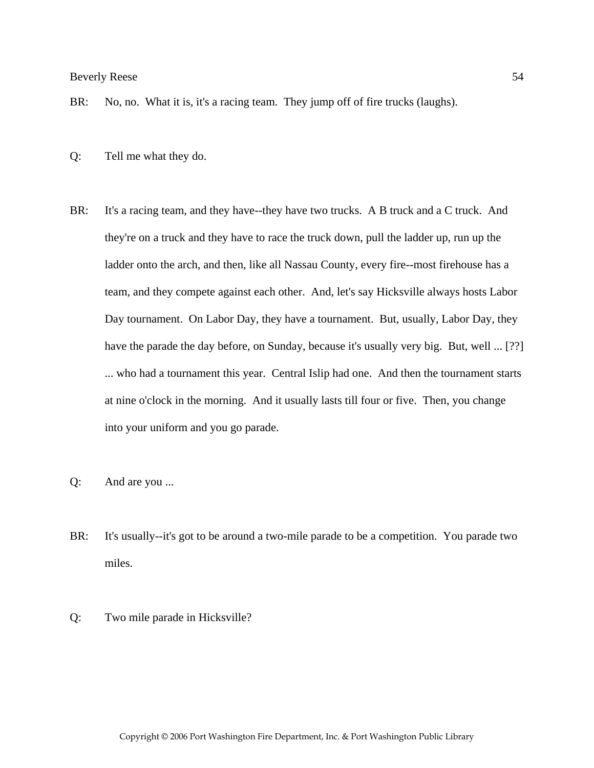BR: No, no. What it is, it's a racing team. They jump off of fire trucks (laughs).

Q: Tell me what they do.

BR: It's a racing team, and they have--they have two trucks. A B truck and a C truck. And they're on a truck and they have to race the truck down, pull the ladder up, run up the ladder onto the arch, and then, like all Nassau County, every fire--most firehouse has a team, and they compete against each other. And, let's say Hicksville always hosts Labor Day tournament. On Labor Day, they have a tournament. But, usually, Labor Day, they have the parade the day before, on Sunday, because it's usually very big. But, well ... [??] ... who had a tournament this year. Central Islip had one. And then the tournament starts at nine o'clock in the morning. And it usually lasts till four or five. Then, you change into your uniform and you go parade.

Q: And are you ...

BR: It's usually--it's got to be around a two-mile parade to be a competition. You parade two miles.

Q: Two mile parade in Hicksville?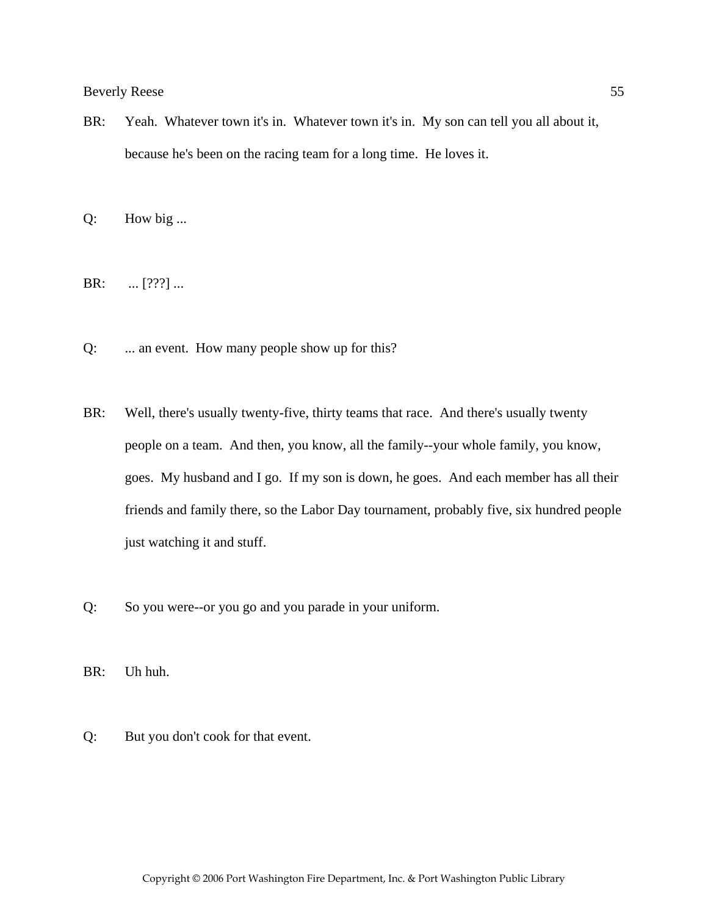BR: Yeah. Whatever town it's in. Whatever town it's in. My son can tell you all about it, because he's been on the racing team for a long time. He loves it.

Q: How big ...

BR: ... [???] ...

Q: ... an event. How many people show up for this?

BR: Well, there's usually twenty-five, thirty teams that race. And there's usually twenty people on a team. And then, you know, all the family--your whole family, you know, goes. My husband and I go. If my son is down, he goes. And each member has all their friends and family there, so the Labor Day tournament, probably five, six hundred people just watching it and stuff.

Q: So you were--or you go and you parade in your uniform.

BR: Uh huh.

Q: But you don't cook for that event.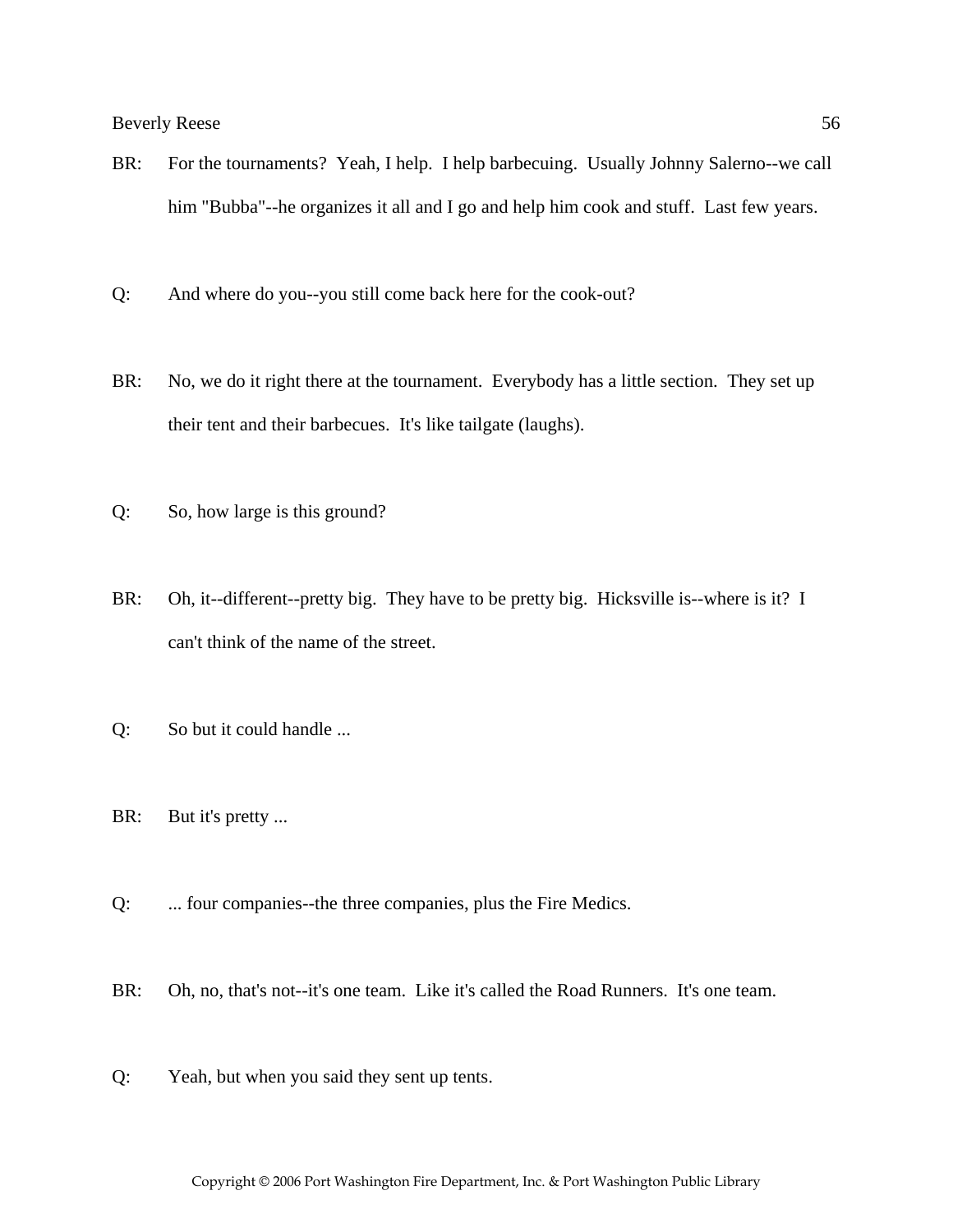BR: For the tournaments? Yeah, I help. I help barbecuing. Usually Johnny Salerno--we call him "Bubba"--he organizes it all and I go and help him cook and stuff. Last few years.

Q: And where do you--you still come back here for the cook-out?

BR: No, we do it right there at the tournament. Everybody has a little section. They set up their tent and their barbecues. It's like tailgate (laughs).

Q: So, how large is this ground?

BR: Oh, it--different--pretty big. They have to be pretty big. Hicksville is--where is it? I can't think of the name of the street.

Q: So but it could handle ...

BR: But it's pretty ...

Q: ... four companies--the three companies, plus the Fire Medics.

BR: Oh, no, that's not--it's one team. Like it's called the Road Runners. It's one team.

Q: Yeah, but when you said they sent up tents.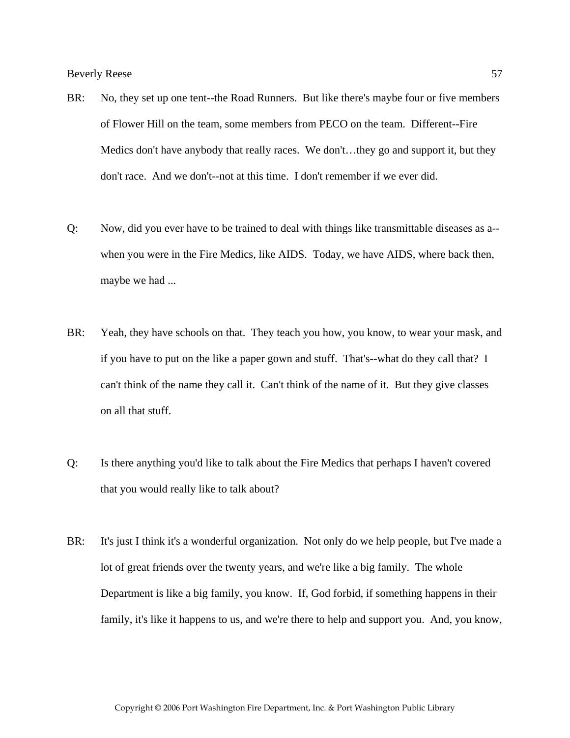BR: No, they set up one tent--the Road Runners. But like there's maybe four or five members of Flower Hill on the team, some members from PECO on the team. Different--Fire Medics don't have anybody that really races. We don't…they go and support it, but they don't race. And we don't--not at this time. I don't remember if we ever did.

Q: Now, did you ever have to be trained to deal with things like transmittable diseases as a--when you were in the Fire Medics, like AIDS. Today, we have AIDS, where back then, maybe we had ...

BR: Yeah, they have schools on that. They teach you how, you know, to wear your mask, and if you have to put on the like a paper gown and stuff. That's--what do they call that? I can't think of the name they call it. Can't think of the name of it. But they give classes on all that stuff.

Q: Is there anything you'd like to talk about the Fire Medics that perhaps I haven't covered that you would really like to talk about?

BR: It's just I think it's a wonderful organization. Not only do we help people, but I've made a lot of great friends over the twenty years, and we're like a big family. The whole Department is like a big family, you know. If, God forbid, if something happens in their family, it's like it happens to us, and we're there to help and support you. And, you know,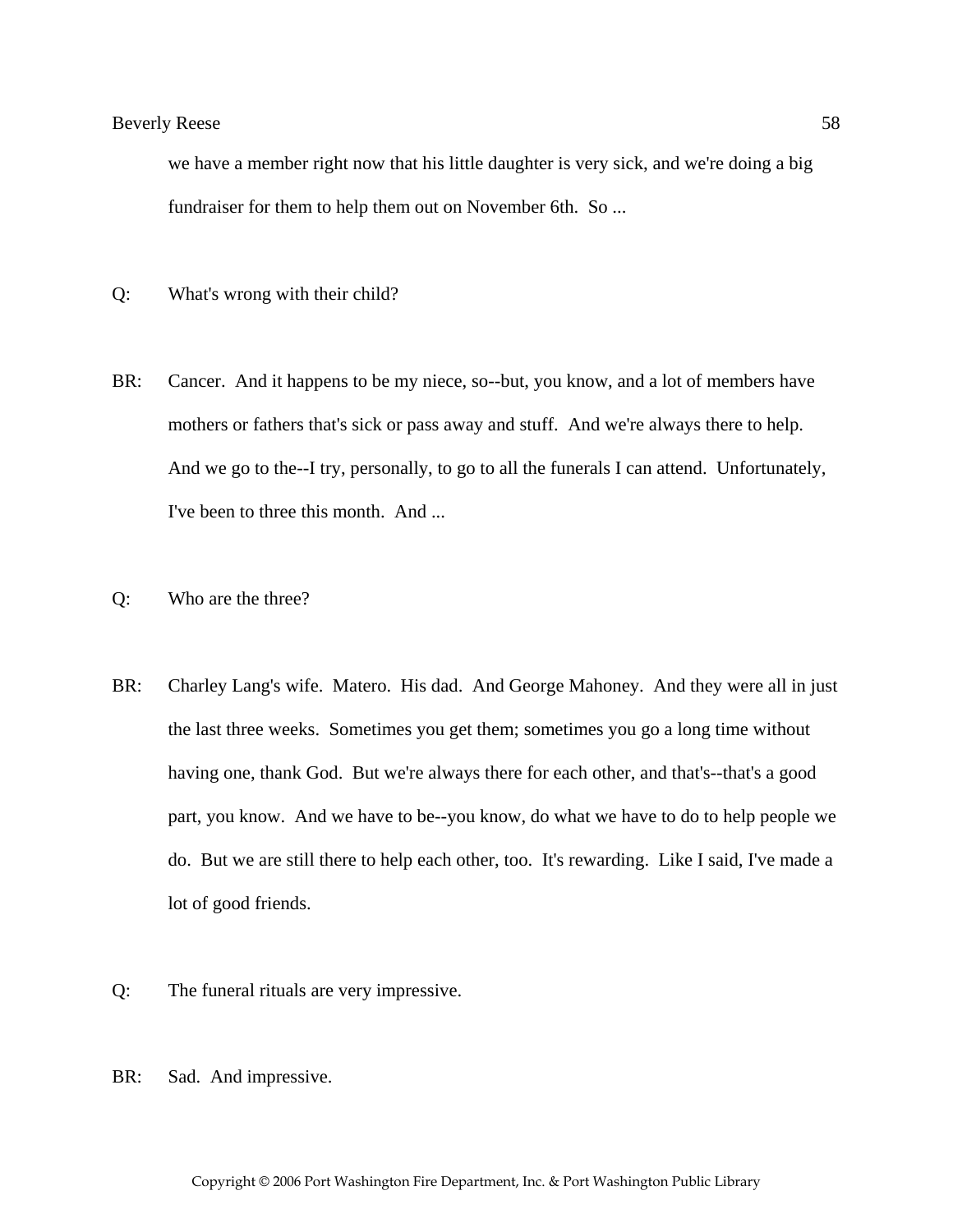we have a member right now that his little daughter is very sick, and we're doing a big fundraiser for them to help them out on November 6th. So ...

Q: What's wrong with their child?

BR: Cancer. And it happens to be my niece, so--but, you know, and a lot of members have mothers or fathers that's sick or pass away and stuff. And we're always there to help. And we go to the--I try, personally, to go to all the funerals I can attend. Unfortunately, I've been to three this month. And ...

Q: Who are the three?

BR: Charley Lang's wife. Matero. His dad. And George Mahoney. And they were all in just the last three weeks. Sometimes you get them; sometimes you go a long time without having one, thank God. But we're always there for each other, and that's--that's a good part, you know. And we have to be--you know, do what we have to do to help people we do. But we are still there to help each other, too. It's rewarding. Like I said, I've made a lot of good friends.

Q: The funeral rituals are very impressive.

BR: Sad. And impressive.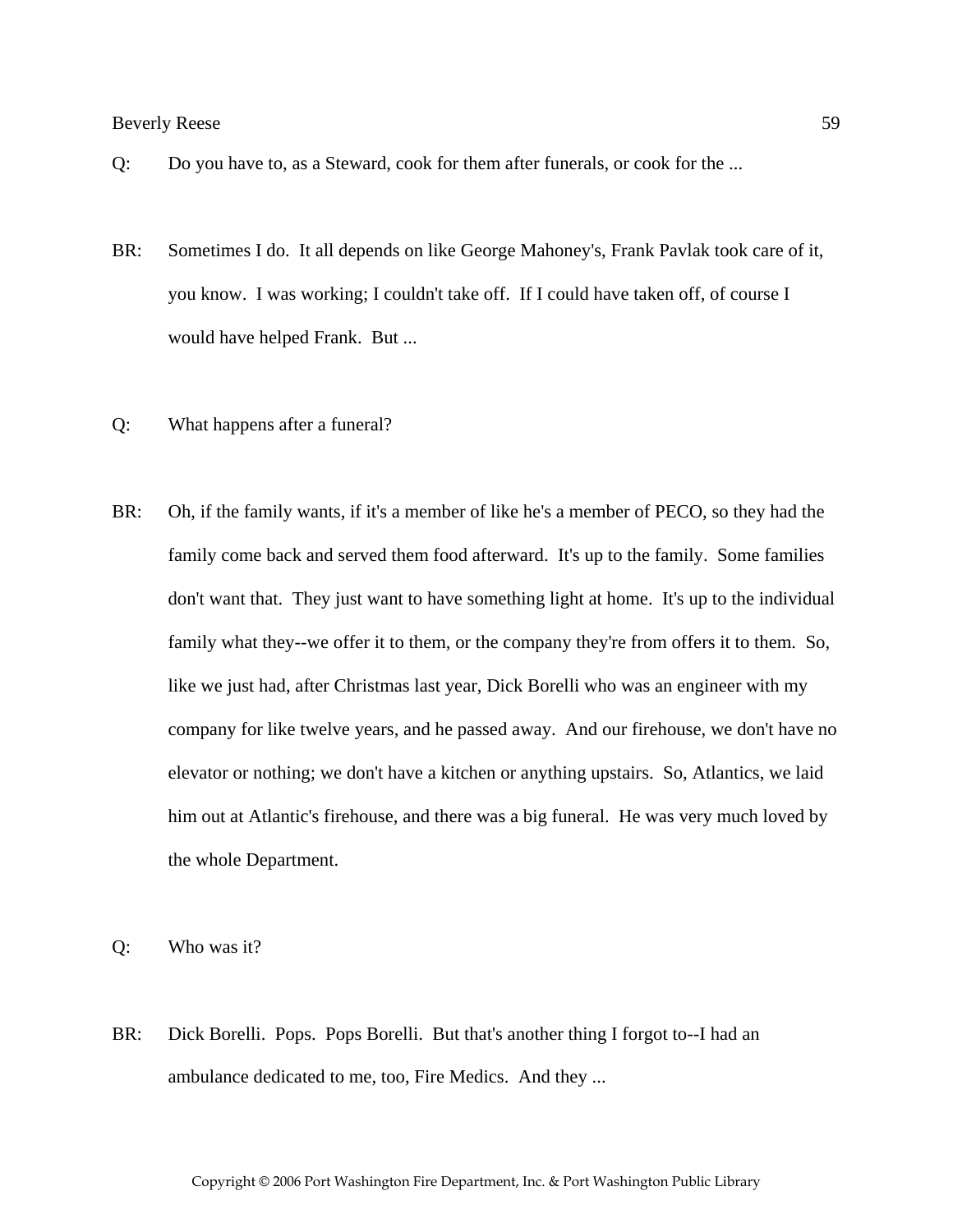Q: Do you have to, as a Steward, cook for them after funerals, or cook for the ...

BR: Sometimes I do. It all depends on like George Mahoney's, Frank Pavlak took care of it, you know. I was working; I couldn't take off. If I could have taken off, of course I would have helped Frank. But ...

Q: What happens after a funeral?

BR: Oh, if the family wants, if it's a member of like he's a member of PECO, so they had the family come back and served them food afterward. It's up to the family. Some families don't want that. They just want to have something light at home. It's up to the individual family what they--we offer it to them, or the company they're from offers it to them. So, like we just had, after Christmas last year, Dick Borelli who was an engineer with my company for like twelve years, and he passed away. And our firehouse, we don't have no elevator or nothing; we don't have a kitchen or anything upstairs. So, Atlantics, we laid him out at Atlantic's firehouse, and there was a big funeral. He was very much loved by the whole Department.

Q: Who was it?

BR: Dick Borelli. Pops. Pops Borelli. But that's another thing I forgot to--I had an ambulance dedicated to me, too, Fire Medics. And they ...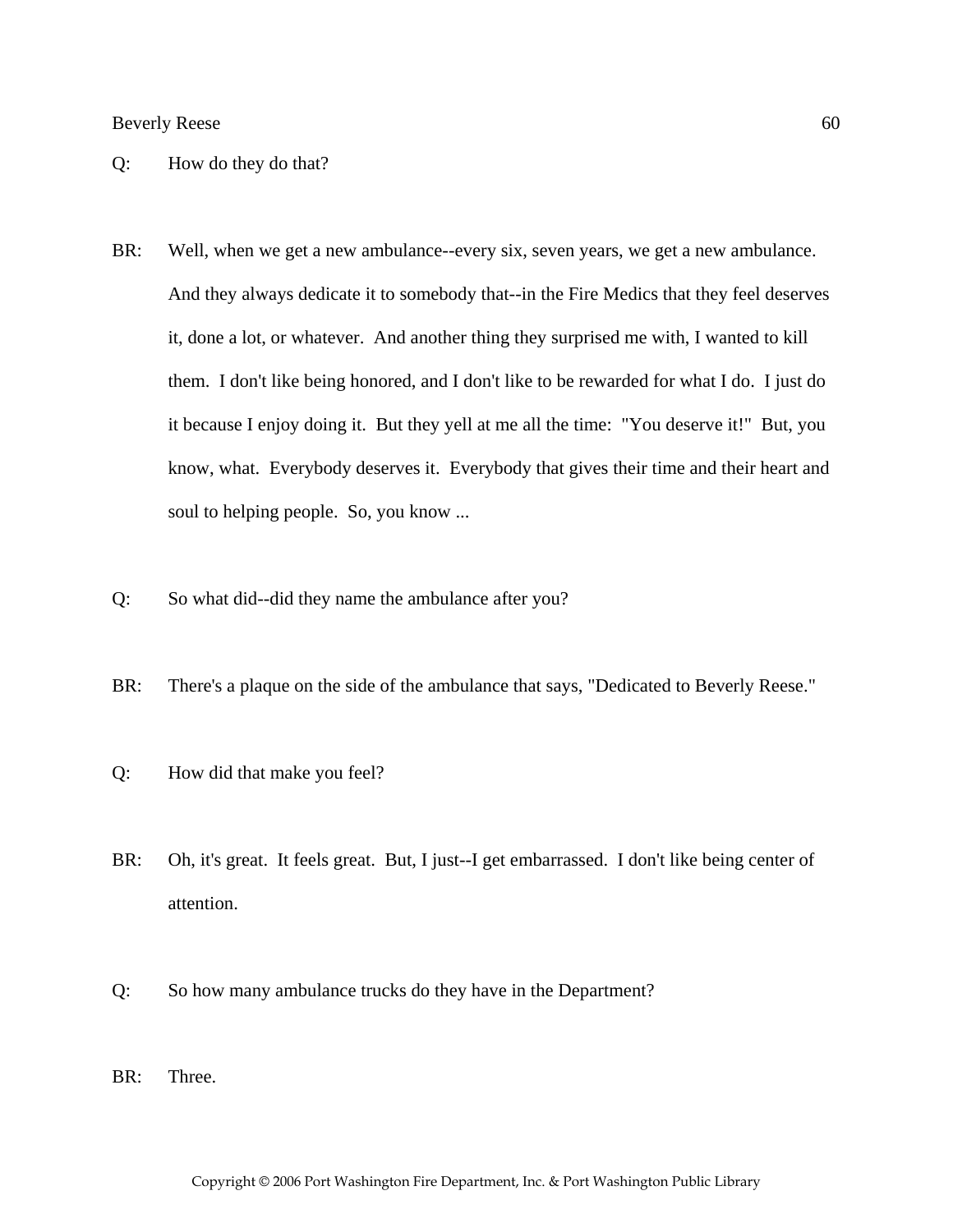Q: How do they do that?

BR: Well, when we get a new ambulance--every six, seven years, we get a new ambulance. And they always dedicate it to somebody that--in the Fire Medics that they feel deserves it, done a lot, or whatever. And another thing they surprised me with, I wanted to kill them. I don't like being honored, and I don't like to be rewarded for what I do. I just do it because I enjoy doing it. But they yell at me all the time: "You deserve it!" But, you know, what. Everybody deserves it. Everybody that gives their time and their heart and soul to helping people. So, you know ...

Q: So what did--did they name the ambulance after you?

BR: There's a plaque on the side of the ambulance that says, "Dedicated to Beverly Reese."

Q: How did that make you feel?

BR: Oh, it's great. It feels great. But, I just--I get embarrassed. I don't like being center of attention.

Q: So how many ambulance trucks do they have in the Department?

BR: Three.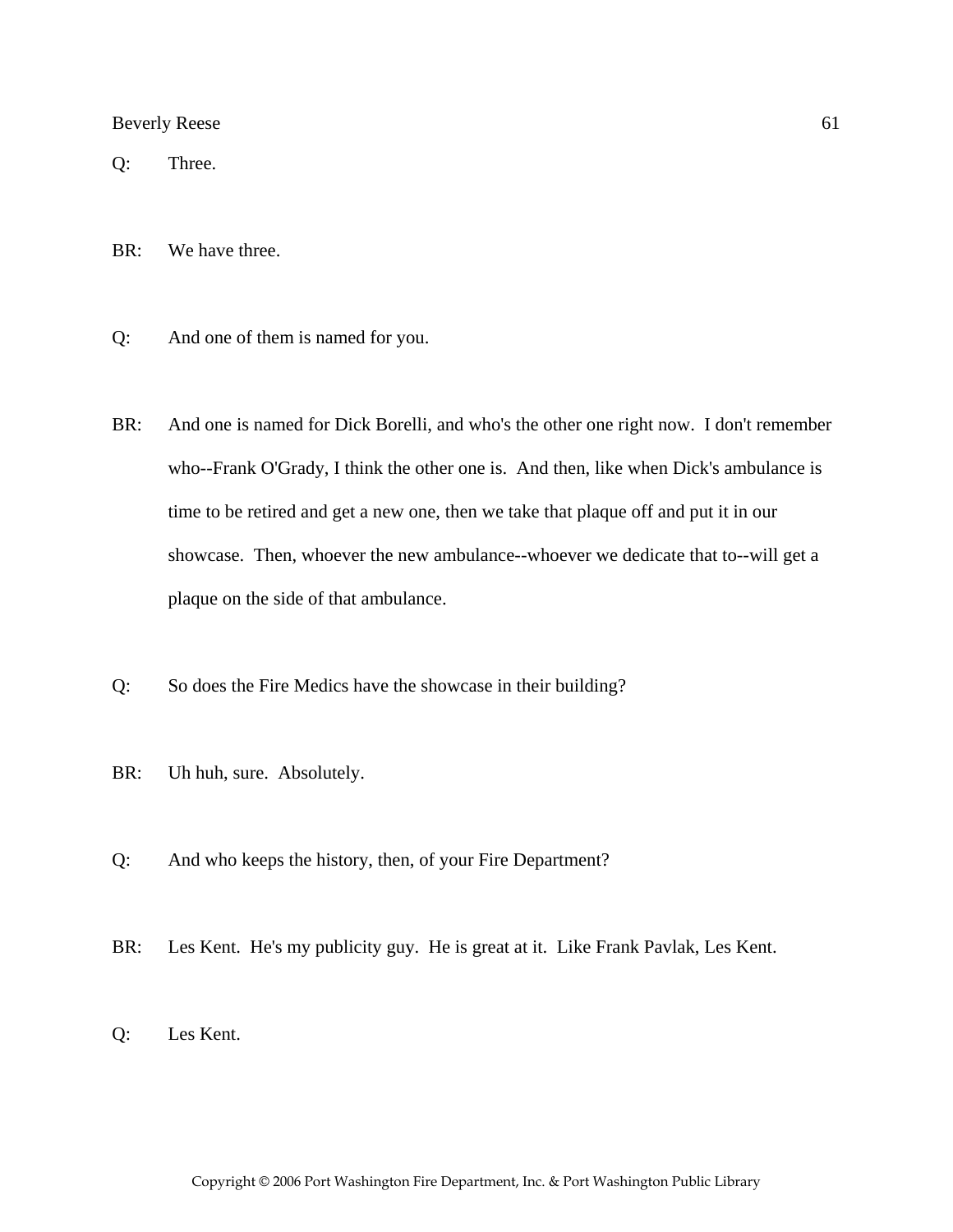Q: Three.

BR: We have three.

Q: And one of them is named for you.

BR: And one is named for Dick Borelli, and who's the other one right now. I don't remember who--Frank O'Grady, I think the other one is. And then, like when Dick's ambulance is time to be retired and get a new one, then we take that plaque off and put it in our showcase. Then, whoever the new ambulance--whoever we dedicate that to--will get a plaque on the side of that ambulance.

Q: So does the Fire Medics have the showcase in their building?

BR: Uh huh, sure. Absolutely.

Q: And who keeps the history, then, of your Fire Department?

BR: Les Kent. He's my publicity guy. He is great at it. Like Frank Pavlak, Les Kent.

Q: Les Kent.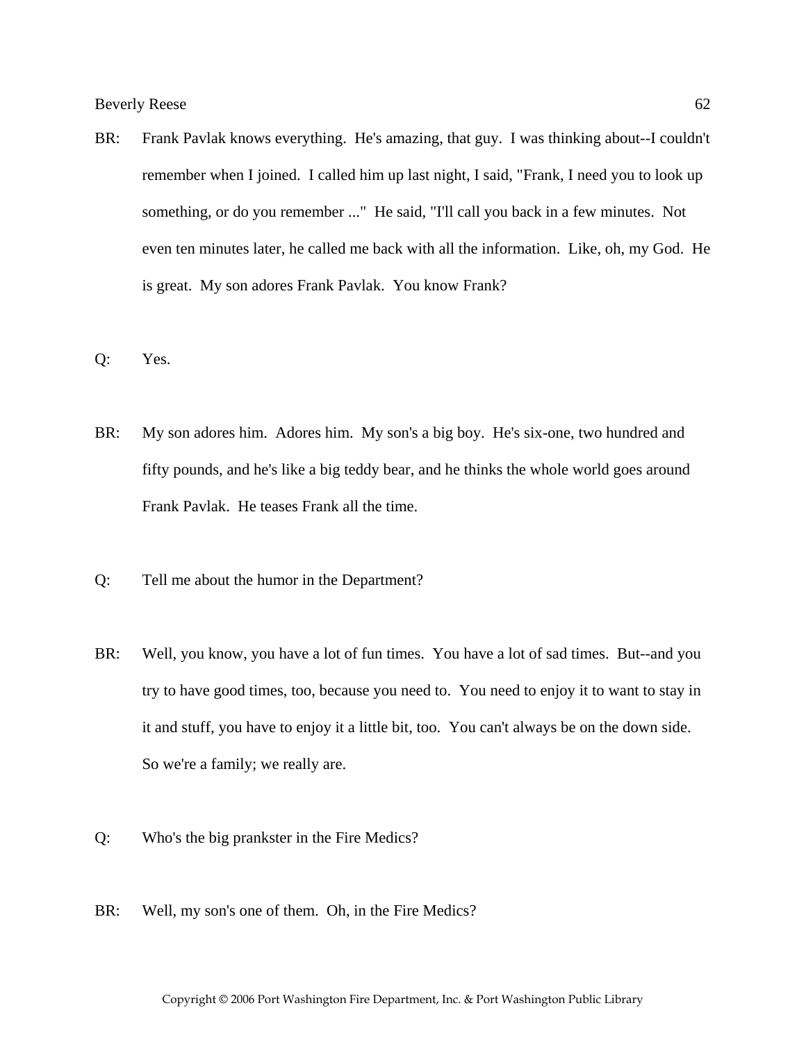BR: Frank Pavlak knows everything. He's amazing, that guy. I was thinking about--I couldn't remember when I joined. I called him up last night, I said, "Frank, I need you to look up something, or do you remember ..." He said, "I'll call you back in a few minutes. Not even ten minutes later, he called me back with all the information. Like, oh, my God. He is great. My son adores Frank Pavlak. You know Frank?

Q: Yes.

BR: My son adores him. Adores him. My son's a big boy. He's six-one, two hundred and fifty pounds, and he's like a big teddy bear, and he thinks the whole world goes around Frank Pavlak. He teases Frank all the time.

Q: Tell me about the humor in the Department?

BR: Well, you know, you have a lot of fun times. You have a lot of sad times. But--and you try to have good times, too, because you need to. You need to enjoy it to want to stay in it and stuff, you have to enjoy it a little bit, too. You can't always be on the down side. So we're a family; we really are.

Q: Who's the big prankster in the Fire Medics?

BR: Well, my son's one of them. Oh, in the Fire Medics?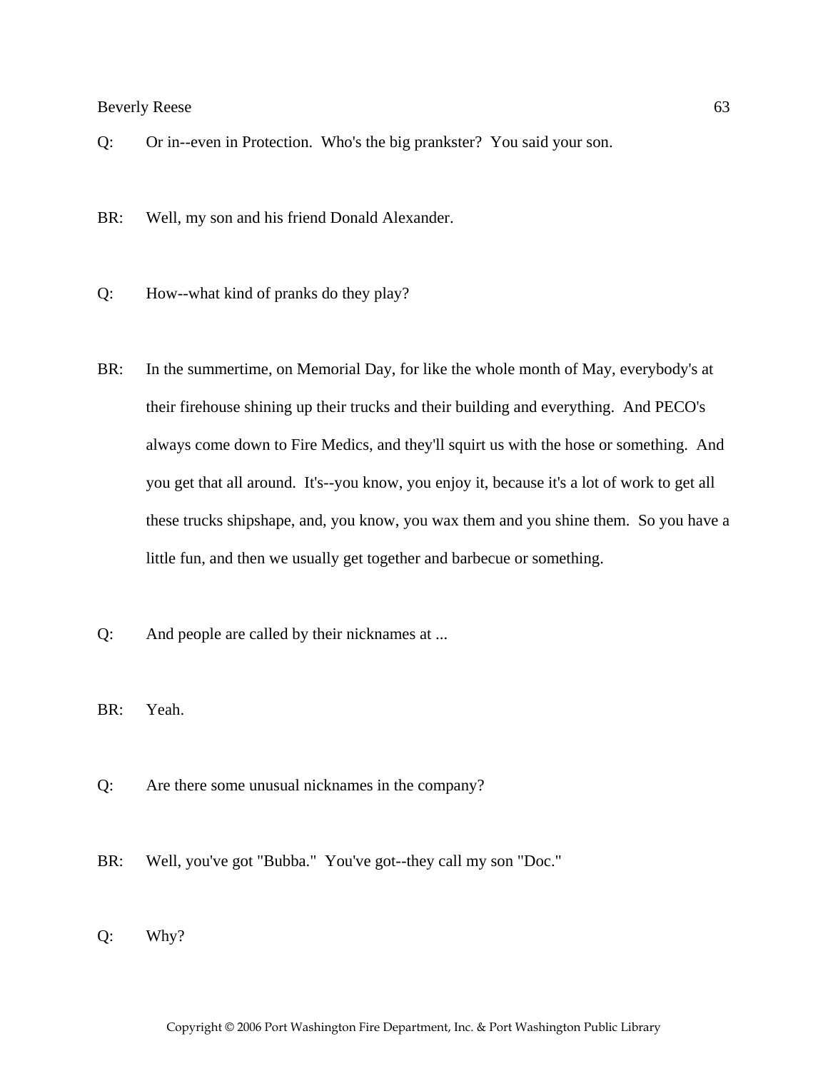Q: Or in--even in Protection. Who's the big prankster? You said your son.

BR: Well, my son and his friend Donald Alexander.

Q: How--what kind of pranks do they play?

BR: In the summertime, on Memorial Day, for like the whole month of May, everybody's at their firehouse shining up their trucks and their building and everything. And PECO's always come down to Fire Medics, and they'll squirt us with the hose or something. And you get that all around. It's--you know, you enjoy it, because it's a lot of work to get all these trucks shipshape, and, you know, you wax them and you shine them. So you have a little fun, and then we usually get together and barbecue or something.

Q: And people are called by their nicknames at ...

BR: Yeah.

Q: Are there some unusual nicknames in the company?

BR: Well, you've got "Bubba." You've got--they call my son "Doc."

Q: Why?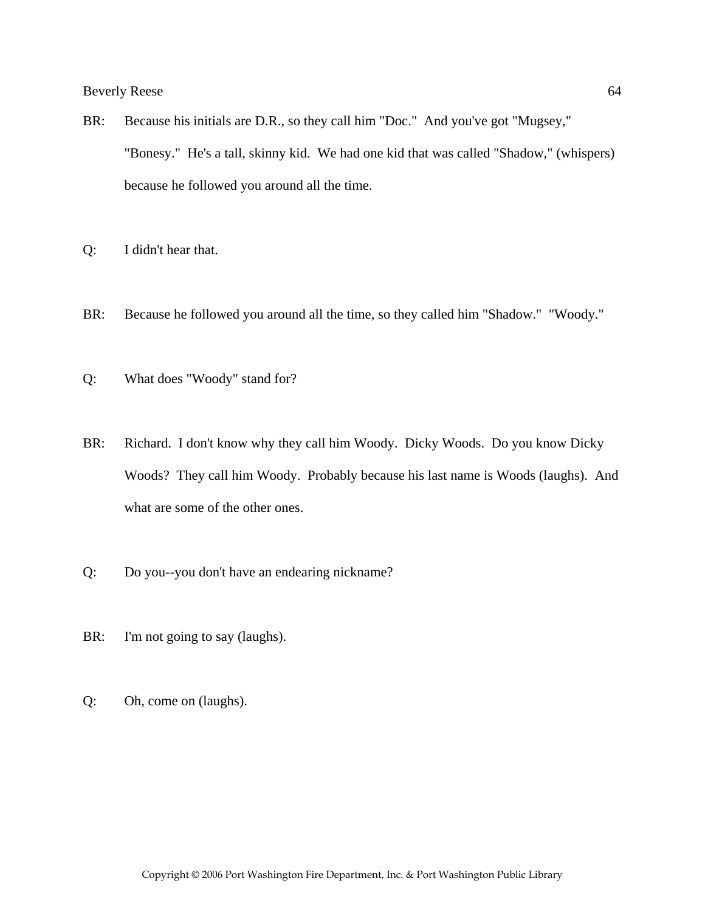BR: Because his initials are D.R., so they call him "Doc." And you've got "Mugsey," "Bonesy." He's a tall, skinny kid. We had one kid that was called "Shadow," (whispers) because he followed you around all the time.

Q: I didn't hear that.

BR: Because he followed you around all the time, so they called him "Shadow." "Woody."

Q: What does "Woody" stand for?

BR: Richard. I don't know why they call him Woody. Dicky Woods. Do you know Dicky Woods? They call him Woody. Probably because his last name is Woods (laughs). And what are some of the other ones.

Q: Do you--you don't have an endearing nickname?

BR: I'm not going to say (laughs).

Q: Oh, come on (laughs).

Copyright © 2006 Port Washington Fire Department, Inc. & Port Washington Public Library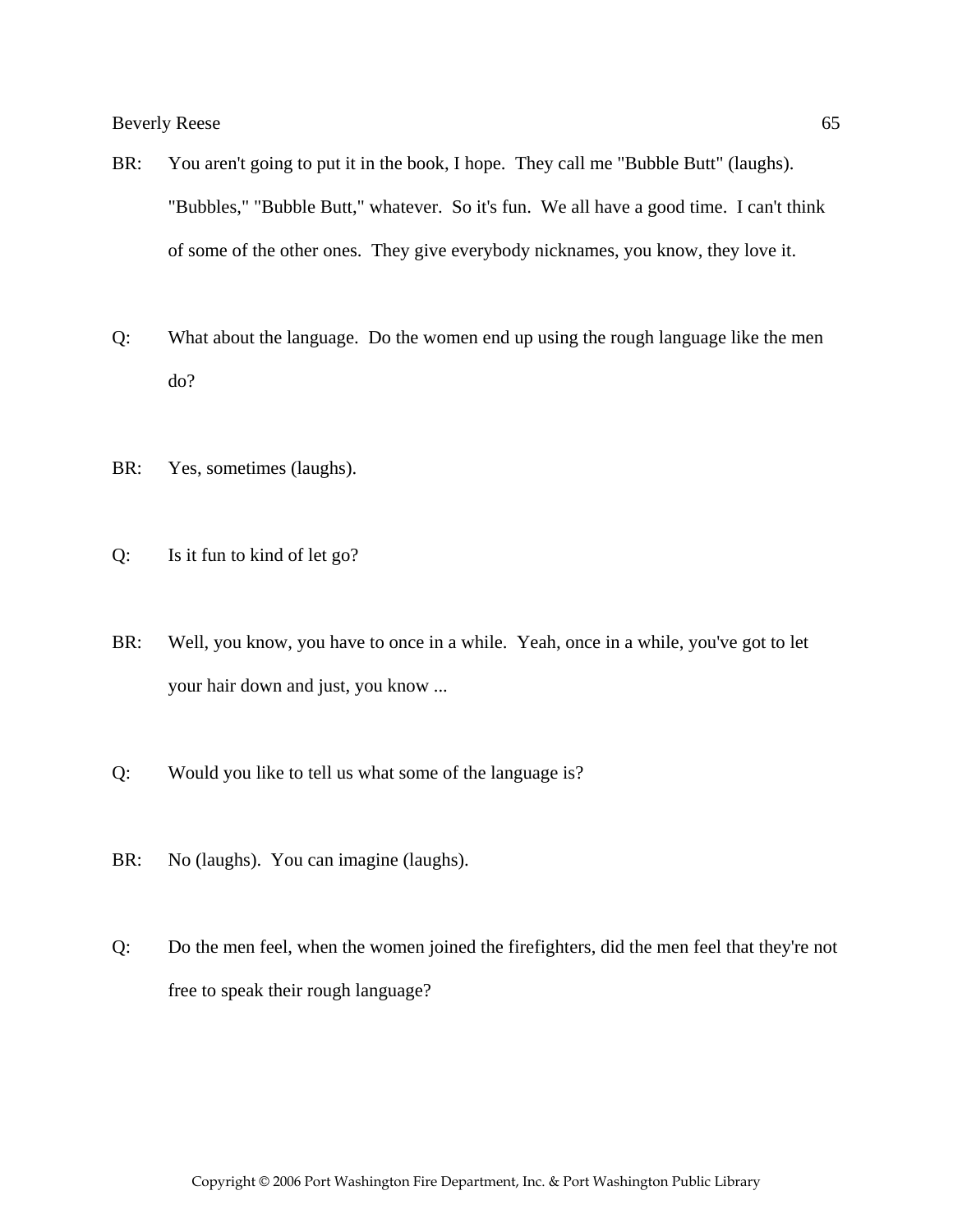BR: You aren't going to put it in the book, I hope. They call me "Bubble Butt" (laughs). "Bubbles," "Bubble Butt," whatever. So it's fun. We all have a good time. I can't think of some of the other ones. They give everybody nicknames, you know, they love it.

Q: What about the language. Do the women end up using the rough language like the men do?

BR: Yes, sometimes (laughs).

Q: Is it fun to kind of let go?

BR: Well, you know, you have to once in a while. Yeah, once in a while, you've got to let your hair down and just, you know ...

Q: Would you like to tell us what some of the language is?

BR: No (laughs). You can imagine (laughs).

Q: Do the men feel, when the women joined the firefighters, did the men feel that they're not free to speak their rough language?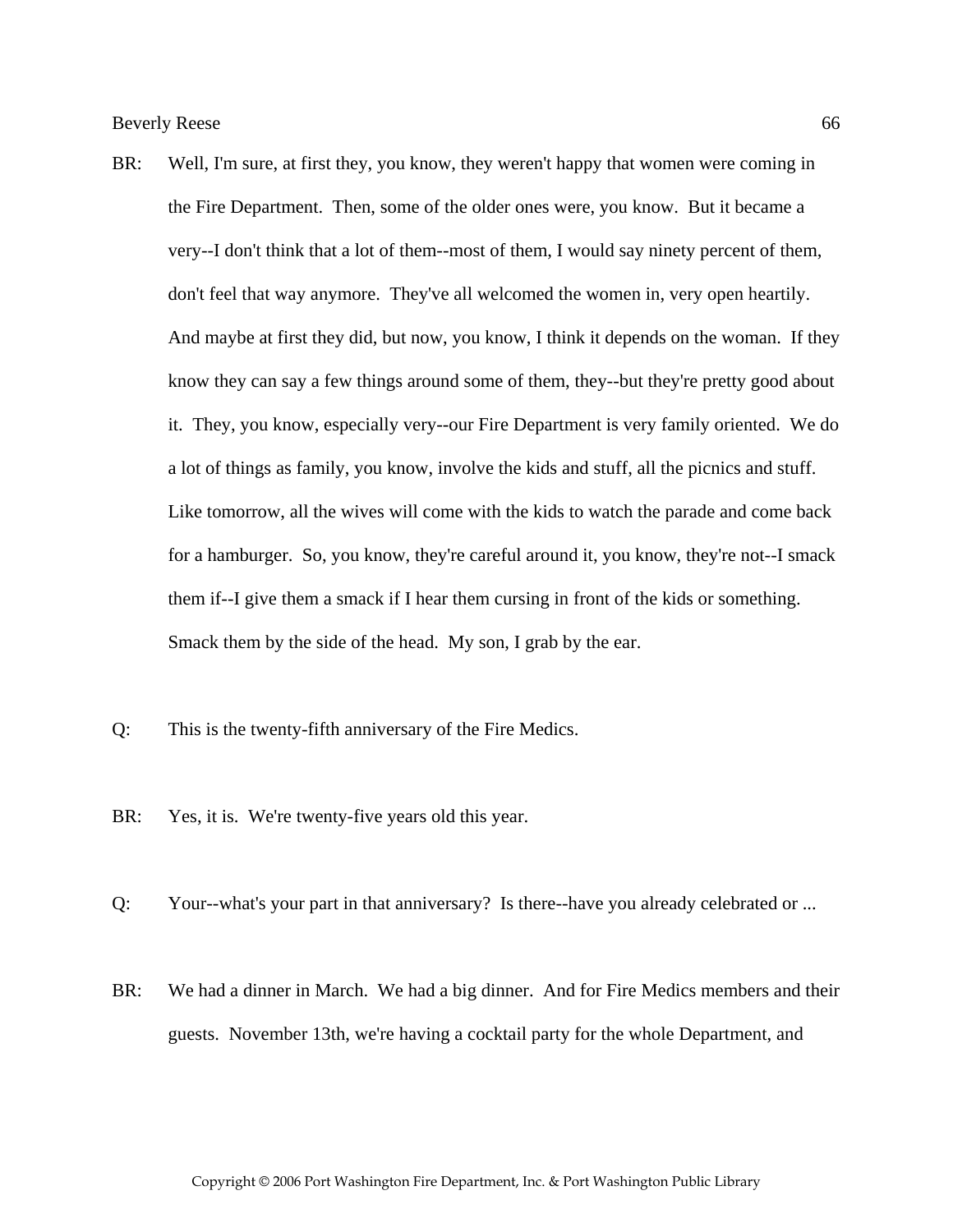BR: Well, I'm sure, at first they, you know, they weren't happy that women were coming in the Fire Department. Then, some of the older ones were, you know. But it became a very--I don't think that a lot of them--most of them, I would say ninety percent of them, don't feel that way anymore. They've all welcomed the women in, very open heartily. And maybe at first they did, but now, you know, I think it depends on the woman. If they know they can say a few things around some of them, they--but they're pretty good about it. They, you know, especially very--our Fire Department is very family oriented. We do a lot of things as family, you know, involve the kids and stuff, all the picnics and stuff. Like tomorrow, all the wives will come with the kids to watch the parade and come back for a hamburger. So, you know, they're careful around it, you know, they're not--I smack them if--I give them a smack if I hear them cursing in front of the kids or something. Smack them by the side of the head. My son, I grab by the ear.

Q: This is the twenty-fifth anniversary of the Fire Medics.

BR: Yes, it is. We're twenty-five years old this year.

Q: Your--what's your part in that anniversary? Is there--have you already celebrated or ...

BR: We had a dinner in March. We had a big dinner. And for Fire Medics members and their guests. November 13th, we're having a cocktail party for the whole Department, and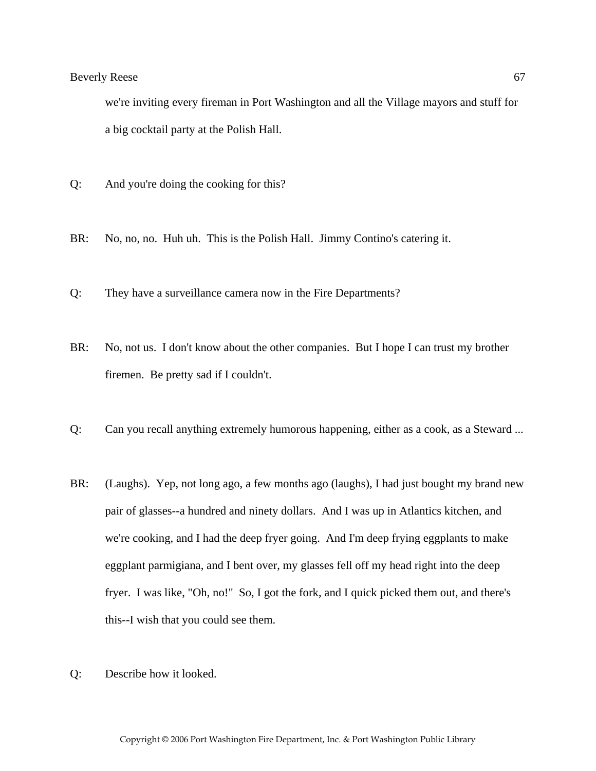we're inviting every fireman in Port Washington and all the Village mayors and stuff for a big cocktail party at the Polish Hall.

Q: And you're doing the cooking for this?

BR: No, no, no. Huh uh. This is the Polish Hall. Jimmy Contino's catering it.

Q: They have a surveillance camera now in the Fire Departments?

BR: No, not us. I don't know about the other companies. But I hope I can trust my brother firemen. Be pretty sad if I couldn't.

Q: Can you recall anything extremely humorous happening, either as a cook, as a Steward ...

BR: (Laughs). Yep, not long ago, a few months ago (laughs), I had just bought my brand new pair of glasses--a hundred and ninety dollars. And I was up in Atlantics kitchen, and we're cooking, and I had the deep fryer going. And I'm deep frying eggplants to make eggplant parmigiana, and I bent over, my glasses fell off my head right into the deep fryer. I was like, "Oh, no!" So, I got the fork, and I quick picked them out, and there's this--I wish that you could see them.

Q: Describe how it looked.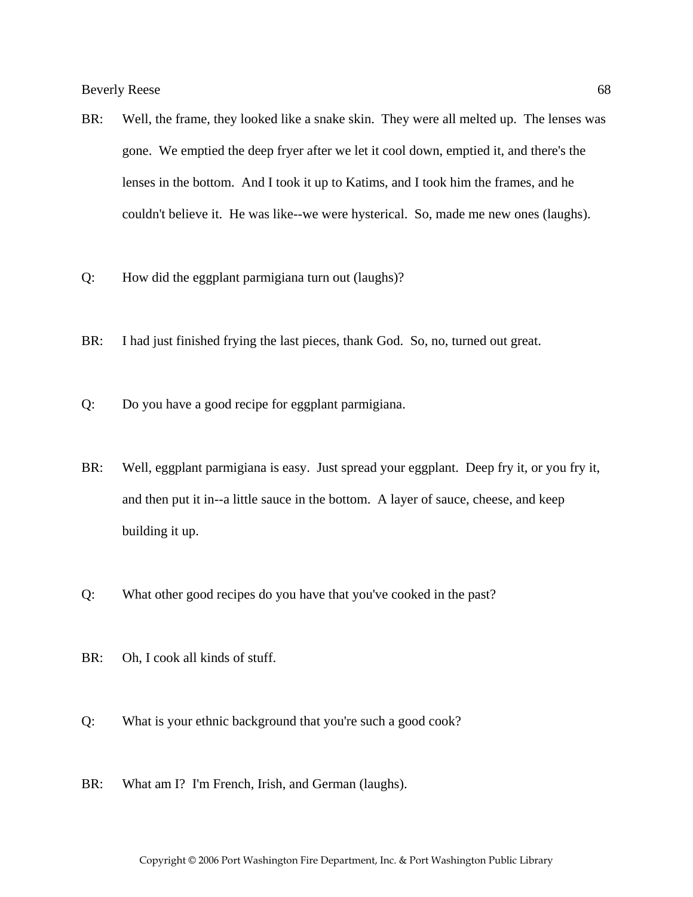BR: Well, the frame, they looked like a snake skin. They were all melted up. The lenses was gone. We emptied the deep fryer after we let it cool down, emptied it, and there's the lenses in the bottom. And I took it up to Katims, and I took him the frames, and he couldn't believe it. He was like--we were hysterical. So, made me new ones (laughs).

Q: How did the eggplant parmigiana turn out (laughs)?

BR: I had just finished frying the last pieces, thank God. So, no, turned out great.

Q: Do you have a good recipe for eggplant parmigiana.

BR: Well, eggplant parmigiana is easy. Just spread your eggplant. Deep fry it, or you fry it, and then put it in--a little sauce in the bottom. A layer of sauce, cheese, and keep building it up.

Q: What other good recipes do you have that you've cooked in the past?

BR: Oh, I cook all kinds of stuff.

Q: What is your ethnic background that you're such a good cook?

BR: What am I? I'm French, Irish, and German (laughs).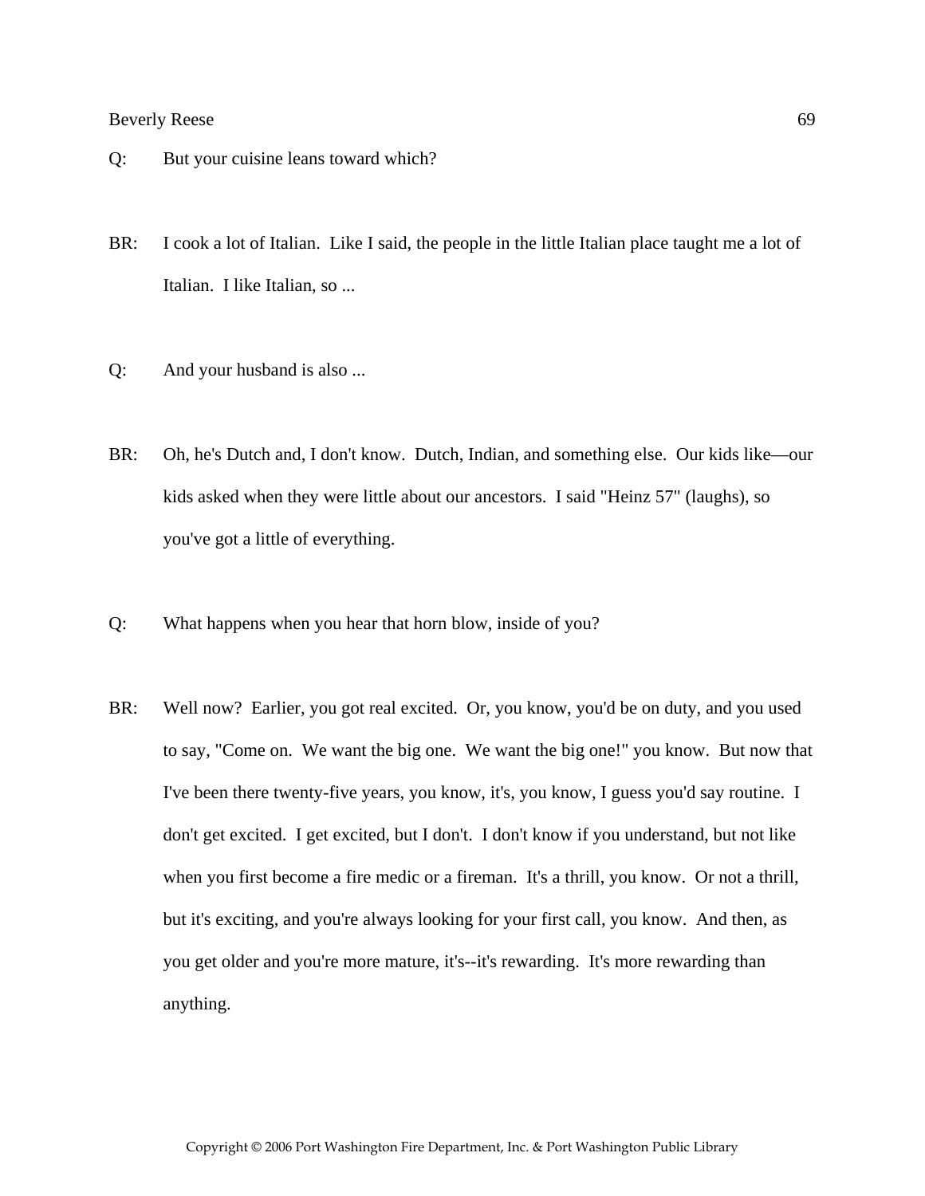Q: But your cuisine leans toward which?

BR: I cook a lot of Italian. Like I said, the people in the little Italian place taught me a lot of Italian. I like Italian, so ...

Q: And your husband is also ...

BR: Oh, he's Dutch and, I don't know. Dutch, Indian, and something else. Our kids like—our kids asked when they were little about our ancestors. I said "Heinz 57" (laughs), so you've got a little of everything.

Q: What happens when you hear that horn blow, inside of you?

BR: Well now? Earlier, you got real excited. Or, you know, you'd be on duty, and you used to say, "Come on. We want the big one. We want the big one!" you know. But now that I've been there twenty-five years, you know, it's, you know, I guess you'd say routine. I don't get excited. I get excited, but I don't. I don't know if you understand, but not like when you first become a fire medic or a fireman. It's a thrill, you know. Or not a thrill, but it's exciting, and you're always looking for your first call, you know. And then, as you get older and you're more mature, it's--it's rewarding. It's more rewarding than anything.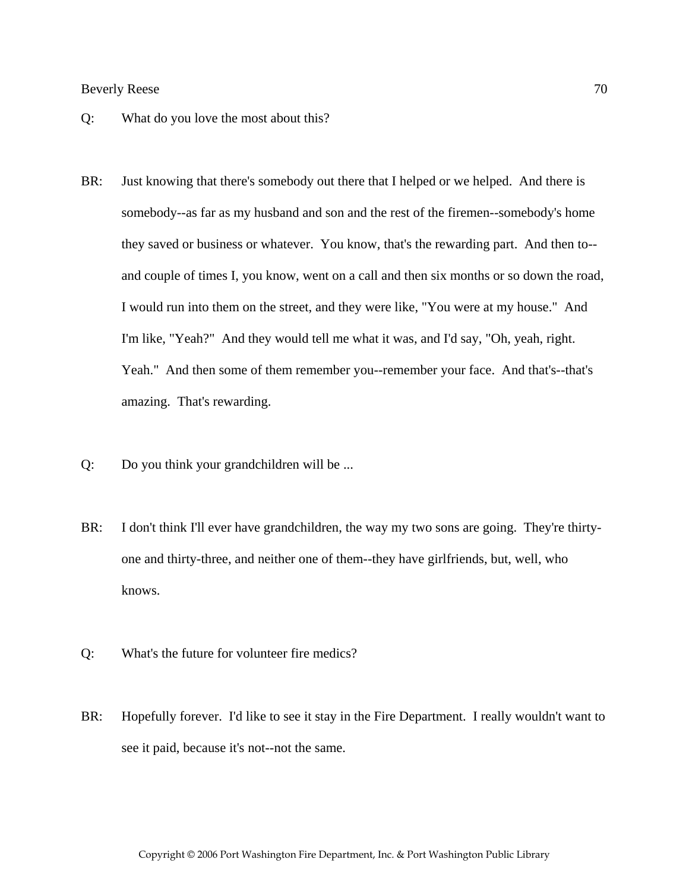Q: What do you love the most about this?

BR: Just knowing that there's somebody out there that I helped or we helped. And there is somebody--as far as my husband and son and the rest of the firemen--somebody's home they saved or business or whatever. You know, that's the rewarding part. And then to-- and couple of times I, you know, went on a call and then six months or so down the road, I would run into them on the street, and they were like, "You were at my house." And I'm like, "Yeah?" And they would tell me what it was, and I'd say, "Oh, yeah, right. Yeah." And then some of them remember you--remember your face. And that's--that's amazing. That's rewarding.

Q: Do you think your grandchildren will be ...

BR: I don't think I'll ever have grandchildren, the way my two sons are going. They're thirty-one and thirty-three, and neither one of them--they have girlfriends, but, well, who knows.

Q: What's the future for volunteer fire medics?

BR: Hopefully forever. I'd like to see it stay in the Fire Department. I really wouldn't want to see it paid, because it's not--not the same.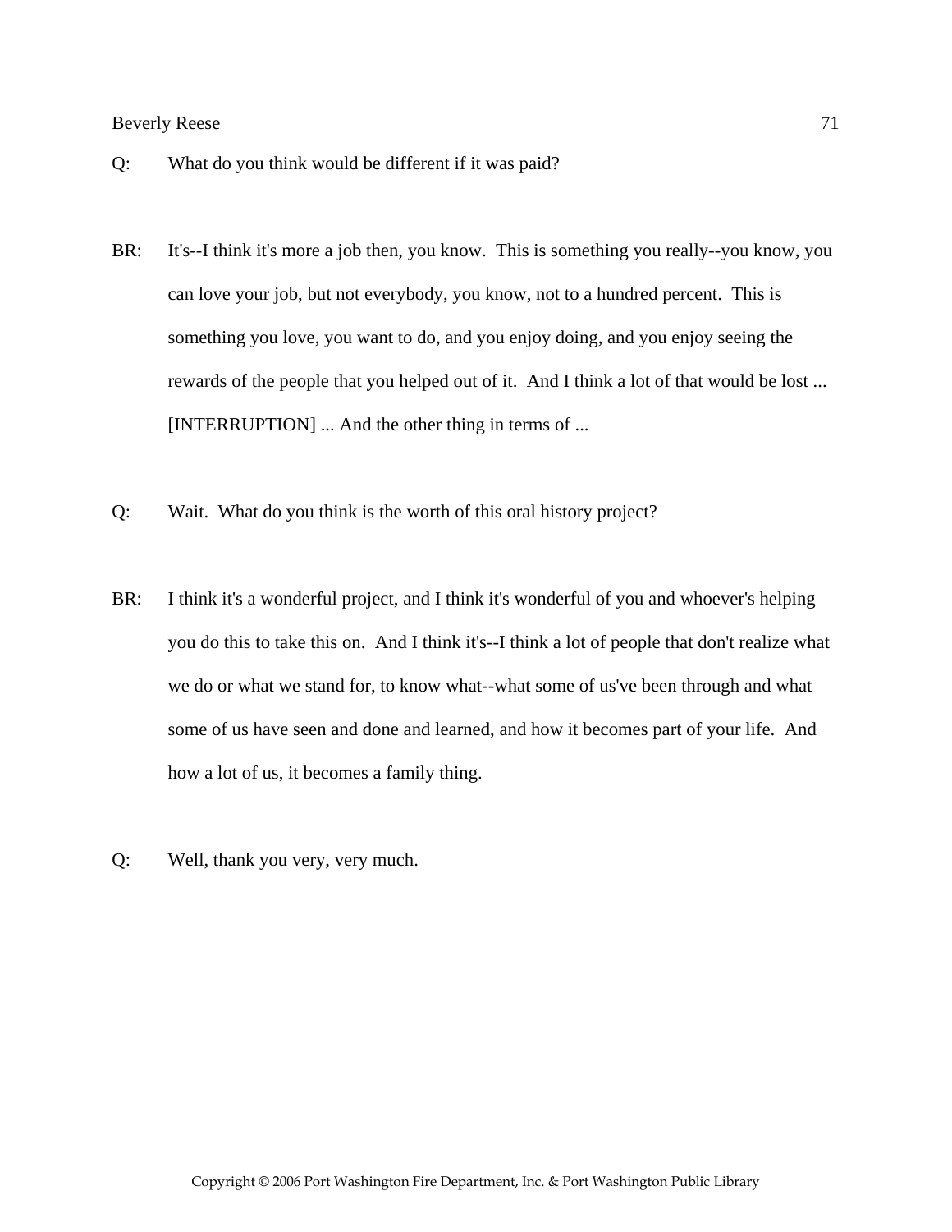Q: What do you think would be different if it was paid?

BR: It's--I think it's more a job then, you know. This is something you really--you know, you can love your job, but not everybody, you know, not to a hundred percent. This is something you love, you want to do, and you enjoy doing, and you enjoy seeing the rewards of the people that you helped out of it. And I think a lot of that would be lost ... [INTERRUPTION] ... And the other thing in terms of ...

Q: Wait. What do you think is the worth of this oral history project?

BR: I think it's a wonderful project, and I think it's wonderful of you and whoever's helping you do this to take this on. And I think it's--I think a lot of people that don't realize what we do or what we stand for, to know what--what some of us've been through and what some of us have seen and done and learned, and how it becomes part of your life. And how a lot of us, it becomes a family thing.

Q: Well, thank you very, very much.

Copyright © 2006 Port Washington Fire Department, Inc. & Port Washington Public Library